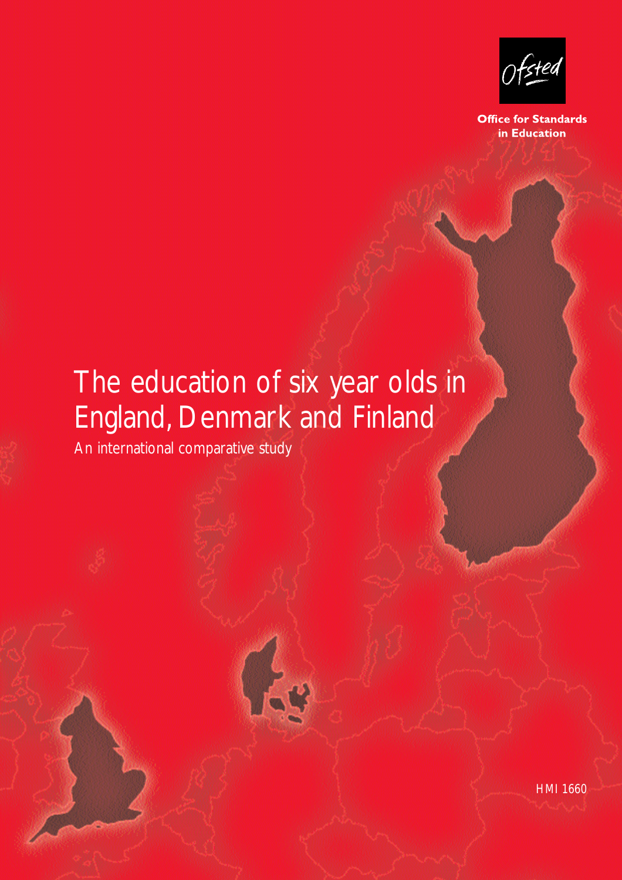Ofsted

**Office for Standards in Education**

# The education of six year olds in England, Denmark and Finland

An international comparative study

HMI 1660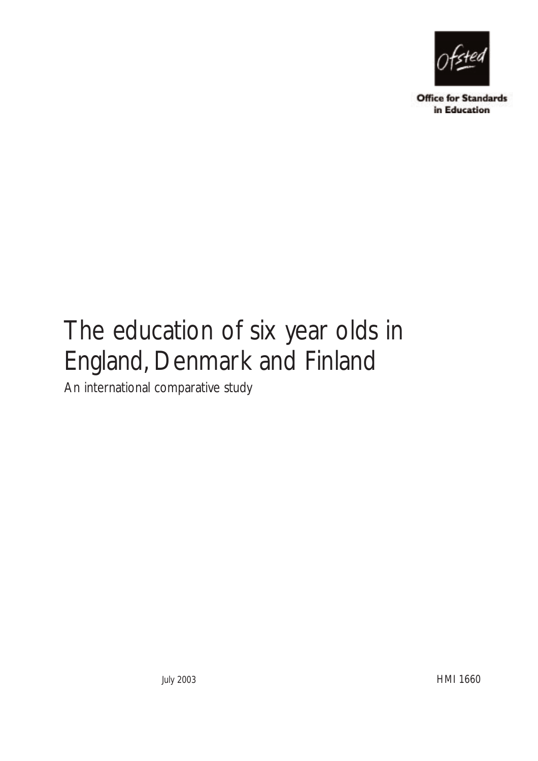Office for Standards in Education

# The education of six year olds in England, Denmark and Finland

An international comparative study

July 2003

HMI 1660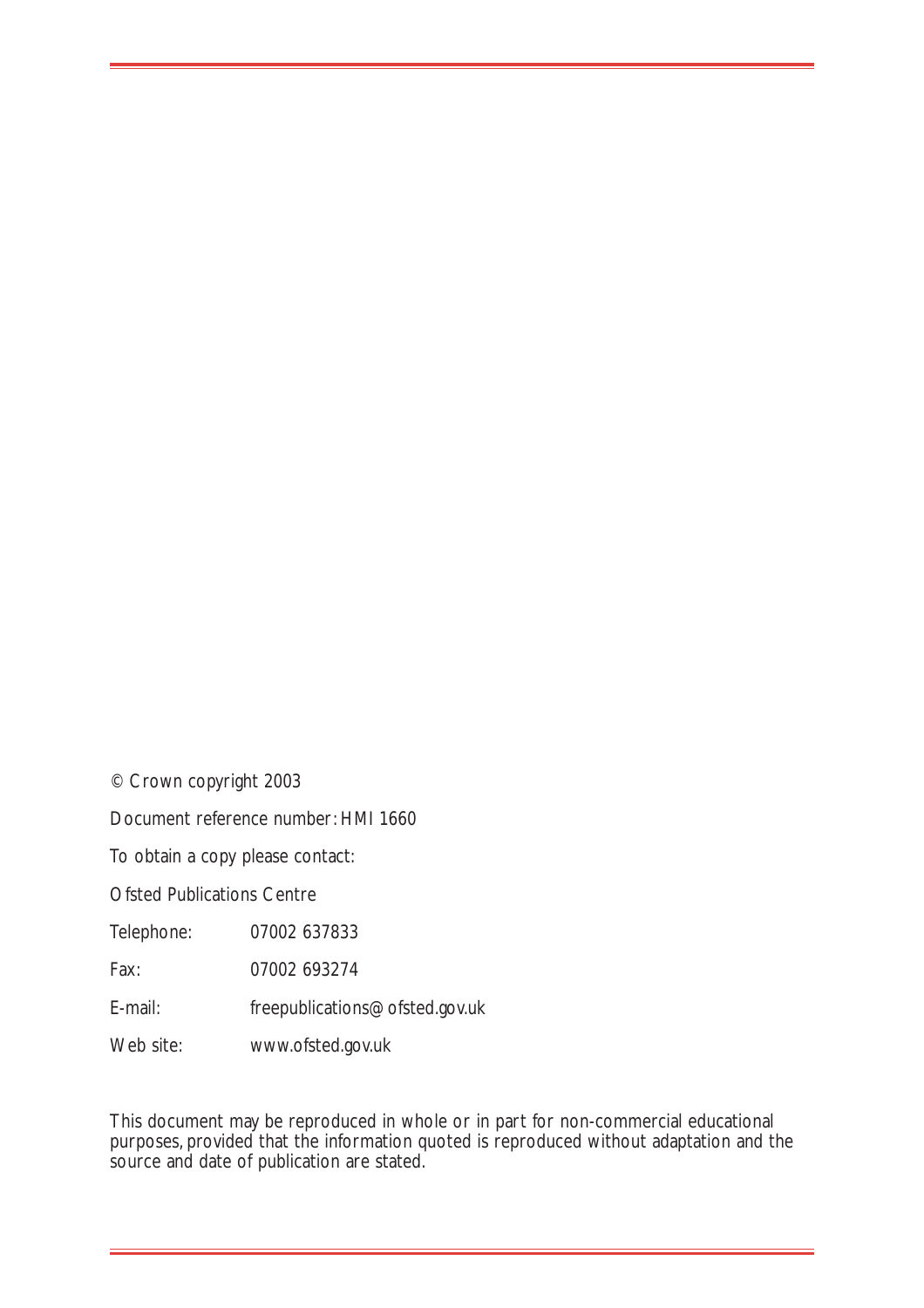© Crown copyright 2003

Document reference number: HMI 1660

To obtain a copy please contact:

Ofsted Publications Centre

| | |
|---|---|
| Telephone: | 07002 637833 |
| Fax: | 07002 693274 |
| E-mail: | freepublications@ofsted.gov.uk |
| Web site: | www.ofsted.gov.uk |

This document may be reproduced in whole or in part for non-commercial educational purposes, provided that the information quoted is reproduced without adaptation and the source and date of publication are stated.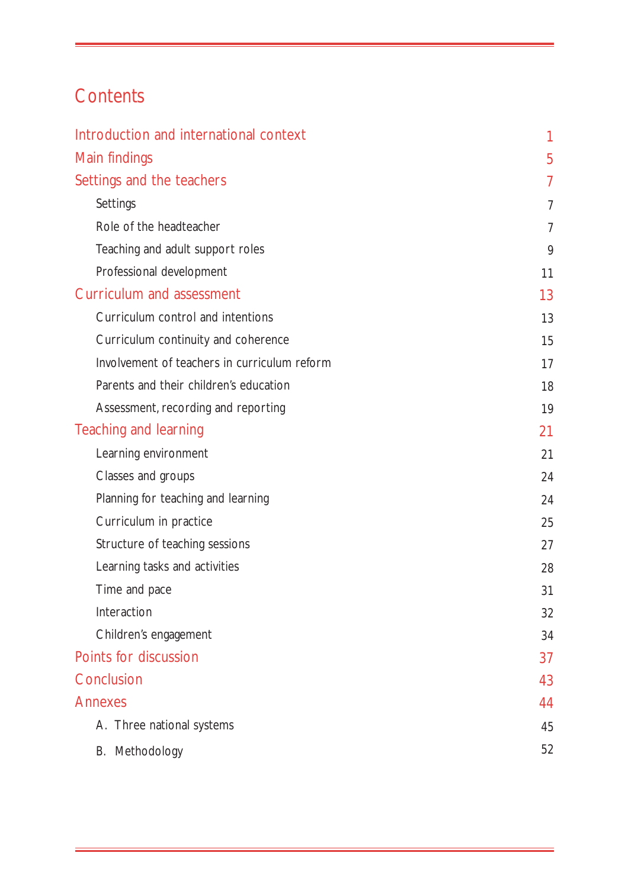# Contents

| | |
|---|---|
| **Introduction and international context** | **1** |
| **Main findings** | **5** |
| **Settings and the teachers** | **7** |
| Settings | 7 |
| Role of the headteacher | 7 |
| Teaching and adult support roles | 9 |
| Professional development | 11 |
| **Curriculum and assessment** | **13** |
| Curriculum control and intentions | 13 |
| Curriculum continuity and coherence | 15 |
| Involvement of teachers in curriculum reform | 17 |
| Parents and their children's education | 18 |
| Assessment, recording and reporting | 19 |
| **Teaching and learning** | **21** |
| Learning environment | 21 |
| Classes and groups | 24 |
| Planning for teaching and learning | 24 |
| Curriculum in practice | 25 |
| Structure of teaching sessions | 27 |
| Learning tasks and activities | 28 |
| Time and pace | 31 |
| Interaction | 32 |
| Children's engagement | 34 |
| **Points for discussion** | **37** |
| **Conclusion** | **43** |
| **Annexes** | **44** |
| A. Three national systems | 45 |
| B. Methodology | 52 |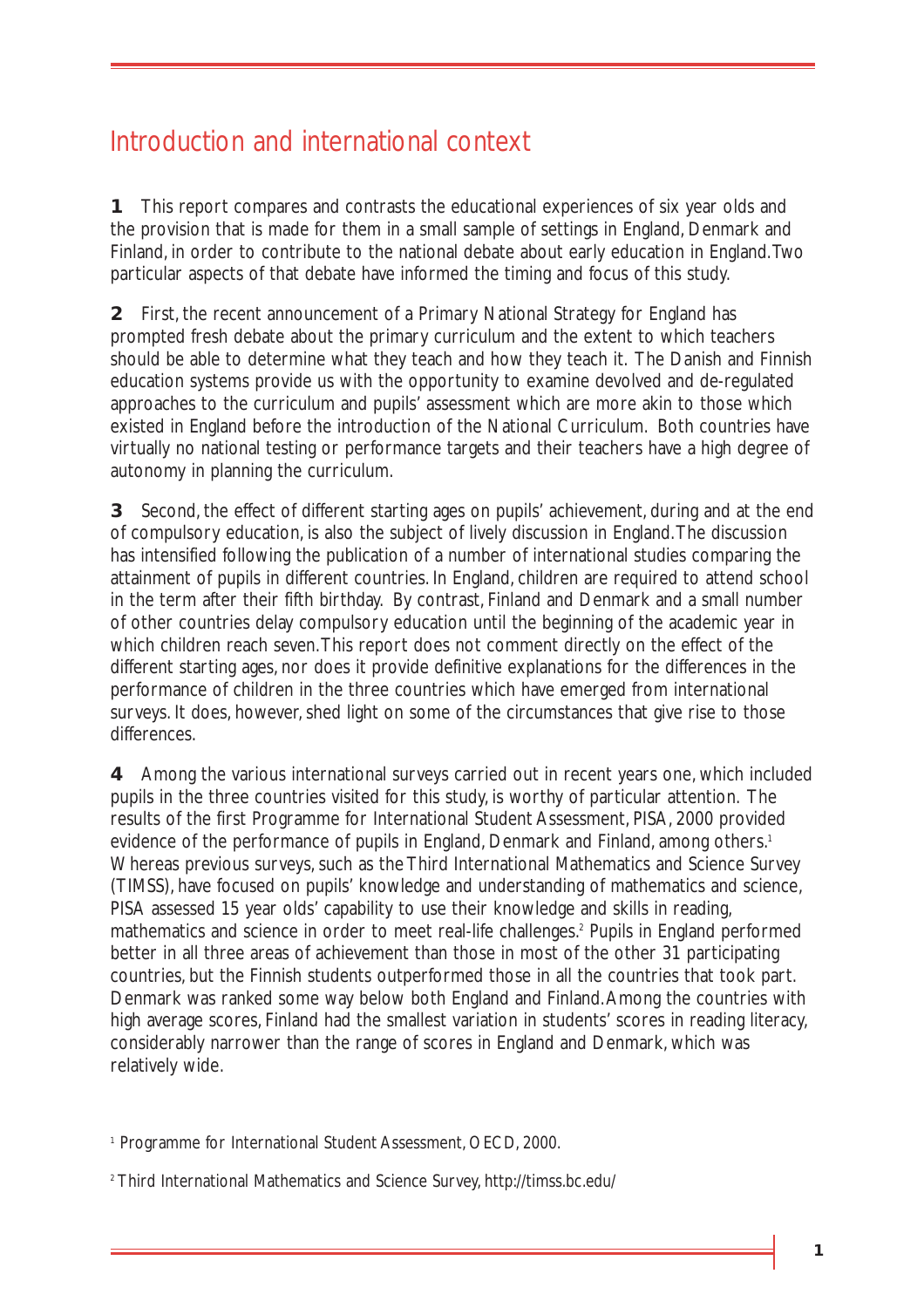## Introduction and international context

**1** This report compares and contrasts the educational experiences of six year olds and the provision that is made for them in a small sample of settings in England, Denmark and Finland, in order to contribute to the national debate about early education in England. Two particular aspects of that debate have informed the timing and focus of this study.

**2** First, the recent announcement of a Primary National Strategy for England has prompted fresh debate about the primary curriculum and the extent to which teachers should be able to determine what they teach and how they teach it. The Danish and Finnish education systems provide us with the opportunity to examine devolved and de-regulated approaches to the curriculum and pupils' assessment which are more akin to those which existed in England before the introduction of the National Curriculum. Both countries have virtually no national testing or performance targets and their teachers have a high degree of autonomy in planning the curriculum.

**3** Second, the effect of different starting ages on pupils' achievement, during and at the end of compulsory education, is also the subject of lively discussion in England. The discussion has intensified following the publication of a number of international studies comparing the attainment of pupils in different countries. In England, children are required to attend school in the term after their fifth birthday. By contrast, Finland and Denmark and a small number of other countries delay compulsory education until the beginning of the academic year in which children reach seven. This report does not comment directly on the effect of the different starting ages, nor does it provide definitive explanations for the differences in the performance of children in the three countries which have emerged from international surveys. It does, however, shed light on some of the circumstances that give rise to those differences.

**4** Among the various international surveys carried out in recent years one, which included pupils in the three countries visited for this study, is worthy of particular attention. The results of the first Programme for International Student Assessment, PISA, 2000 provided evidence of the performance of pupils in England, Denmark and Finland, among others.[1] Whereas previous surveys, such as the Third International Mathematics and Science Survey (TIMSS), have focused on pupils' knowledge and understanding of mathematics and science, PISA assessed 15 year olds' capability to use their knowledge and skills in reading, mathematics and science in order to meet real-life challenges.[2] Pupils in England performed better in all three areas of achievement than those in most of the other 31 participating countries, but the Finnish students outperformed those in all the countries that took part. Denmark was ranked some way below both England and Finland. Among the countries with high average scores, Finland had the smallest variation in students' scores in reading literacy, considerably narrower than the range of scores in England and Denmark, which was relatively wide.

[1] Programme for International Student Assessment, OECD, 2000.

[2] Third International Mathematics and Science Survey, http://timss.bc.edu/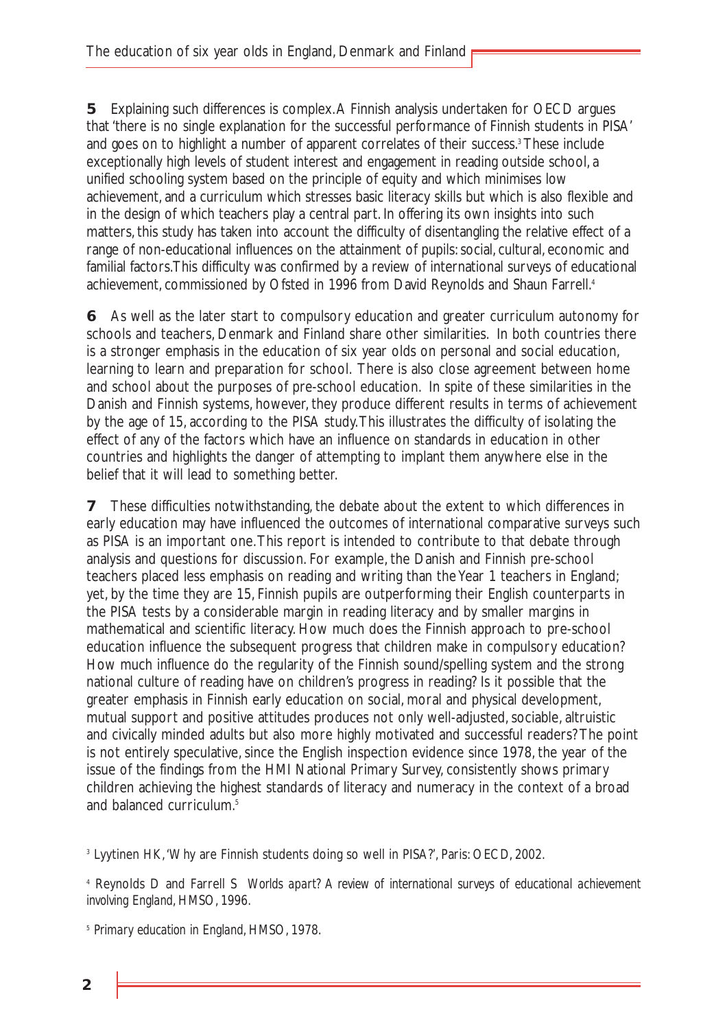**5** Explaining such differences is complex. A Finnish analysis undertaken for OECD argues that 'there is no single explanation for the successful performance of Finnish students in PISA' and goes on to highlight a number of apparent correlates of their success.[3] These include exceptionally high levels of student interest and engagement in reading outside school, a unified schooling system based on the principle of equity and which minimises low achievement, and a curriculum which stresses basic literacy skills but which is also flexible and in the design of which teachers play a central part. In offering its own insights into such matters, this study has taken into account the difficulty of disentangling the relative effect of a range of non-educational influences on the attainment of pupils: social, cultural, economic and familial factors. This difficulty was confirmed by a review of international surveys of educational achievement, commissioned by Ofsted in 1996 from David Reynolds and Shaun Farrell.[4]

**6** As well as the later start to compulsory education and greater curriculum autonomy for schools and teachers, Denmark and Finland share other similarities. In both countries there is a stronger emphasis in the education of six year olds on personal and social education, learning to learn and preparation for school. There is also close agreement between home and school about the purposes of pre-school education. In spite of these similarities in the Danish and Finnish systems, however, they produce different results in terms of achievement by the age of 15, according to the PISA study. This illustrates the difficulty of isolating the effect of any of the factors which have an influence on standards in education in other countries and highlights the danger of attempting to implant them anywhere else in the belief that it will lead to something better.

**7** These difficulties notwithstanding, the debate about the extent to which differences in early education may have influenced the outcomes of international comparative surveys such as PISA is an important one. This report is intended to contribute to that debate through analysis and questions for discussion. For example, the Danish and Finnish pre-school teachers placed less emphasis on reading and writing than the Year 1 teachers in England; yet, by the time they are 15, Finnish pupils are outperforming their English counterparts in the PISA tests by a considerable margin in reading literacy and by smaller margins in mathematical and scientific literacy. How much does the Finnish approach to pre-school education influence the subsequent progress that children make in compulsory education? How much influence do the regularity of the Finnish sound/spelling system and the strong national culture of reading have on children's progress in reading? Is it possible that the greater emphasis in Finnish early education on social, moral and physical development, mutual support and positive attitudes produces not only well-adjusted, sociable, altruistic and civically minded adults but also more highly motivated and successful readers? The point is not entirely speculative, since the English inspection evidence since 1978, the year of the issue of the findings from the HMI National Primary Survey, consistently shows primary children achieving the highest standards of literacy and numeracy in the context of a broad and balanced curriculum.[5]

[3] Lyytinen HK, 'Why are Finnish students doing so well in PISA?', Paris: OECD, 2002.

[4] Reynolds D and Farrell S *Worlds apart? A review of international surveys of educational achievement involving England*, HMSO, 1996.

[5] *Primary education in England*, HMSO, 1978.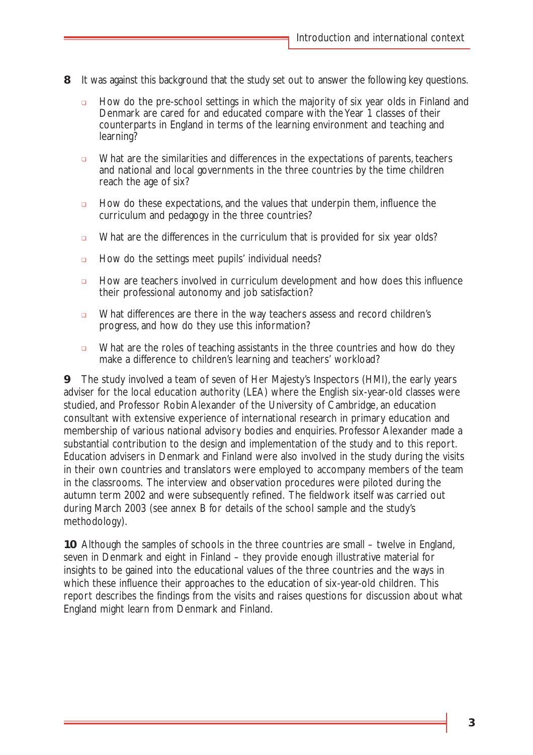**8** It was against this background that the study set out to answer the following key questions.

- How do the pre-school settings in which the majority of six year olds in Finland and Denmark are cared for and educated compare with the Year 1 classes of their counterparts in England in terms of the learning environment and teaching and learning?
- What are the similarities and differences in the expectations of parents, teachers and national and local governments in the three countries by the time children reach the age of six?
- How do these expectations, and the values that underpin them, influence the curriculum and pedagogy in the three countries?
- What are the differences in the curriculum that is provided for six year olds?
- How do the settings meet pupils' individual needs?
- How are teachers involved in curriculum development and how does this influence their professional autonomy and job satisfaction?
- What differences are there in the way teachers assess and record children's progress, and how do they use this information?
- What are the roles of teaching assistants in the three countries and how do they make a difference to children's learning and teachers' workload?

**9** The study involved a team of seven of Her Majesty's Inspectors (HMI), the early years adviser for the local education authority (LEA) where the English six-year-old classes were studied, and Professor Robin Alexander of the University of Cambridge, an education consultant with extensive experience of international research in primary education and membership of various national advisory bodies and enquiries. Professor Alexander made a substantial contribution to the design and implementation of the study and to this report. Education advisers in Denmark and Finland were also involved in the study during the visits in their own countries and translators were employed to accompany members of the team in the classrooms. The interview and observation procedures were piloted during the autumn term 2002 and were subsequently refined. The fieldwork itself was carried out during March 2003 (see annex B for details of the school sample and the study's methodology).

**10** Although the samples of schools in the three countries are small – twelve in England, seven in Denmark and eight in Finland – they provide enough illustrative material for insights to be gained into the educational values of the three countries and the ways in which these influence their approaches to the education of six-year-old children. This report describes the findings from the visits and raises questions for discussion about what England might learn from Denmark and Finland.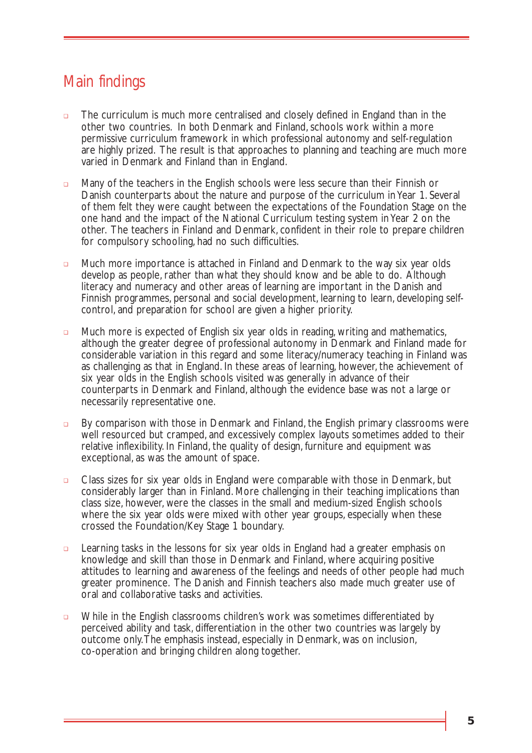## Main findings

- The curriculum is much more centralised and closely defined in England than in the other two countries. In both Denmark and Finland, schools work within a more permissive curriculum framework in which professional autonomy and self-regulation are highly prized. The result is that approaches to planning and teaching are much more varied in Denmark and Finland than in England.
- Many of the teachers in the English schools were less secure than their Finnish or Danish counterparts about the nature and purpose of the curriculum in Year 1. Several of them felt they were caught between the expectations of the Foundation Stage on the one hand and the impact of the National Curriculum testing system in Year 2 on the other. The teachers in Finland and Denmark, confident in their role to prepare children for compulsory schooling, had no such difficulties.
- Much more importance is attached in Finland and Denmark to the way six year olds develop as people, rather than what they should know and be able to do. Although literacy and numeracy and other areas of learning are important in the Danish and Finnish programmes, personal and social development, learning to learn, developing self-control, and preparation for school are given a higher priority.
- Much more is expected of English six year olds in reading, writing and mathematics, although the greater degree of professional autonomy in Denmark and Finland made for considerable variation in this regard and some literacy/numeracy teaching in Finland was as challenging as that in England. In these areas of learning, however, the achievement of six year olds in the English schools visited was generally in advance of their counterparts in Denmark and Finland, although the evidence base was not a large or necessarily representative one.
- By comparison with those in Denmark and Finland, the English primary classrooms were well resourced but cramped, and excessively complex layouts sometimes added to their relative inflexibility. In Finland, the quality of design, furniture and equipment was exceptional, as was the amount of space.
- Class sizes for six year olds in England were comparable with those in Denmark, but considerably larger than in Finland. More challenging in their teaching implications than class size, however, were the classes in the small and medium-sized English schools where the six year olds were mixed with other year groups, especially when these crossed the Foundation/Key Stage 1 boundary.
- Learning tasks in the lessons for six year olds in England had a greater emphasis on knowledge and skill than those in Denmark and Finland, where acquiring positive attitudes to learning and awareness of the feelings and needs of other people had much greater prominence. The Danish and Finnish teachers also made much greater use of oral and collaborative tasks and activities.
- While in the English classrooms children's work was sometimes differentiated by perceived ability and task, differentiation in the other two countries was largely by outcome only. The emphasis instead, especially in Denmark, was on inclusion, co-operation and bringing children along together.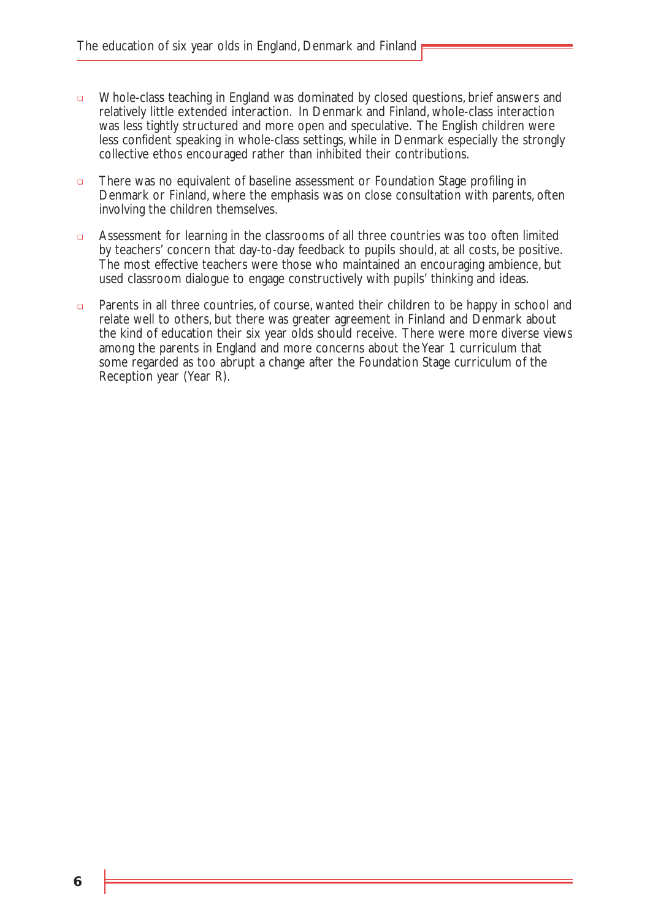- Whole-class teaching in England was dominated by closed questions, brief answers and relatively little extended interaction. In Denmark and Finland, whole-class interaction was less tightly structured and more open and speculative. The English children were less confident speaking in whole-class settings, while in Denmark especially the strongly collective ethos encouraged rather than inhibited their contributions.

- There was no equivalent of baseline assessment or Foundation Stage profiling in Denmark or Finland, where the emphasis was on close consultation with parents, often involving the children themselves.

- Assessment for learning in the classrooms of all three countries was too often limited by teachers' concern that day-to-day feedback to pupils should, at all costs, be positive. The most effective teachers were those who maintained an encouraging ambience, but used classroom dialogue to engage constructively with pupils' thinking and ideas.

- Parents in all three countries, of course, wanted their children to be happy in school and relate well to others, but there was greater agreement in Finland and Denmark about the kind of education their six year olds should receive. There were more diverse views among the parents in England and more concerns about the Year 1 curriculum that some regarded as too abrupt a change after the Foundation Stage curriculum of the Reception year (Year R).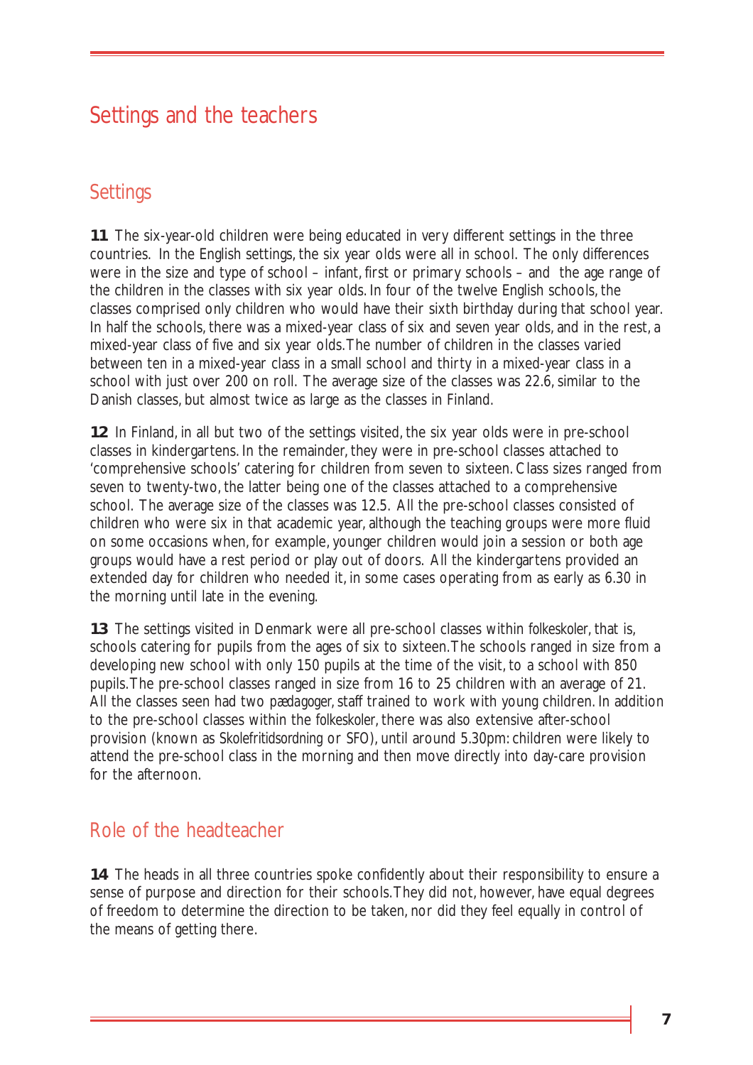# Settings and the teachers

## Settings

**11** The six-year-old children were being educated in very different settings in the three countries. In the English settings, the six year olds were all in school. The only differences were in the size and type of school – infant, first or primary schools – and the age range of the children in the classes with six year olds. In four of the twelve English schools, the classes comprised only children who would have their sixth birthday during that school year. In half the schools, there was a mixed-year class of six and seven year olds, and in the rest, a mixed-year class of five and six year olds. The number of children in the classes varied between ten in a mixed-year class in a small school and thirty in a mixed-year class in a school with just over 200 on roll. The average size of the classes was 22.6, similar to the Danish classes, but almost twice as large as the classes in Finland.

**12** In Finland, in all but two of the settings visited, the six year olds were in pre-school classes in kindergartens. In the remainder, they were in pre-school classes attached to 'comprehensive schools' catering for children from seven to sixteen. Class sizes ranged from seven to twenty-two, the latter being one of the classes attached to a comprehensive school. The average size of the classes was 12.5. All the pre-school classes consisted of children who were six in that academic year, although the teaching groups were more fluid on some occasions when, for example, younger children would join a session or both age groups would have a rest period or play out of doors. All the kindergartens provided an extended day for children who needed it, in some cases operating from as early as 6.30 in the morning until late in the evening.

**13** The settings visited in Denmark were all pre-school classes within *folkeskoler*, that is, schools catering for pupils from the ages of six to sixteen. The schools ranged in size from a developing new school with only 150 pupils at the time of the visit, to a school with 850 pupils. The pre-school classes ranged in size from 16 to 25 children with an average of 21. All the classes seen had two *pædagoger*, staff trained to work with young children. In addition to the pre-school classes within the *folkeskoler*, there was also extensive after-school provision (known as *Skolefritidsordning* or SFO), until around 5.30pm: children were likely to attend the pre-school class in the morning and then move directly into day-care provision for the afternoon.

## Role of the headteacher

**14** The heads in all three countries spoke confidently about their responsibility to ensure a sense of purpose and direction for their schools. They did not, however, have equal degrees of freedom to determine the direction to be taken, nor did they feel equally in control of the means of getting there.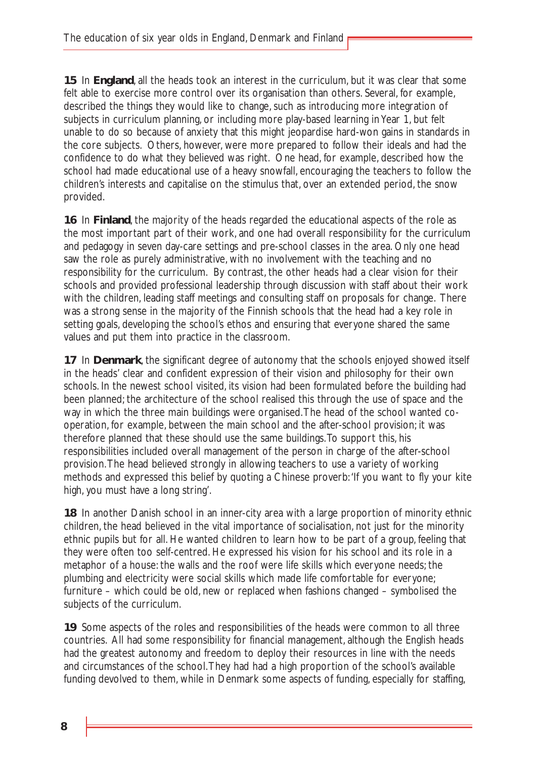**15** In **England**, all the heads took an interest in the curriculum, but it was clear that some felt able to exercise more control over its organisation than others. Several, for example, described the things they would like to change, such as introducing more integration of subjects in curriculum planning, or including more play-based learning in Year 1, but felt unable to do so because of anxiety that this might jeopardise hard-won gains in standards in the core subjects. Others, however, were more prepared to follow their ideals and had the confidence to do what they believed was right. One head, for example, described how the school had made educational use of a heavy snowfall, encouraging the teachers to follow the children's interests and capitalise on the stimulus that, over an extended period, the snow provided.

**16** In **Finland**, the majority of the heads regarded the educational aspects of the role as the most important part of their work, and one had overall responsibility for the curriculum and pedagogy in seven day-care settings and pre-school classes in the area. Only one head saw the role as purely administrative, with no involvement with the teaching and no responsibility for the curriculum. By contrast, the other heads had a clear vision for their schools and provided professional leadership through discussion with staff about their work with the children, leading staff meetings and consulting staff on proposals for change. There was a strong sense in the majority of the Finnish schools that the head had a key role in setting goals, developing the school's ethos and ensuring that everyone shared the same values and put them into practice in the classroom.

**17** In **Denmark**, the significant degree of autonomy that the schools enjoyed showed itself in the heads' clear and confident expression of their vision and philosophy for their own schools. In the newest school visited, its vision had been formulated before the building had been planned; the architecture of the school realised this through the use of space and the way in which the three main buildings were organised. The head of the school wanted co-operation, for example, between the main school and the after-school provision; it was therefore planned that these should use the same buildings. To support this, his responsibilities included overall management of the person in charge of the after-school provision. The head believed strongly in allowing teachers to use a variety of working methods and expressed this belief by quoting a Chinese proverb: 'If you want to fly your kite high, you must have a long string'.

**18** In another Danish school in an inner-city area with a large proportion of minority ethnic children, the head believed in the vital importance of socialisation, not just for the minority ethnic pupils but for all. He wanted children to learn how to be part of a group, feeling that they were often too self-centred. He expressed his vision for his school and its role in a metaphor of a house: the walls and the roof were life skills which everyone needs; the plumbing and electricity were social skills which made life comfortable for everyone; furniture – which could be old, new or replaced when fashions changed – symbolised the subjects of the curriculum.

**19** Some aspects of the roles and responsibilities of the heads were common to all three countries. All had some responsibility for financial management, although the English heads had the greatest autonomy and freedom to deploy their resources in line with the needs and circumstances of the school. They had had a high proportion of the school's available funding devolved to them, while in Denmark some aspects of funding, especially for staffing,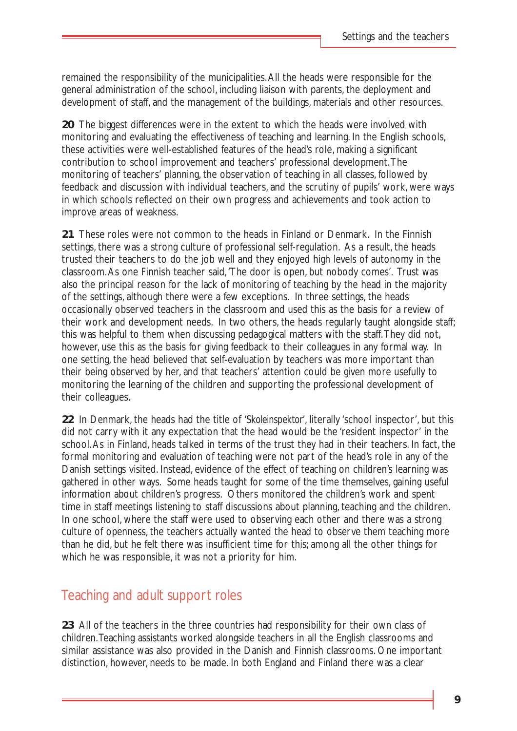remained the responsibility of the municipalities. All the heads were responsible for the general administration of the school, including liaison with parents, the deployment and development of staff, and the management of the buildings, materials and other resources.

**20** The biggest differences were in the extent to which the heads were involved with monitoring and evaluating the effectiveness of teaching and learning. In the English schools, these activities were well-established features of the head's role, making a significant contribution to school improvement and teachers' professional development. The monitoring of teachers' planning, the observation of teaching in all classes, followed by feedback and discussion with individual teachers, and the scrutiny of pupils' work, were ways in which schools reflected on their own progress and achievements and took action to improve areas of weakness.

**21** These roles were not common to the heads in Finland or Denmark. In the Finnish settings, there was a strong culture of professional self-regulation. As a result, the heads trusted their teachers to do the job well and they enjoyed high levels of autonomy in the classroom. As one Finnish teacher said, 'The door is open, but nobody comes'. Trust was also the principal reason for the lack of monitoring of teaching by the head in the majority of the settings, although there were a few exceptions. In three settings, the heads occasionally observed teachers in the classroom and used this as the basis for a review of their work and development needs. In two others, the heads regularly taught alongside staff; this was helpful to them when discussing pedagogical matters with the staff. They did not, however, use this as the basis for giving feedback to their colleagues in any formal way. In one setting, the head believed that self-evaluation by teachers was more important than their being observed by her, and that teachers' attention could be given more usefully to monitoring the learning of the children and supporting the professional development of their colleagues.

**22** In Denmark, the heads had the title of 'Skoleinspektor', literally 'school inspector', but this did not carry with it any expectation that the head would be the 'resident inspector' in the school. As in Finland, heads talked in terms of the trust they had in their teachers. In fact, the formal monitoring and evaluation of teaching were not part of the head's role in any of the Danish settings visited. Instead, evidence of the effect of teaching on children's learning was gathered in other ways. Some heads taught for some of the time themselves, gaining useful information about children's progress. Others monitored the children's work and spent time in staff meetings listening to staff discussions about planning, teaching and the children. In one school, where the staff were used to observing each other and there was a strong culture of openness, the teachers actually wanted the head to observe them teaching more than he did, but he felt there was insufficient time for this; among all the other things for which he was responsible, it was not a priority for him.

## Teaching and adult support roles

**23** All of the teachers in the three countries had responsibility for their own class of children. Teaching assistants worked alongside teachers in all the English classrooms and similar assistance was also provided in the Danish and Finnish classrooms. One important distinction, however, needs to be made. In both England and Finland there was a clear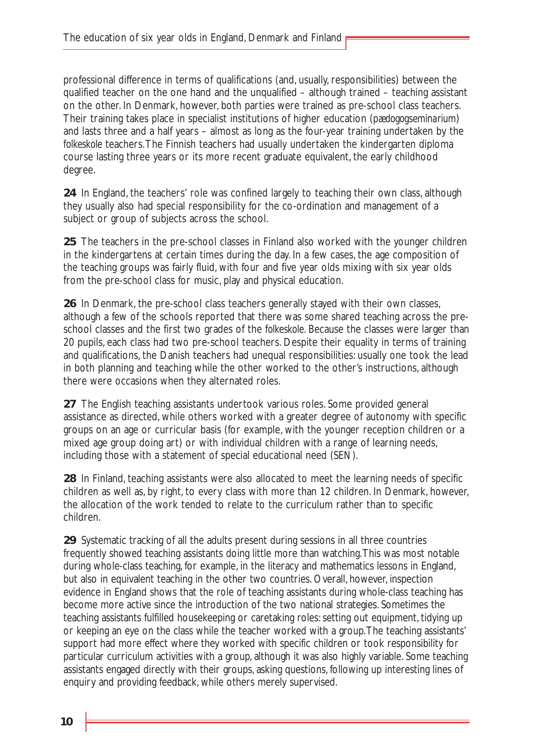professional difference in terms of qualifications (and, usually, responsibilities) between the qualified teacher on the one hand and the unqualified – although trained – teaching assistant on the other. In Denmark, however, both parties were trained as pre-school class teachers. Their training takes place in specialist institutions of higher education (*pædogogseminarium*) and lasts three and a half years – almost as long as the four-year training undertaken by the *folkeskole* teachers. The Finnish teachers had usually undertaken the kindergarten diploma course lasting three years or its more recent graduate equivalent, the early childhood degree.

**24** In England, the teachers' role was confined largely to teaching their own class, although they usually also had special responsibility for the co-ordination and management of a subject or group of subjects across the school.

**25** The teachers in the pre-school classes in Finland also worked with the younger children in the kindergartens at certain times during the day. In a few cases, the age composition of the teaching groups was fairly fluid, with four and five year olds mixing with six year olds from the pre-school class for music, play and physical education.

**26** In Denmark, the pre-school class teachers generally stayed with their own classes, although a few of the schools reported that there was some shared teaching across the pre-school classes and the first two grades of the *folkeskole*. Because the classes were larger than 20 pupils, each class had two pre-school teachers. Despite their equality in terms of training and qualifications, the Danish teachers had unequal responsibilities: usually one took the lead in both planning and teaching while the other worked to the other's instructions, although there were occasions when they alternated roles.

**27** The English teaching assistants undertook various roles. Some provided general assistance as directed, while others worked with a greater degree of autonomy with specific groups on an age or curricular basis (for example, with the younger reception children or a mixed age group doing art) or with individual children with a range of learning needs, including those with a statement of special educational need (SEN).

**28** In Finland, teaching assistants were also allocated to meet the learning needs of specific children as well as, by right, to every class with more than 12 children. In Denmark, however, the allocation of the work tended to relate to the curriculum rather than to specific children.

**29** Systematic tracking of all the adults present during sessions in all three countries frequently showed teaching assistants doing little more than watching. This was most notable during whole-class teaching, for example, in the literacy and mathematics lessons in England, but also in equivalent teaching in the other two countries. Overall, however, inspection evidence in England shows that the role of teaching assistants during whole-class teaching has become more active since the introduction of the two national strategies. Sometimes the teaching assistants fulfilled housekeeping or caretaking roles: setting out equipment, tidying up or keeping an eye on the class while the teacher worked with a group. The teaching assistants' support had more effect where they worked with specific children or took responsibility for particular curriculum activities with a group, although it was also highly variable. Some teaching assistants engaged directly with their groups, asking questions, following up interesting lines of enquiry and providing feedback, while others merely supervised.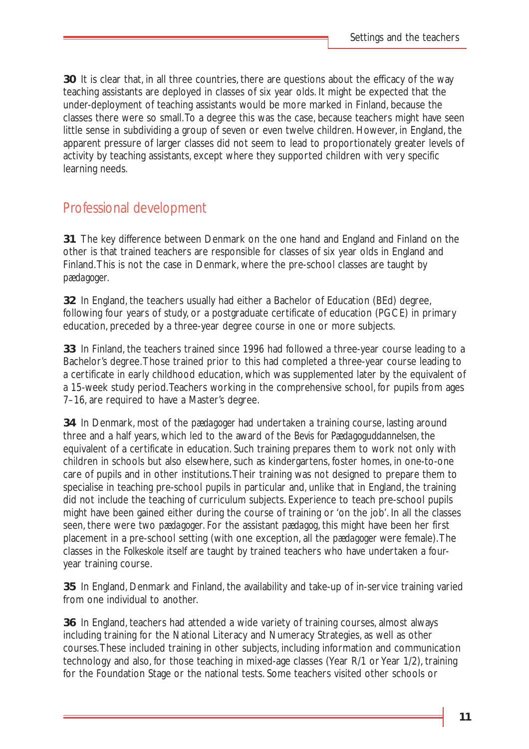**30** It is clear that, in all three countries, there are questions about the efficacy of the way teaching assistants are deployed in classes of six year olds. It might be expected that the under-deployment of teaching assistants would be more marked in Finland, because the classes there were so small. To a degree this was the case, because teachers might have seen little sense in subdividing a group of seven or even twelve children. However, in England, the apparent pressure of larger classes did not seem to lead to proportionately greater levels of activity by teaching assistants, except where they supported children with very specific learning needs.

## Professional development

**31** The key difference between Denmark on the one hand and England and Finland on the other is that trained teachers are responsible for classes of six year olds in England and Finland. This is not the case in Denmark, where the pre-school classes are taught by *pædagoger*.

**32** In England, the teachers usually had either a Bachelor of Education (BEd) degree, following four years of study, or a postgraduate certificate of education (PGCE) in primary education, preceded by a three-year degree course in one or more subjects.

**33** In Finland, the teachers trained since 1996 had followed a three-year course leading to a Bachelor's degree. Those trained prior to this had completed a three-year course leading to a certificate in early childhood education, which was supplemented later by the equivalent of a 15-week study period. Teachers working in the comprehensive school, for pupils from ages 7–16, are required to have a Master's degree.

**34** In Denmark, most of the *pædagoger* had undertaken a training course, lasting around three and a half years, which led to the award of the *Bevis for Pædagoguddannelsen*, the equivalent of a certificate in education. Such training prepares them to work not only with children in schools but also elsewhere, such as kindergartens, foster homes, in one-to-one care of pupils and in other institutions. Their training was not designed to prepare them to specialise in teaching pre-school pupils in particular and, unlike that in England, the training did not include the teaching of curriculum subjects. Experience to teach pre-school pupils might have been gained either during the course of training or 'on the job'. In all the classes seen, there were two *pædagoger*. For the assistant *pædagog*, this might have been her first placement in a pre-school setting (with one exception, all the *pædagoger* were female). The classes in the *Folkeskole* itself are taught by trained teachers who have undertaken a four-year training course.

**35** In England, Denmark and Finland, the availability and take-up of in-service training varied from one individual to another.

**36** In England, teachers had attended a wide variety of training courses, almost always including training for the National Literacy and Numeracy Strategies, as well as other courses. These included training in other subjects, including information and communication technology and also, for those teaching in mixed-age classes (Year R/1 or Year 1/2), training for the Foundation Stage or the national tests. Some teachers visited other schools or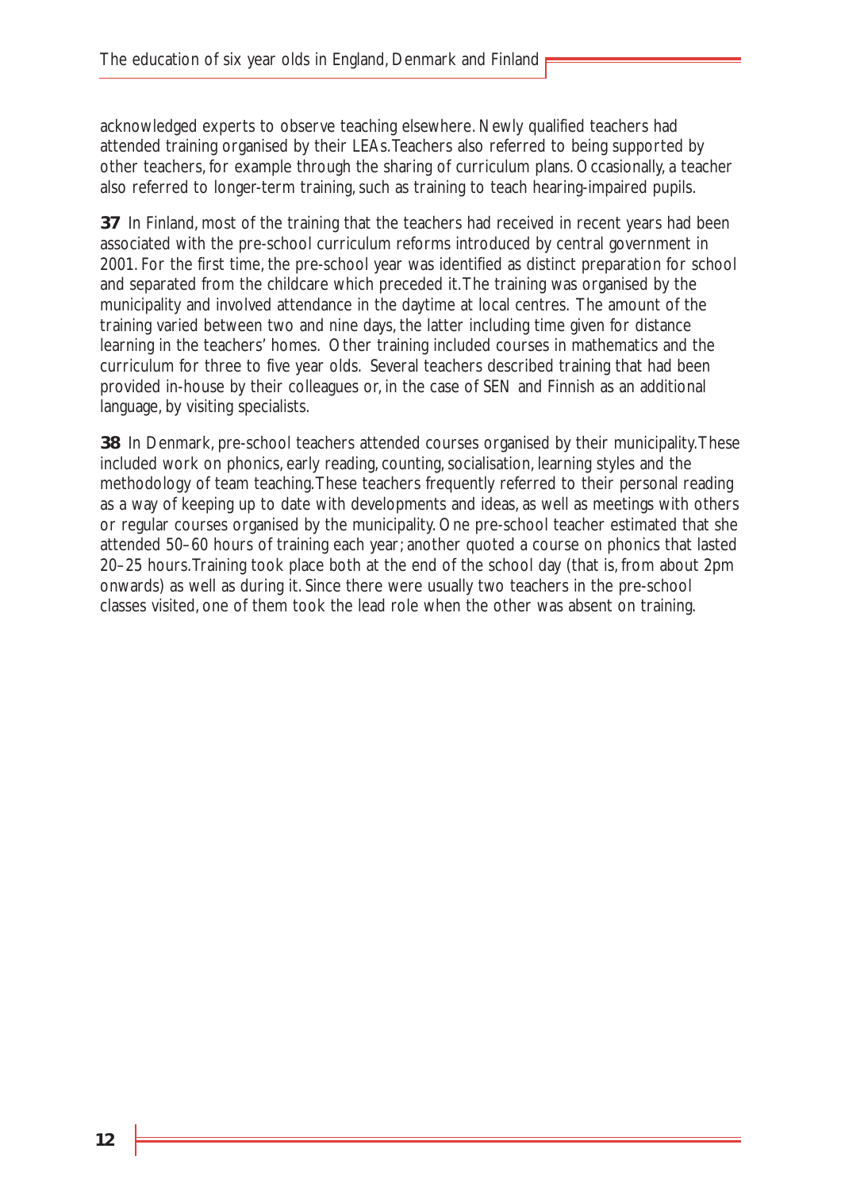acknowledged experts to observe teaching elsewhere. Newly qualified teachers had attended training organised by their LEAs. Teachers also referred to being supported by other teachers, for example through the sharing of curriculum plans. Occasionally, a teacher also referred to longer-term training, such as training to teach hearing-impaired pupils.

**37** In Finland, most of the training that the teachers had received in recent years had been associated with the pre-school curriculum reforms introduced by central government in 2001. For the first time, the pre-school year was identified as distinct preparation for school and separated from the childcare which preceded it. The training was organised by the municipality and involved attendance in the daytime at local centres. The amount of the training varied between two and nine days, the latter including time given for distance learning in the teachers' homes. Other training included courses in mathematics and the curriculum for three to five year olds. Several teachers described training that had been provided in-house by their colleagues or, in the case of SEN and Finnish as an additional language, by visiting specialists.

**38** In Denmark, pre-school teachers attended courses organised by their municipality. These included work on phonics, early reading, counting, socialisation, learning styles and the methodology of team teaching. These teachers frequently referred to their personal reading as a way of keeping up to date with developments and ideas, as well as meetings with others or regular courses organised by the municipality. One pre-school teacher estimated that she attended 50–60 hours of training each year; another quoted a course on phonics that lasted 20–25 hours. Training took place both at the end of the school day (that is, from about 2pm onwards) as well as during it. Since there were usually two teachers in the pre-school classes visited, one of them took the lead role when the other was absent on training.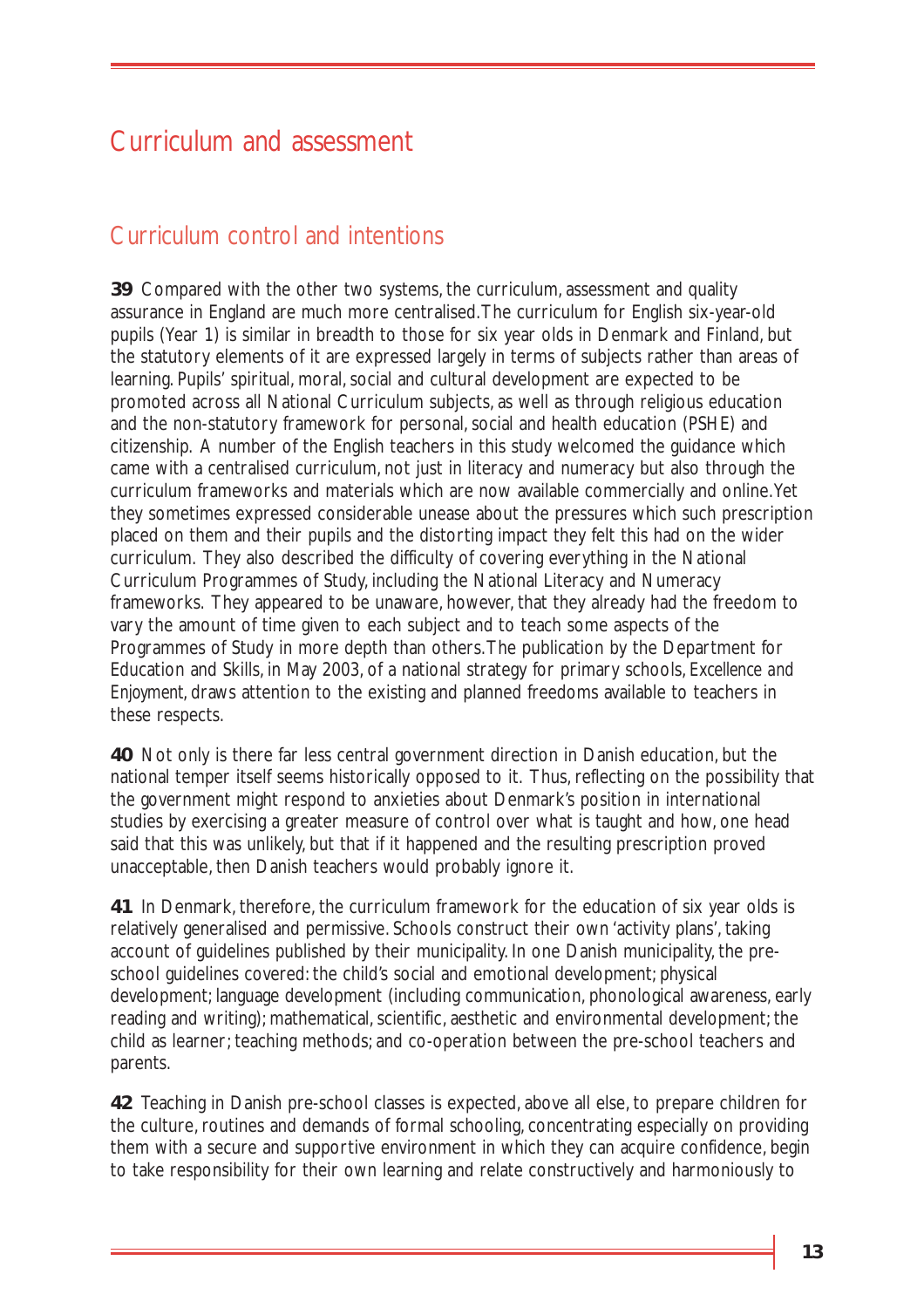# Curriculum and assessment

## Curriculum control and intentions

**39** Compared with the other two systems, the curriculum, assessment and quality assurance in England are much more centralised. The curriculum for English six-year-old pupils (Year 1) is similar in breadth to those for six year olds in Denmark and Finland, but the statutory elements of it are expressed largely in terms of subjects rather than areas of learning. Pupils' spiritual, moral, social and cultural development are expected to be promoted across all National Curriculum subjects, as well as through religious education and the non-statutory framework for personal, social and health education (PSHE) and citizenship. A number of the English teachers in this study welcomed the guidance which came with a centralised curriculum, not just in literacy and numeracy but also through the curriculum frameworks and materials which are now available commercially and online. Yet they sometimes expressed considerable unease about the pressures which such prescription placed on them and their pupils and the distorting impact they felt this had on the wider curriculum. They also described the difficulty of covering everything in the National Curriculum Programmes of Study, including the National Literacy and Numeracy frameworks. They appeared to be unaware, however, that they already had the freedom to vary the amount of time given to each subject and to teach some aspects of the Programmes of Study in more depth than others. The publication by the Department for Education and Skills, in May 2003, of a national strategy for primary schools, *Excellence and Enjoyment*, draws attention to the existing and planned freedoms available to teachers in these respects.

**40** Not only is there far less central government direction in Danish education, but the national temper itself seems historically opposed to it. Thus, reflecting on the possibility that the government might respond to anxieties about Denmark's position in international studies by exercising a greater measure of control over what is taught and how, one head said that this was unlikely, but that if it happened and the resulting prescription proved unacceptable, then Danish teachers would probably ignore it.

**41** In Denmark, therefore, the curriculum framework for the education of six year olds is relatively generalised and permissive. Schools construct their own 'activity plans', taking account of guidelines published by their municipality. In one Danish municipality, the pre-school guidelines covered: the child's social and emotional development; physical development; language development (including communication, phonological awareness, early reading and writing); mathematical, scientific, aesthetic and environmental development; the child as learner; teaching methods; and co-operation between the pre-school teachers and parents.

**42** Teaching in Danish pre-school classes is expected, above all else, to prepare children for the culture, routines and demands of formal schooling, concentrating especially on providing them with a secure and supportive environment in which they can acquire confidence, begin to take responsibility for their own learning and relate constructively and harmoniously to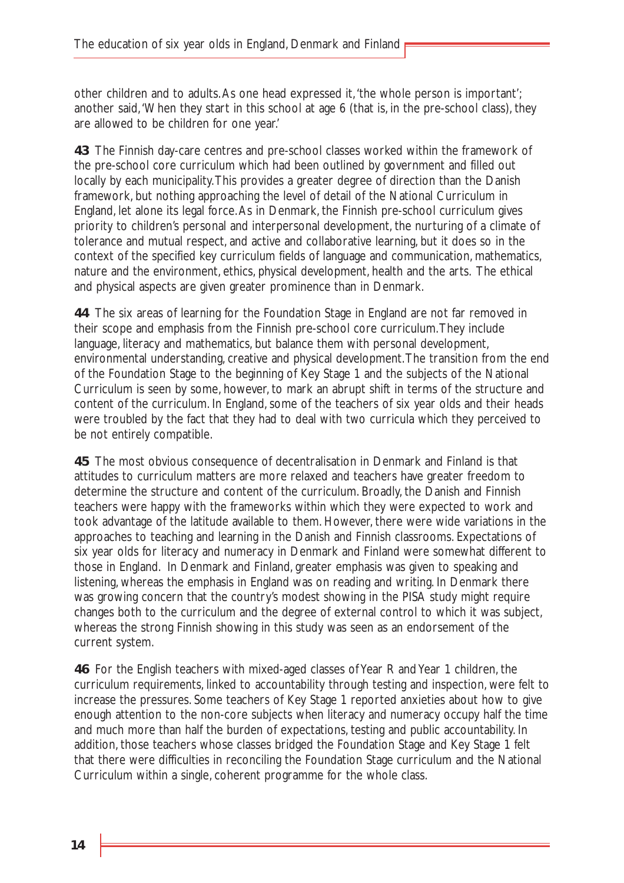other children and to adults. As one head expressed it, 'the whole person is important'; another said, 'When they start in this school at age 6 (that is, in the pre-school class), they are allowed to be children for one year.'

**43** The Finnish day-care centres and pre-school classes worked within the framework of the pre-school core curriculum which had been outlined by government and filled out locally by each municipality. This provides a greater degree of direction than the Danish framework, but nothing approaching the level of detail of the National Curriculum in England, let alone its legal force. As in Denmark, the Finnish pre-school curriculum gives priority to children's personal and interpersonal development, the nurturing of a climate of tolerance and mutual respect, and active and collaborative learning, but it does so in the context of the specified key curriculum fields of language and communication, mathematics, nature and the environment, ethics, physical development, health and the arts. The ethical and physical aspects are given greater prominence than in Denmark.

**44** The six areas of learning for the Foundation Stage in England are not far removed in their scope and emphasis from the Finnish pre-school core curriculum. They include language, literacy and mathematics, but balance them with personal development, environmental understanding, creative and physical development. The transition from the end of the Foundation Stage to the beginning of Key Stage 1 and the subjects of the National Curriculum is seen by some, however, to mark an abrupt shift in terms of the structure and content of the curriculum. In England, some of the teachers of six year olds and their heads were troubled by the fact that they had to deal with two curricula which they perceived to be not entirely compatible.

**45** The most obvious consequence of decentralisation in Denmark and Finland is that attitudes to curriculum matters are more relaxed and teachers have greater freedom to determine the structure and content of the curriculum. Broadly, the Danish and Finnish teachers were happy with the frameworks within which they were expected to work and took advantage of the latitude available to them. However, there were wide variations in the approaches to teaching and learning in the Danish and Finnish classrooms. Expectations of six year olds for literacy and numeracy in Denmark and Finland were somewhat different to those in England. In Denmark and Finland, greater emphasis was given to speaking and listening, whereas the emphasis in England was on reading and writing. In Denmark there was growing concern that the country's modest showing in the PISA study might require changes both to the curriculum and the degree of external control to which it was subject, whereas the strong Finnish showing in this study was seen as an endorsement of the current system.

**46** For the English teachers with mixed-aged classes of Year R and Year 1 children, the curriculum requirements, linked to accountability through testing and inspection, were felt to increase the pressures. Some teachers of Key Stage 1 reported anxieties about how to give enough attention to the non-core subjects when literacy and numeracy occupy half the time and much more than half the burden of expectations, testing and public accountability. In addition, those teachers whose classes bridged the Foundation Stage and Key Stage 1 felt that there were difficulties in reconciling the Foundation Stage curriculum and the National Curriculum within a single, coherent programme for the whole class.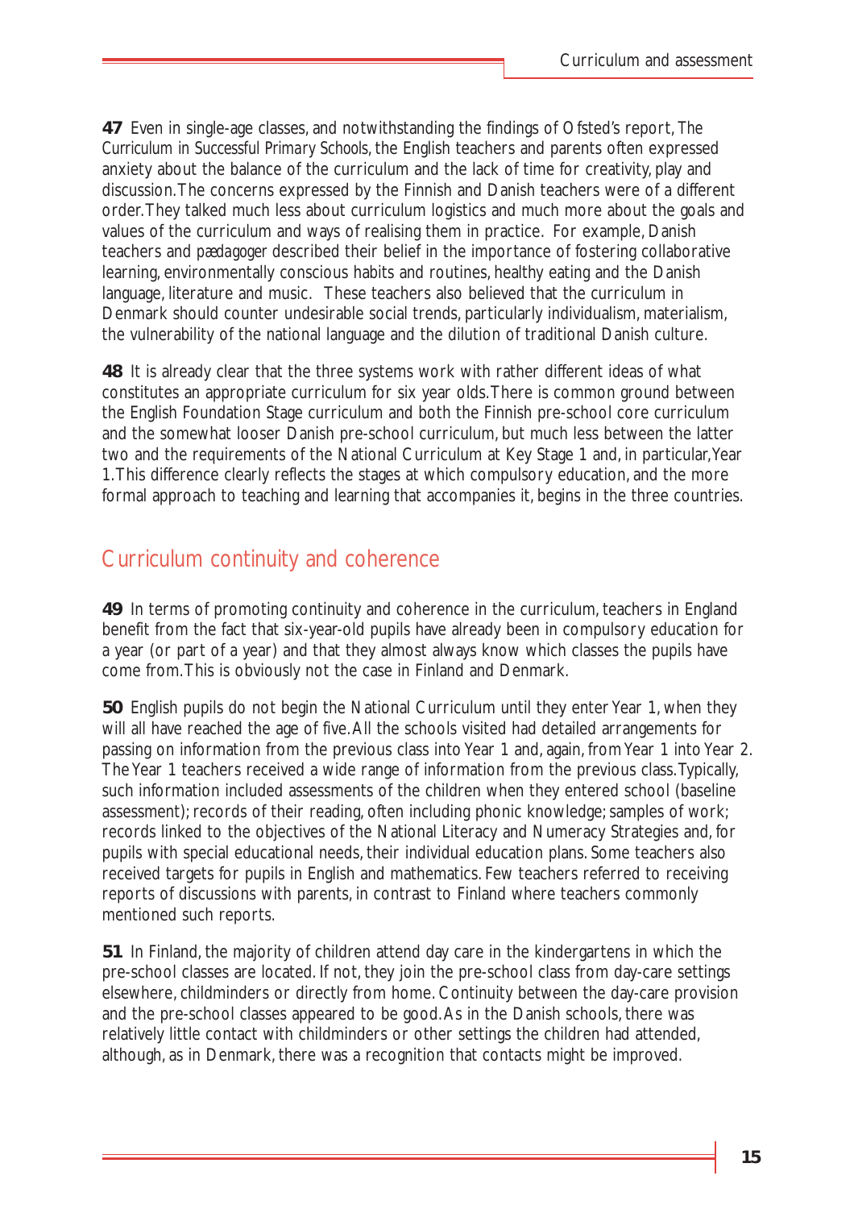**47** Even in single-age classes, and notwithstanding the findings of Ofsted's report, *The Curriculum in Successful Primary Schools*, the English teachers and parents often expressed anxiety about the balance of the curriculum and the lack of time for creativity, play and discussion. The concerns expressed by the Finnish and Danish teachers were of a different order. They talked much less about curriculum logistics and much more about the goals and values of the curriculum and ways of realising them in practice. For example, Danish teachers and *pædagoger* described their belief in the importance of fostering collaborative learning, environmentally conscious habits and routines, healthy eating and the Danish language, literature and music. These teachers also believed that the curriculum in Denmark should counter undesirable social trends, particularly individualism, materialism, the vulnerability of the national language and the dilution of traditional Danish culture.

**48** It is already clear that the three systems work with rather different ideas of what constitutes an appropriate curriculum for six year olds. There is common ground between the English Foundation Stage curriculum and both the Finnish pre-school core curriculum and the somewhat looser Danish pre-school curriculum, but much less between the latter two and the requirements of the National Curriculum at Key Stage 1 and, in particular, Year 1. This difference clearly reflects the stages at which compulsory education, and the more formal approach to teaching and learning that accompanies it, begins in the three countries.

## Curriculum continuity and coherence

**49** In terms of promoting continuity and coherence in the curriculum, teachers in England benefit from the fact that six-year-old pupils have already been in compulsory education for a year (or part of a year) and that they almost always know which classes the pupils have come from. This is obviously not the case in Finland and Denmark.

**50** English pupils do not begin the National Curriculum until they enter Year 1, when they will all have reached the age of five. All the schools visited had detailed arrangements for passing on information from the previous class into Year 1 and, again, from Year 1 into Year 2. The Year 1 teachers received a wide range of information from the previous class. Typically, such information included assessments of the children when they entered school (baseline assessment); records of their reading, often including phonic knowledge; samples of work; records linked to the objectives of the National Literacy and Numeracy Strategies and, for pupils with special educational needs, their individual education plans. Some teachers also received targets for pupils in English and mathematics. Few teachers referred to receiving reports of discussions with parents, in contrast to Finland where teachers commonly mentioned such reports.

**51** In Finland, the majority of children attend day care in the kindergartens in which the pre-school classes are located. If not, they join the pre-school class from day-care settings elsewhere, childminders or directly from home. Continuity between the day-care provision and the pre-school classes appeared to be good. As in the Danish schools, there was relatively little contact with childminders or other settings the children had attended, although, as in Denmark, there was a recognition that contacts might be improved.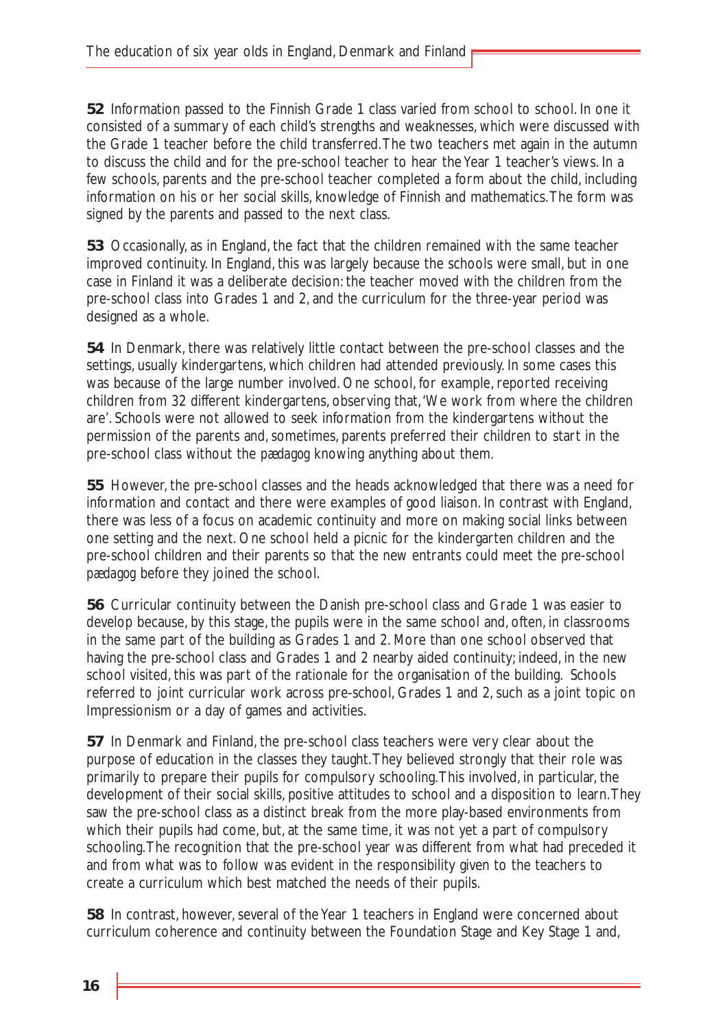**52** Information passed to the Finnish Grade 1 class varied from school to school. In one it consisted of a summary of each child's strengths and weaknesses, which were discussed with the Grade 1 teacher before the child transferred. The two teachers met again in the autumn to discuss the child and for the pre-school teacher to hear the Year 1 teacher's views. In a few schools, parents and the pre-school teacher completed a form about the child, including information on his or her social skills, knowledge of Finnish and mathematics. The form was signed by the parents and passed to the next class.

**53** Occasionally, as in England, the fact that the children remained with the same teacher improved continuity. In England, this was largely because the schools were small, but in one case in Finland it was a deliberate decision: the teacher moved with the children from the pre-school class into Grades 1 and 2, and the curriculum for the three-year period was designed as a whole.

**54** In Denmark, there was relatively little contact between the pre-school classes and the settings, usually kindergartens, which children had attended previously. In some cases this was because of the large number involved. One school, for example, reported receiving children from 32 different kindergartens, observing that, 'We work from where the children are'. Schools were not allowed to seek information from the kindergartens without the permission of the parents and, sometimes, parents preferred their children to start in the pre-school class without the *pædagog* knowing anything about them.

**55** However, the pre-school classes and the heads acknowledged that there was a need for information and contact and there were examples of good liaison. In contrast with England, there was less of a focus on academic continuity and more on making social links between one setting and the next. One school held a picnic for the kindergarten children and the pre-school children and their parents so that the new entrants could meet the pre-school *pædagog* before they joined the school.

**56** Curricular continuity between the Danish pre-school class and Grade 1 was easier to develop because, by this stage, the pupils were in the same school and, often, in classrooms in the same part of the building as Grades 1 and 2. More than one school observed that having the pre-school class and Grades 1 and 2 nearby aided continuity; indeed, in the new school visited, this was part of the rationale for the organisation of the building. Schools referred to joint curricular work across pre-school, Grades 1 and 2, such as a joint topic on Impressionism or a day of games and activities.

**57** In Denmark and Finland, the pre-school class teachers were very clear about the purpose of education in the classes they taught. They believed strongly that their role was primarily to prepare their pupils for compulsory schooling. This involved, in particular, the development of their social skills, positive attitudes to school and a disposition to learn. They saw the pre-school class as a distinct break from the more play-based environments from which their pupils had come, but, at the same time, it was not yet a part of compulsory schooling. The recognition that the pre-school year was different from what had preceded it and from what was to follow was evident in the responsibility given to the teachers to create a curriculum which best matched the needs of their pupils.

**58** In contrast, however, several of the Year 1 teachers in England were concerned about curriculum coherence and continuity between the Foundation Stage and Key Stage 1 and,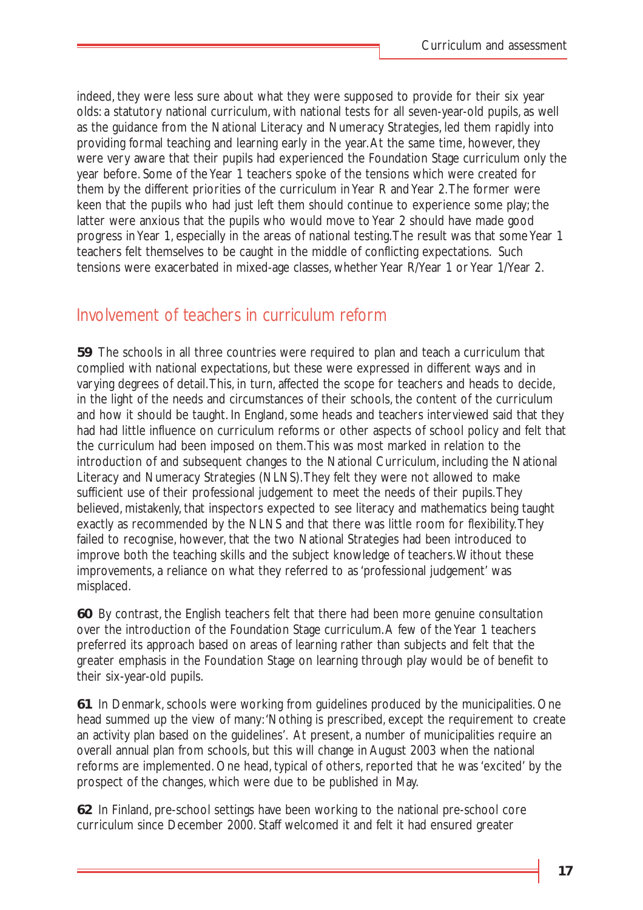indeed, they were less sure about what they were supposed to provide for their six year olds: a statutory national curriculum, with national tests for all seven-year-old pupils, as well as the guidance from the National Literacy and Numeracy Strategies, led them rapidly into providing formal teaching and learning early in the year. At the same time, however, they were very aware that their pupils had experienced the Foundation Stage curriculum only the year before. Some of the Year 1 teachers spoke of the tensions which were created for them by the different priorities of the curriculum in Year R and Year 2. The former were keen that the pupils who had just left them should continue to experience some play; the latter were anxious that the pupils who would move to Year 2 should have made good progress in Year 1, especially in the areas of national testing. The result was that some Year 1 teachers felt themselves to be caught in the middle of conflicting expectations. Such tensions were exacerbated in mixed-age classes, whether Year R/Year 1 or Year 1/Year 2.

## Involvement of teachers in curriculum reform

**59** The schools in all three countries were required to plan and teach a curriculum that complied with national expectations, but these were expressed in different ways and in varying degrees of detail. This, in turn, affected the scope for teachers and heads to decide, in the light of the needs and circumstances of their schools, the content of the curriculum and how it should be taught. In England, some heads and teachers interviewed said that they had had little influence on curriculum reforms or other aspects of school policy and felt that the curriculum had been imposed on them. This was most marked in relation to the introduction of and subsequent changes to the National Curriculum, including the National Literacy and Numeracy Strategies (NLNS). They felt they were not allowed to make sufficient use of their professional judgement to meet the needs of their pupils. They believed, mistakenly, that inspectors expected to see literacy and mathematics being taught exactly as recommended by the NLNS and that there was little room for flexibility. They failed to recognise, however, that the two National Strategies had been introduced to improve both the teaching skills and the subject knowledge of teachers. Without these improvements, a reliance on what they referred to as 'professional judgement' was misplaced.

**60** By contrast, the English teachers felt that there had been more genuine consultation over the introduction of the Foundation Stage curriculum. A few of the Year 1 teachers preferred its approach based on areas of learning rather than subjects and felt that the greater emphasis in the Foundation Stage on learning through play would be of benefit to their six-year-old pupils.

**61** In Denmark, schools were working from guidelines produced by the municipalities. One head summed up the view of many: 'Nothing is prescribed, except the requirement to create an activity plan based on the guidelines'. At present, a number of municipalities require an overall annual plan from schools, but this will change in August 2003 when the national reforms are implemented. One head, typical of others, reported that he was 'excited' by the prospect of the changes, which were due to be published in May.

**62** In Finland, pre-school settings have been working to the national pre-school core curriculum since December 2000. Staff welcomed it and felt it had ensured greater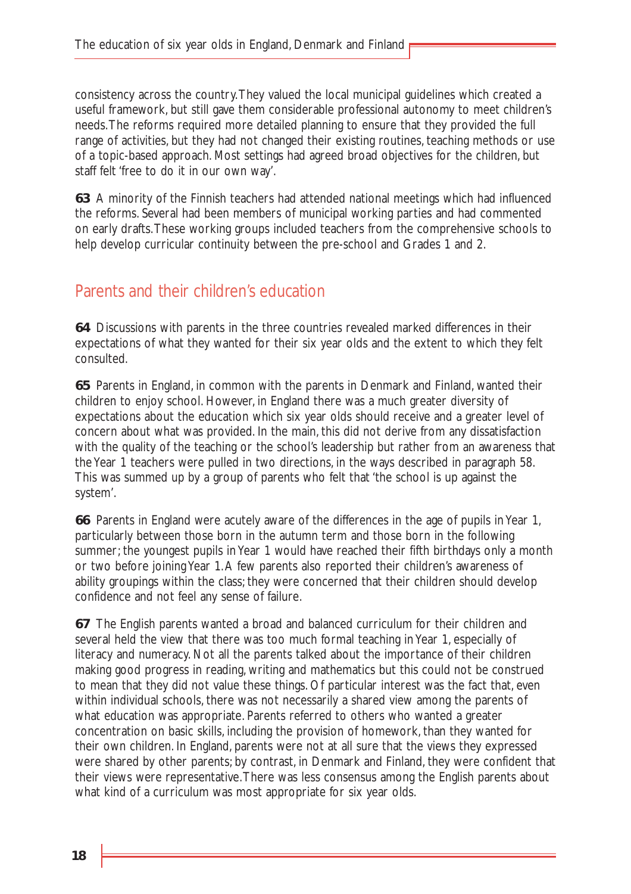consistency across the country. They valued the local municipal guidelines which created a useful framework, but still gave them considerable professional autonomy to meet children's needs. The reforms required more detailed planning to ensure that they provided the full range of activities, but they had not changed their existing routines, teaching methods or use of a topic-based approach. Most settings had agreed broad objectives for the children, but staff felt 'free to do it in our own way'.

**63** A minority of the Finnish teachers had attended national meetings which had influenced the reforms. Several had been members of municipal working parties and had commented on early drafts. These working groups included teachers from the comprehensive schools to help develop curricular continuity between the pre-school and Grades 1 and 2.

## Parents and their children's education

**64** Discussions with parents in the three countries revealed marked differences in their expectations of what they wanted for their six year olds and the extent to which they felt consulted.

**65** Parents in England, in common with the parents in Denmark and Finland, wanted their children to enjoy school. However, in England there was a much greater diversity of expectations about the education which six year olds should receive and a greater level of concern about what was provided. In the main, this did not derive from any dissatisfaction with the quality of the teaching or the school's leadership but rather from an awareness that the Year 1 teachers were pulled in two directions, in the ways described in paragraph 58. This was summed up by a group of parents who felt that 'the school is up against the system'.

**66** Parents in England were acutely aware of the differences in the age of pupils in Year 1, particularly between those born in the autumn term and those born in the following summer; the youngest pupils in Year 1 would have reached their fifth birthdays only a month or two before joining Year 1. A few parents also reported their children's awareness of ability groupings within the class; they were concerned that their children should develop confidence and not feel any sense of failure.

**67** The English parents wanted a broad and balanced curriculum for their children and several held the view that there was too much formal teaching in Year 1, especially of literacy and numeracy. Not all the parents talked about the importance of their children making good progress in reading, writing and mathematics but this could not be construed to mean that they did not value these things. Of particular interest was the fact that, even within individual schools, there was not necessarily a shared view among the parents of what education was appropriate. Parents referred to others who wanted a greater concentration on basic skills, including the provision of homework, than they wanted for their own children. In England, parents were not at all sure that the views they expressed were shared by other parents; by contrast, in Denmark and Finland, they were confident that their views were representative. There was less consensus among the English parents about what kind of a curriculum was most appropriate for six year olds.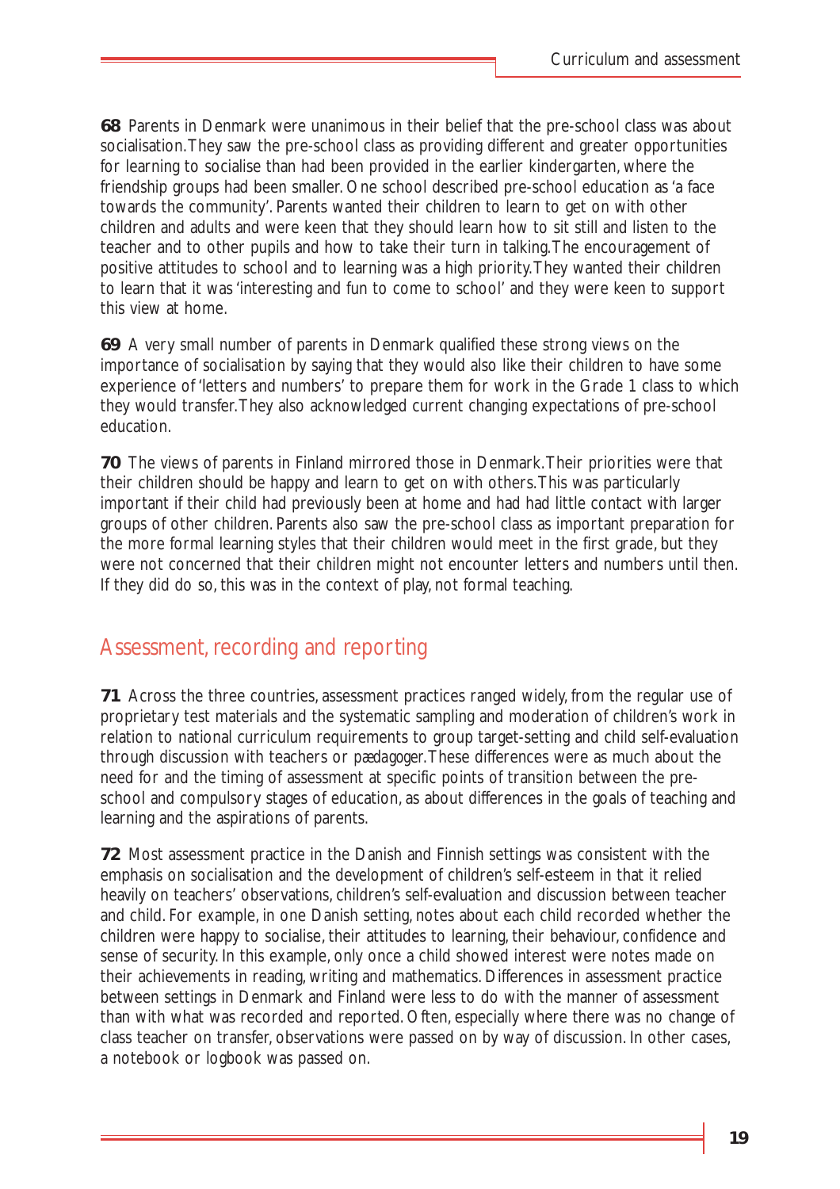**68** Parents in Denmark were unanimous in their belief that the pre-school class was about socialisation. They saw the pre-school class as providing different and greater opportunities for learning to socialise than had been provided in the earlier kindergarten, where the friendship groups had been smaller. One school described pre-school education as 'a face towards the community'. Parents wanted their children to learn to get on with other children and adults and were keen that they should learn how to sit still and listen to the teacher and to other pupils and how to take their turn in talking. The encouragement of positive attitudes to school and to learning was a high priority. They wanted their children to learn that it was 'interesting and fun to come to school' and they were keen to support this view at home.

**69** A very small number of parents in Denmark qualified these strong views on the importance of socialisation by saying that they would also like their children to have some experience of 'letters and numbers' to prepare them for work in the Grade 1 class to which they would transfer. They also acknowledged current changing expectations of pre-school education.

**70** The views of parents in Finland mirrored those in Denmark. Their priorities were that their children should be happy and learn to get on with others. This was particularly important if their child had previously been at home and had had little contact with larger groups of other children. Parents also saw the pre-school class as important preparation for the more formal learning styles that their children would meet in the first grade, but they were not concerned that their children might not encounter letters and numbers until then. If they did do so, this was in the context of play, not formal teaching.

## Assessment, recording and reporting

**71** Across the three countries, assessment practices ranged widely, from the regular use of proprietary test materials and the systematic sampling and moderation of children's work in relation to national curriculum requirements to group target-setting and child self-evaluation through discussion with teachers or *pædagoger*. These differences were as much about the need for and the timing of assessment at specific points of transition between the pre-school and compulsory stages of education, as about differences in the goals of teaching and learning and the aspirations of parents.

**72** Most assessment practice in the Danish and Finnish settings was consistent with the emphasis on socialisation and the development of children's self-esteem in that it relied heavily on teachers' observations, children's self-evaluation and discussion between teacher and child. For example, in one Danish setting, notes about each child recorded whether the children were happy to socialise, their attitudes to learning, their behaviour, confidence and sense of security. In this example, only once a child showed interest were notes made on their achievements in reading, writing and mathematics. Differences in assessment practice between settings in Denmark and Finland were less to do with the manner of assessment than with what was recorded and reported. Often, especially where there was no change of class teacher on transfer, observations were passed on by way of discussion. In other cases, a notebook or logbook was passed on.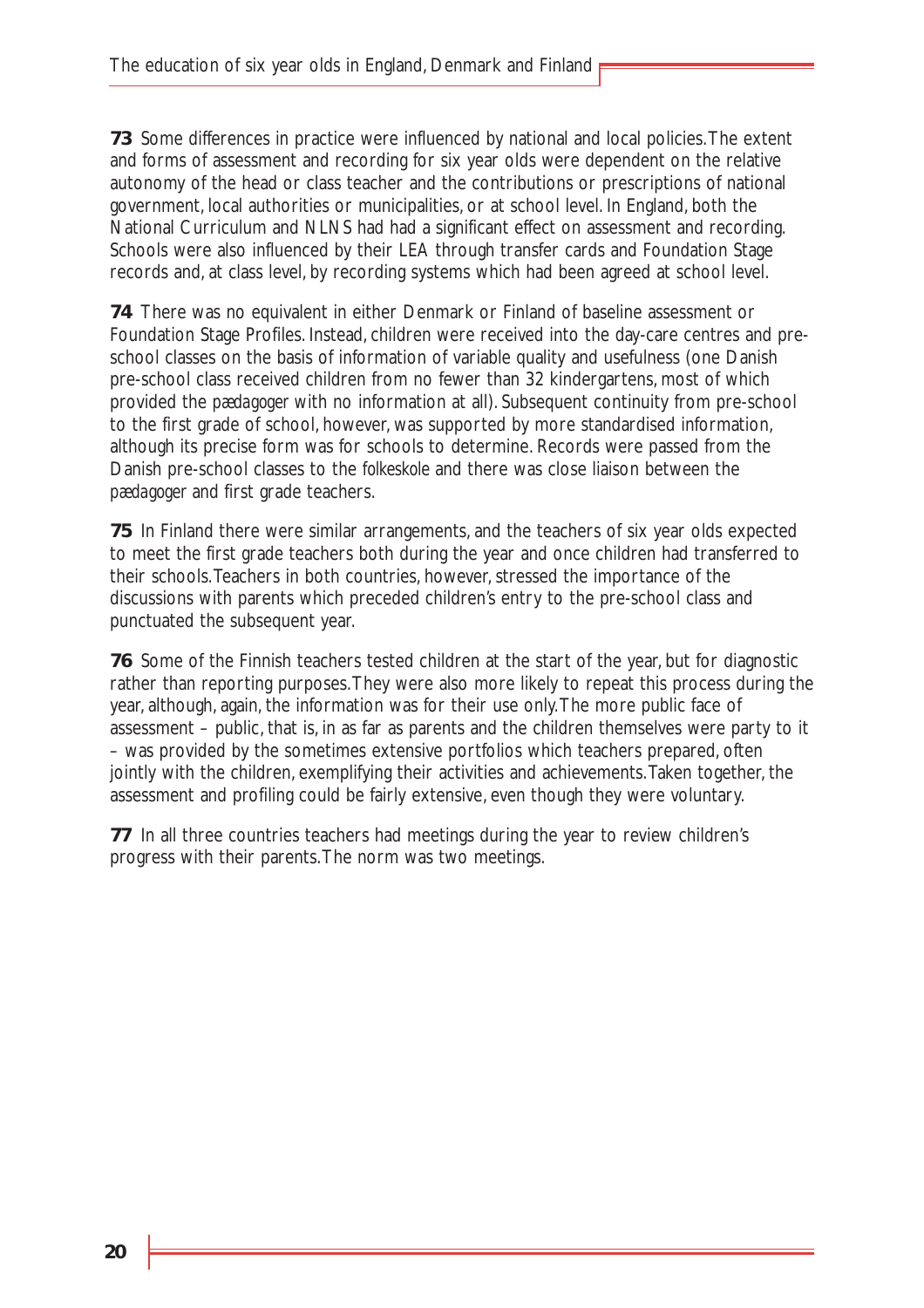**73** Some differences in practice were influenced by national and local policies. The extent and forms of assessment and recording for six year olds were dependent on the relative autonomy of the head or class teacher and the contributions or prescriptions of national government, local authorities or municipalities, or at school level. In England, both the National Curriculum and NLNS had had a significant effect on assessment and recording. Schools were also influenced by their LEA through transfer cards and Foundation Stage records and, at class level, by recording systems which had been agreed at school level.

**74** There was no equivalent in either Denmark or Finland of baseline assessment or Foundation Stage Profiles. Instead, children were received into the day-care centres and pre-school classes on the basis of information of variable quality and usefulness (one Danish pre-school class received children from no fewer than 32 kindergartens, most of which provided the *pædagoger* with no information at all). Subsequent continuity from pre-school to the first grade of school, however, was supported by more standardised information, although its precise form was for schools to determine. Records were passed from the Danish pre-school classes to the *folkeskole* and there was close liaison between the *pædagoger* and first grade teachers.

**75** In Finland there were similar arrangements, and the teachers of six year olds expected to meet the first grade teachers both during the year and once children had transferred to their schools. Teachers in both countries, however, stressed the importance of the discussions with parents which preceded children's entry to the pre-school class and punctuated the subsequent year.

**76** Some of the Finnish teachers tested children at the start of the year, but for diagnostic rather than reporting purposes. They were also more likely to repeat this process during the year, although, again, the information was for their use only. The more public face of assessment – public, that is, in as far as parents and the children themselves were party to it – was provided by the sometimes extensive portfolios which teachers prepared, often jointly with the children, exemplifying their activities and achievements. Taken together, the assessment and profiling could be fairly extensive, even though they were voluntary.

**77** In all three countries teachers had meetings during the year to review children's progress with their parents. The norm was two meetings.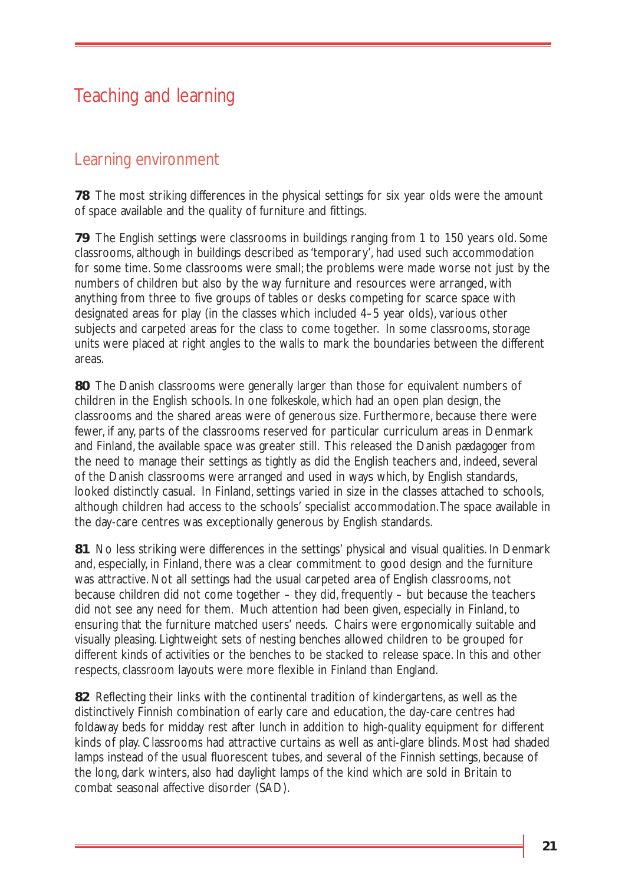# Teaching and learning

## Learning environment

**78** The most striking differences in the physical settings for six year olds were the amount of space available and the quality of furniture and fittings.

**79** The English settings were classrooms in buildings ranging from 1 to 150 years old. Some classrooms, although in buildings described as 'temporary', had used such accommodation for some time. Some classrooms were small; the problems were made worse not just by the numbers of children but also by the way furniture and resources were arranged, with anything from three to five groups of tables or desks competing for scarce space with designated areas for play (in the classes which included 4–5 year olds), various other subjects and carpeted areas for the class to come together. In some classrooms, storage units were placed at right angles to the walls to mark the boundaries between the different areas.

**80** The Danish classrooms were generally larger than those for equivalent numbers of children in the English schools. In one *folkeskole*, which had an open plan design, the classrooms and the shared areas were of generous size. Furthermore, because there were fewer, if any, parts of the classrooms reserved for particular curriculum areas in Denmark and Finland, the available space was greater still. This released the Danish *pædagoger* from the need to manage their settings as tightly as did the English teachers and, indeed, several of the Danish classrooms were arranged and used in ways which, by English standards, looked distinctly casual. In Finland, settings varied in size in the classes attached to schools, although children had access to the schools' specialist accommodation. The space available in the day-care centres was exceptionally generous by English standards.

**81** No less striking were differences in the settings' physical and visual qualities. In Denmark and, especially, in Finland, there was a clear commitment to good design and the furniture was attractive. Not all settings had the usual carpeted area of English classrooms, not because children did not come together – they did, frequently – but because the teachers did not see any need for them. Much attention had been given, especially in Finland, to ensuring that the furniture matched users' needs. Chairs were ergonomically suitable and visually pleasing. Lightweight sets of nesting benches allowed children to be grouped for different kinds of activities or the benches to be stacked to release space. In this and other respects, classroom layouts were more flexible in Finland than England.

**82** Reflecting their links with the continental tradition of kindergartens, as well as the distinctively Finnish combination of early care and education, the day-care centres had foldaway beds for midday rest after lunch in addition to high-quality equipment for different kinds of play. Classrooms had attractive curtains as well as anti-glare blinds. Most had shaded lamps instead of the usual fluorescent tubes, and several of the Finnish settings, because of the long, dark winters, also had daylight lamps of the kind which are sold in Britain to combat seasonal affective disorder (SAD).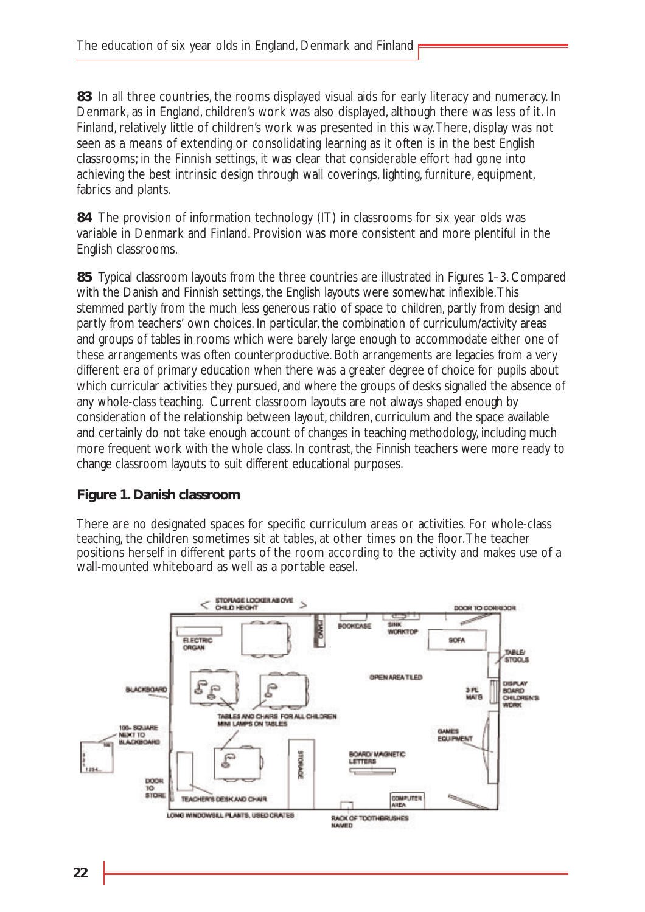**83** In all three countries, the rooms displayed visual aids for early literacy and numeracy. In Denmark, as in England, children's work was also displayed, although there was less of it. In Finland, relatively little of children's work was presented in this way. There, display was not seen as a means of extending or consolidating learning as it often is in the best English classrooms; in the Finnish settings, it was clear that considerable effort had gone into achieving the best intrinsic design through wall coverings, lighting, furniture, equipment, fabrics and plants.

**84** The provision of information technology (IT) in classrooms for six year olds was variable in Denmark and Finland. Provision was more consistent and more plentiful in the English classrooms.

**85** Typical classroom layouts from the three countries are illustrated in Figures 1–3. Compared with the Danish and Finnish settings, the English layouts were somewhat inflexible. This stemmed partly from the much less generous ratio of space to children, partly from design and partly from teachers' own choices. In particular, the combination of curriculum/activity areas and groups of tables in rooms which were barely large enough to accommodate either one of these arrangements was often counterproductive. Both arrangements are legacies from a very different era of primary education when there was a greater degree of choice for pupils about which curricular activities they pursued, and where the groups of desks signalled the absence of any whole-class teaching. Current classroom layouts are not always shaped enough by consideration of the relationship between layout, children, curriculum and the space available and certainly do not take enough account of changes in teaching methodology, including much more frequent work with the whole class. In contrast, the Finnish teachers were more ready to change classroom layouts to suit different educational purposes.

**Figure 1. Danish classroom**

There are no designated spaces for specific curriculum areas or activities. For whole-class teaching, the children sometimes sit at tables, at other times on the floor. The teacher positions herself in different parts of the room according to the activity and makes use of a wall-mounted whiteboard as well as a portable easel.

STORAGE LOCKER ABOVE CHILD HEIGHT · DOOR TO CORRIDOR · PIANO · BOOKCASE · SINK WORKTOP · SOFA · ELECTRIC ORGAN · TABLE/STOOLS · OPEN AREA TILED · BLACKBOARD · 3 PE MATS · DISPLAY BOARD CHILDREN'S WORK · TABLES AND CHAIRS FOR ALL CHILDREN MINI LAMPS ON TABLES · 100-SQUARE NEXT TO BLACKBOARD · GAMES EQUIPMENT · STORAGE · BOARD/MAGNETIC LETTERS · DOOR TO STORE · TEACHER'S DESK AND CHAIR · COMPUTER AREA · LONG WINDOWSILL PLANTS, USED CRATES · RACK OF TOOTHBRUSHES NAMED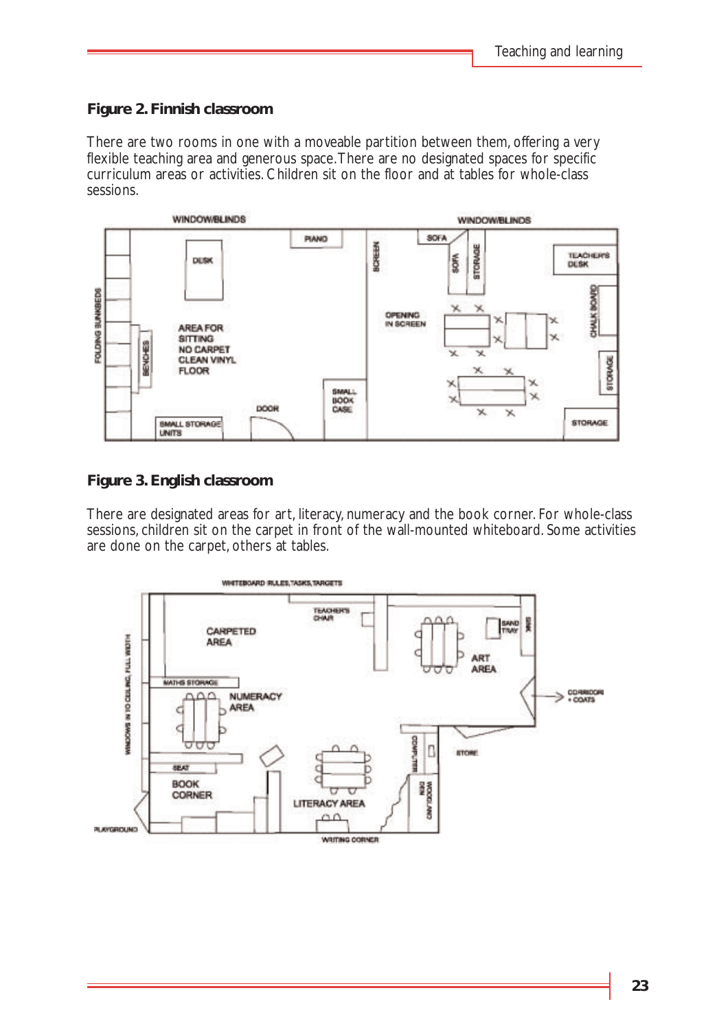**Figure 2. Finnish classroom**

There are two rooms in one with a moveable partition between them, offering a very flexible teaching area and generous space. There are no designated spaces for specific curriculum areas or activities. Children sit on the floor and at tables for whole-class sessions.

**Figure 3. English classroom**

There are designated areas for art, literacy, numeracy and the book corner. For whole-class sessions, children sit on the carpet in front of the wall-mounted whiteboard. Some activities are done on the carpet, others at tables.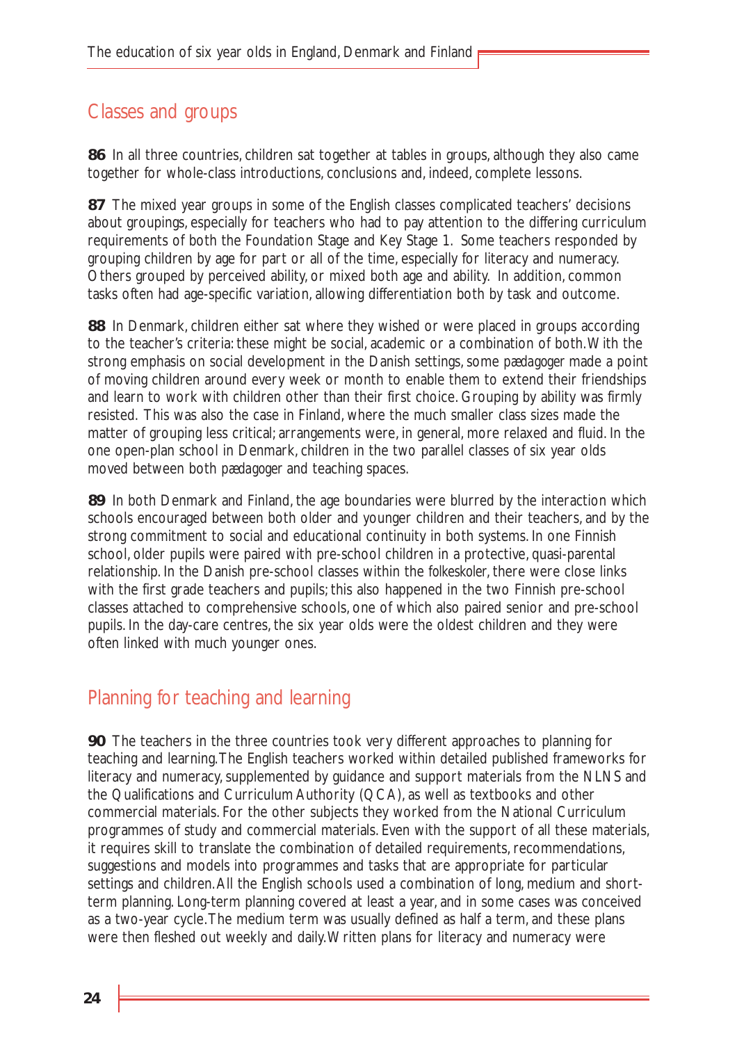## Classes and groups

**86** In all three countries, children sat together at tables in groups, although they also came together for whole-class introductions, conclusions and, indeed, complete lessons.

**87** The mixed year groups in some of the English classes complicated teachers' decisions about groupings, especially for teachers who had to pay attention to the differing curriculum requirements of both the Foundation Stage and Key Stage 1. Some teachers responded by grouping children by age for part or all of the time, especially for literacy and numeracy. Others grouped by perceived ability, or mixed both age and ability. In addition, common tasks often had age-specific variation, allowing differentiation both by task and outcome.

**88** In Denmark, children either sat where they wished or were placed in groups according to the teacher's criteria: these might be social, academic or a combination of both. With the strong emphasis on social development in the Danish settings, some *pædagoger* made a point of moving children around every week or month to enable them to extend their friendships and learn to work with children other than their first choice. Grouping by ability was firmly resisted. This was also the case in Finland, where the much smaller class sizes made the matter of grouping less critical; arrangements were, in general, more relaxed and fluid. In the one open-plan school in Denmark, children in the two parallel classes of six year olds moved between both *pædagoger* and teaching spaces.

**89** In both Denmark and Finland, the age boundaries were blurred by the interaction which schools encouraged between both older and younger children and their teachers, and by the strong commitment to social and educational continuity in both systems. In one Finnish school, older pupils were paired with pre-school children in a protective, quasi-parental relationship. In the Danish pre-school classes within the *folkeskoler*, there were close links with the first grade teachers and pupils; this also happened in the two Finnish pre-school classes attached to comprehensive schools, one of which also paired senior and pre-school pupils. In the day-care centres, the six year olds were the oldest children and they were often linked with much younger ones.

## Planning for teaching and learning

**90** The teachers in the three countries took very different approaches to planning for teaching and learning. The English teachers worked within detailed published frameworks for literacy and numeracy, supplemented by guidance and support materials from the NLNS and the Qualifications and Curriculum Authority (QCA), as well as textbooks and other commercial materials. For the other subjects they worked from the National Curriculum programmes of study and commercial materials. Even with the support of all these materials, it requires skill to translate the combination of detailed requirements, recommendations, suggestions and models into programmes and tasks that are appropriate for particular settings and children. All the English schools used a combination of long, medium and short-term planning. Long-term planning covered at least a year, and in some cases was conceived as a two-year cycle. The medium term was usually defined as half a term, and these plans were then fleshed out weekly and daily. Written plans for literacy and numeracy were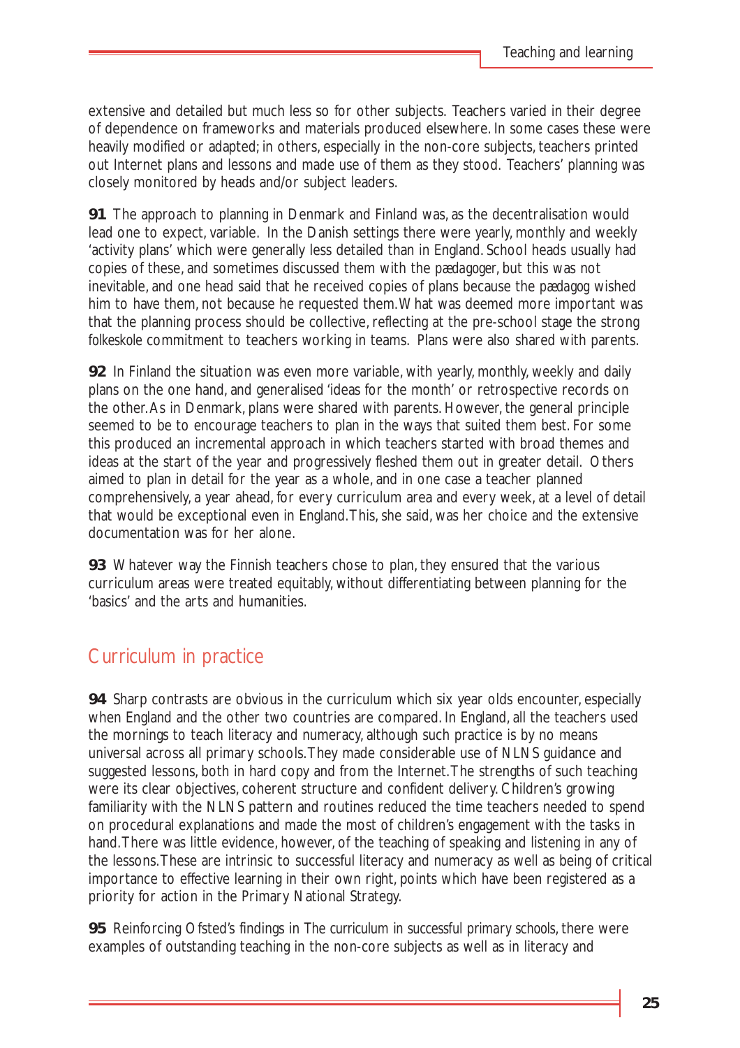extensive and detailed but much less so for other subjects. Teachers varied in their degree of dependence on frameworks and materials produced elsewhere. In some cases these were heavily modified or adapted; in others, especially in the non-core subjects, teachers printed out Internet plans and lessons and made use of them as they stood. Teachers' planning was closely monitored by heads and/or subject leaders.

**91** The approach to planning in Denmark and Finland was, as the decentralisation would lead one to expect, variable. In the Danish settings there were yearly, monthly and weekly 'activity plans' which were generally less detailed than in England. School heads usually had copies of these, and sometimes discussed them with the *pædagoger*, but this was not inevitable, and one head said that he received copies of plans because the *pædagog* wished him to have them, not because he requested them. What was deemed more important was that the planning process should be collective, reflecting at the pre-school stage the strong *folkeskole* commitment to teachers working in teams. Plans were also shared with parents.

**92** In Finland the situation was even more variable, with yearly, monthly, weekly and daily plans on the one hand, and generalised 'ideas for the month' or retrospective records on the other. As in Denmark, plans were shared with parents. However, the general principle seemed to be to encourage teachers to plan in the ways that suited them best. For some this produced an incremental approach in which teachers started with broad themes and ideas at the start of the year and progressively fleshed them out in greater detail. Others aimed to plan in detail for the year as a whole, and in one case a teacher planned comprehensively, a year ahead, for every curriculum area and every week, at a level of detail that would be exceptional even in England. This, she said, was her choice and the extensive documentation was for her alone.

**93** Whatever way the Finnish teachers chose to plan, they ensured that the various curriculum areas were treated equitably, without differentiating between planning for the 'basics' and the arts and humanities.

## Curriculum in practice

**94** Sharp contrasts are obvious in the curriculum which six year olds encounter, especially when England and the other two countries are compared. In England, all the teachers used the mornings to teach literacy and numeracy, although such practice is by no means universal across all primary schools. They made considerable use of NLNS guidance and suggested lessons, both in hard copy and from the Internet. The strengths of such teaching were its clear objectives, coherent structure and confident delivery. Children's growing familiarity with the NLNS pattern and routines reduced the time teachers needed to spend on procedural explanations and made the most of children's engagement with the tasks in hand. There was little evidence, however, of the teaching of speaking and listening in any of the lessons. These are intrinsic to successful literacy and numeracy as well as being of critical importance to effective learning in their own right, points which have been registered as a priority for action in the Primary National Strategy.

**95** Reinforcing Ofsted's findings in *The curriculum in successful primary schools*, there were examples of outstanding teaching in the non-core subjects as well as in literacy and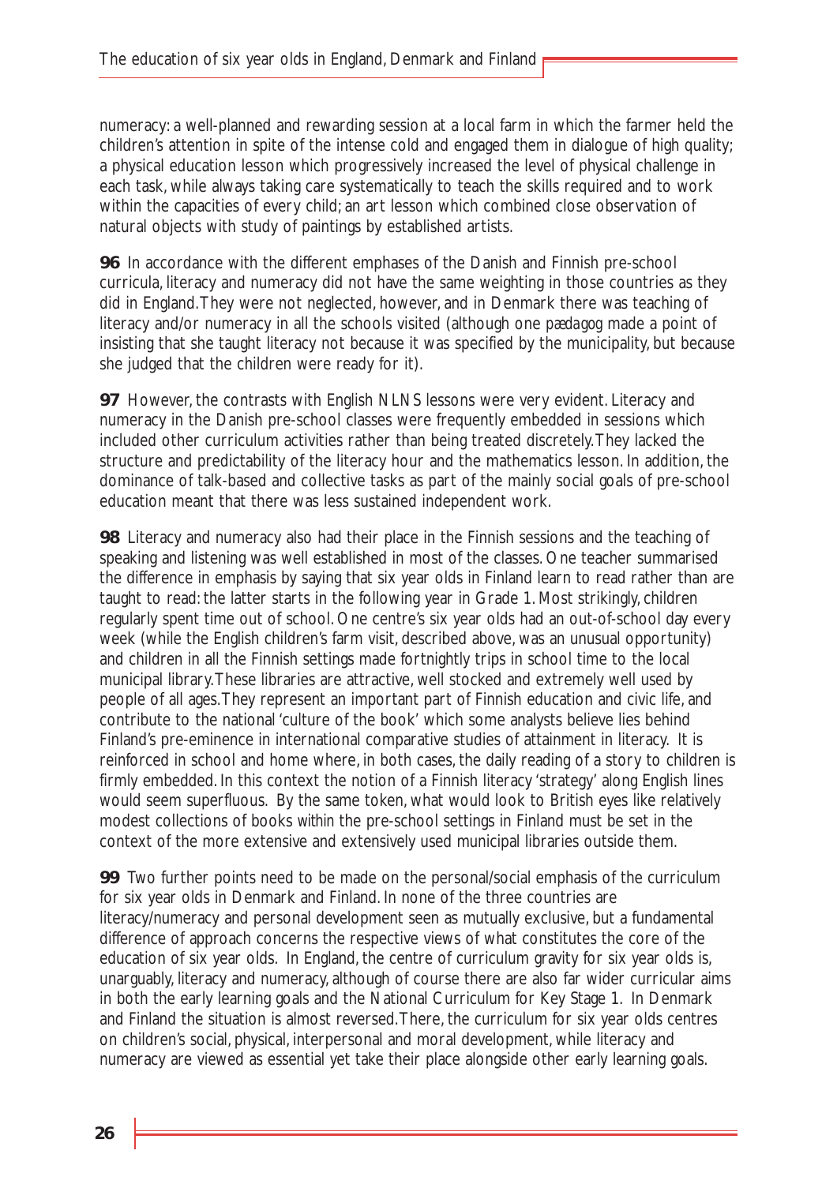numeracy: a well-planned and rewarding session at a local farm in which the farmer held the children's attention in spite of the intense cold and engaged them in dialogue of high quality; a physical education lesson which progressively increased the level of physical challenge in each task, while always taking care systematically to teach the skills required and to work within the capacities of every child; an art lesson which combined close observation of natural objects with study of paintings by established artists.

**96** In accordance with the different emphases of the Danish and Finnish pre-school curricula, literacy and numeracy did not have the same weighting in those countries as they did in England. They were not neglected, however, and in Denmark there was teaching of literacy and/or numeracy in all the schools visited (although one *pædagog* made a point of insisting that she taught literacy not because it was specified by the municipality, but because she judged that the children were ready for it).

**97** However, the contrasts with English NLNS lessons were very evident. Literacy and numeracy in the Danish pre-school classes were frequently embedded in sessions which included other curriculum activities rather than being treated discretely. They lacked the structure and predictability of the literacy hour and the mathematics lesson. In addition, the dominance of talk-based and collective tasks as part of the mainly social goals of pre-school education meant that there was less sustained independent work.

**98** Literacy and numeracy also had their place in the Finnish sessions and the teaching of speaking and listening was well established in most of the classes. One teacher summarised the difference in emphasis by saying that six year olds in Finland learn to read rather than are taught to read: the latter starts in the following year in Grade 1. Most strikingly, children regularly spent time out of school. One centre's six year olds had an out-of-school day every week (while the English children's farm visit, described above, was an unusual opportunity) and children in all the Finnish settings made fortnightly trips in school time to the local municipal library. These libraries are attractive, well stocked and extremely well used by people of all ages. They represent an important part of Finnish education and civic life, and contribute to the national 'culture of the book' which some analysts believe lies behind Finland's pre-eminence in international comparative studies of attainment in literacy. It is reinforced in school and home where, in both cases, the daily reading of a story to children is firmly embedded. In this context the notion of a Finnish literacy 'strategy' along English lines would seem superfluous. By the same token, what would look to British eyes like relatively modest collections of books within the pre-school settings in Finland must be set in the context of the more extensive and extensively used municipal libraries outside them.

**99** Two further points need to be made on the personal/social emphasis of the curriculum for six year olds in Denmark and Finland. In none of the three countries are literacy/numeracy and personal development seen as mutually exclusive, but a fundamental difference of approach concerns the respective views of what constitutes the core of the education of six year olds. In England, the centre of curriculum gravity for six year olds is, unarguably, literacy and numeracy, although of course there are also far wider curricular aims in both the early learning goals and the National Curriculum for Key Stage 1. In Denmark and Finland the situation is almost reversed. There, the curriculum for six year olds centres on children's social, physical, interpersonal and moral development, while literacy and numeracy are viewed as essential yet take their place alongside other early learning goals.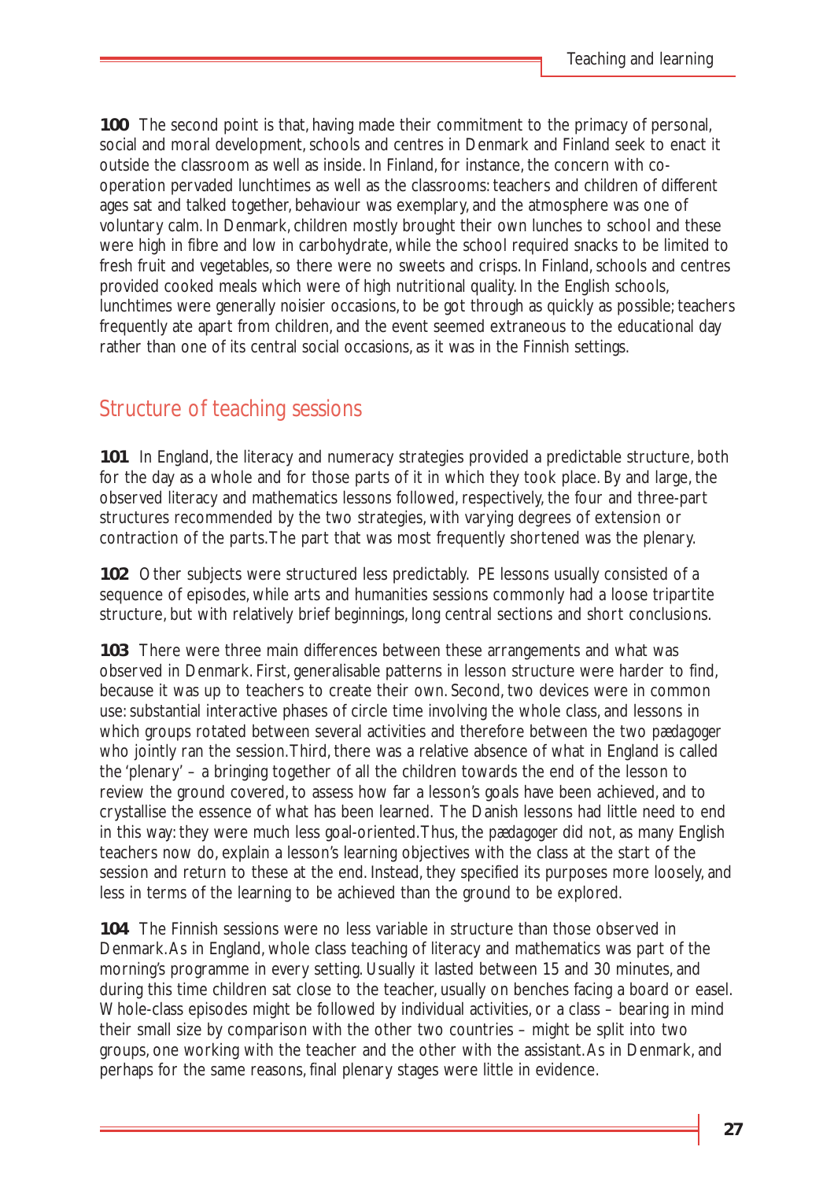**100** The second point is that, having made their commitment to the primacy of personal, social and moral development, schools and centres in Denmark and Finland seek to enact it outside the classroom as well as inside. In Finland, for instance, the concern with co-operation pervaded lunchtimes as well as the classrooms: teachers and children of different ages sat and talked together, behaviour was exemplary, and the atmosphere was one of voluntary calm. In Denmark, children mostly brought their own lunches to school and these were high in fibre and low in carbohydrate, while the school required snacks to be limited to fresh fruit and vegetables, so there were no sweets and crisps. In Finland, schools and centres provided cooked meals which were of high nutritional quality. In the English schools, lunchtimes were generally noisier occasions, to be got through as quickly as possible; teachers frequently ate apart from children, and the event seemed extraneous to the educational day rather than one of its central social occasions, as it was in the Finnish settings.

## Structure of teaching sessions

**101** In England, the literacy and numeracy strategies provided a predictable structure, both for the day as a whole and for those parts of it in which they took place. By and large, the observed literacy and mathematics lessons followed, respectively, the four and three-part structures recommended by the two strategies, with varying degrees of extension or contraction of the parts. The part that was most frequently shortened was the plenary.

**102** Other subjects were structured less predictably. PE lessons usually consisted of a sequence of episodes, while arts and humanities sessions commonly had a loose tripartite structure, but with relatively brief beginnings, long central sections and short conclusions.

**103** There were three main differences between these arrangements and what was observed in Denmark. First, generalisable patterns in lesson structure were harder to find, because it was up to teachers to create their own. Second, two devices were in common use: substantial interactive phases of circle time involving the whole class, and lessons in which groups rotated between several activities and therefore between the two *pædagoger* who jointly ran the session. Third, there was a relative absence of what in England is called the 'plenary' – a bringing together of all the children towards the end of the lesson to review the ground covered, to assess how far a lesson's goals have been achieved, and to crystallise the essence of what has been learned. The Danish lessons had little need to end in this way: they were much less goal-oriented. Thus, the *pædagoger* did not, as many English teachers now do, explain a lesson's learning objectives with the class at the start of the session and return to these at the end. Instead, they specified its purposes more loosely, and less in terms of the learning to be achieved than the ground to be explored.

**104** The Finnish sessions were no less variable in structure than those observed in Denmark. As in England, whole class teaching of literacy and mathematics was part of the morning's programme in every setting. Usually it lasted between 15 and 30 minutes, and during this time children sat close to the teacher, usually on benches facing a board or easel. Whole-class episodes might be followed by individual activities, or a class – bearing in mind their small size by comparison with the other two countries – might be split into two groups, one working with the teacher and the other with the assistant. As in Denmark, and perhaps for the same reasons, final plenary stages were little in evidence.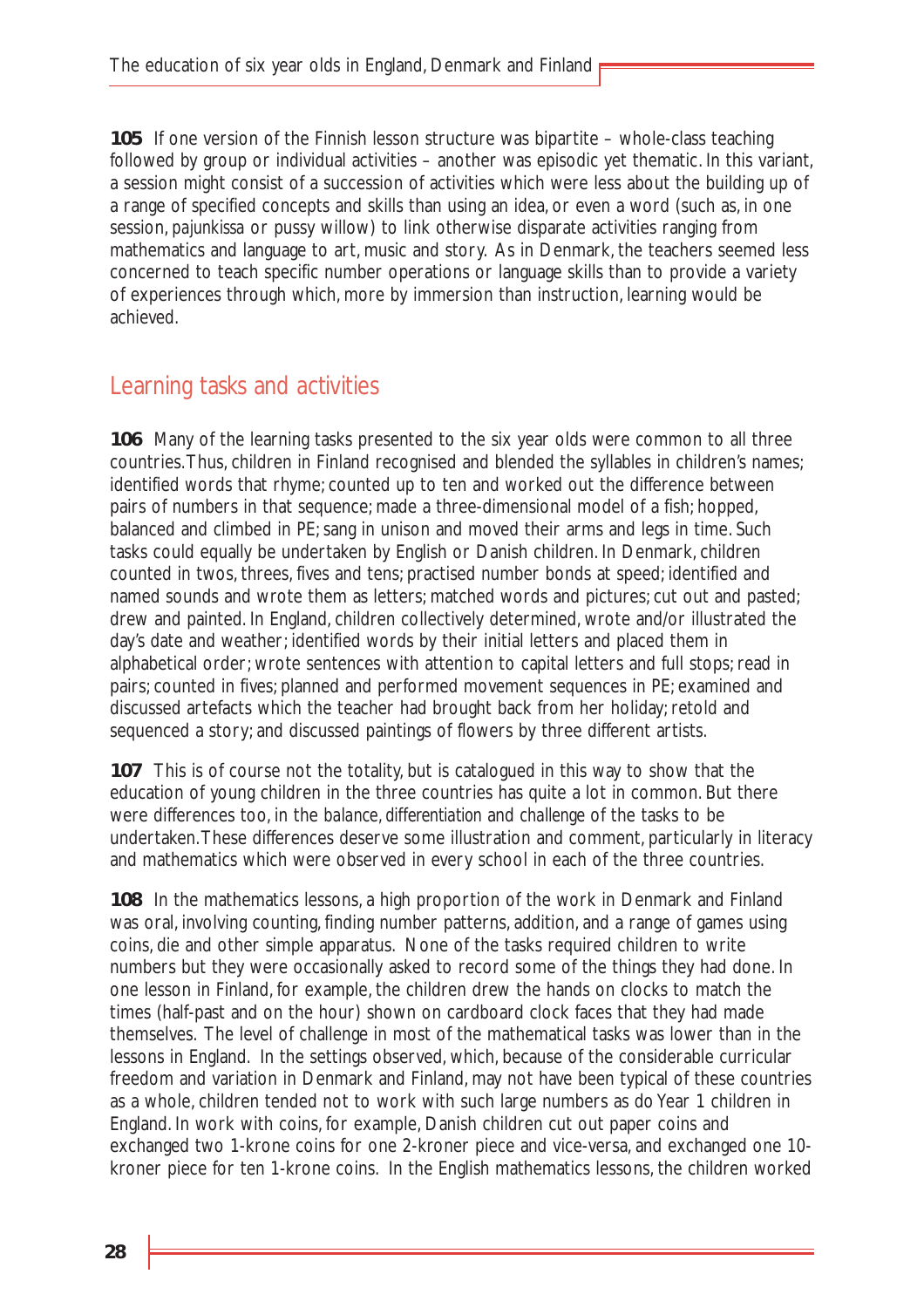**105** If one version of the Finnish lesson structure was bipartite – whole-class teaching followed by group or individual activities – another was episodic yet thematic. In this variant, a session might consist of a succession of activities which were less about the building up of a range of specified concepts and skills than using an idea, or even a word (such as, in one session, *pajunkissa* or pussy willow) to link otherwise disparate activities ranging from mathematics and language to art, music and story. As in Denmark, the teachers seemed less concerned to teach specific number operations or language skills than to provide a variety of experiences through which, more by immersion than instruction, learning would be achieved.

## Learning tasks and activities

**106** Many of the learning tasks presented to the six year olds were common to all three countries. Thus, children in Finland recognised and blended the syllables in children's names; identified words that rhyme; counted up to ten and worked out the difference between pairs of numbers in that sequence; made a three-dimensional model of a fish; hopped, balanced and climbed in PE; sang in unison and moved their arms and legs in time. Such tasks could equally be undertaken by English or Danish children. In Denmark, children counted in twos, threes, fives and tens; practised number bonds at speed; identified and named sounds and wrote them as letters; matched words and pictures; cut out and pasted; drew and painted. In England, children collectively determined, wrote and/or illustrated the day's date and weather; identified words by their initial letters and placed them in alphabetical order; wrote sentences with attention to capital letters and full stops; read in pairs; counted in fives; planned and performed movement sequences in PE; examined and discussed artefacts which the teacher had brought back from her holiday; retold and sequenced a story; and discussed paintings of flowers by three different artists.

**107** This is of course not the totality, but is catalogued in this way to show that the education of young children in the three countries has quite a lot in common. But there were differences too, in the *balance*, *differentiation* and *challenge* of the tasks to be undertaken. These differences deserve some illustration and comment, particularly in literacy and mathematics which were observed in every school in each of the three countries.

**108** In the mathematics lessons, a high proportion of the work in Denmark and Finland was oral, involving counting, finding number patterns, addition, and a range of games using coins, die and other simple apparatus. None of the tasks required children to write numbers but they were occasionally asked to record some of the things they had done. In one lesson in Finland, for example, the children drew the hands on clocks to match the times (half-past and on the hour) shown on cardboard clock faces that they had made themselves. The level of challenge in most of the mathematical tasks was lower than in the lessons in England. In the settings observed, which, because of the considerable curricular freedom and variation in Denmark and Finland, may not have been typical of these countries as a whole, children tended not to work with such large numbers as do Year 1 children in England. In work with coins, for example, Danish children cut out paper coins and exchanged two 1-krone coins for one 2-kroner piece and vice-versa, and exchanged one 10-kroner piece for ten 1-krone coins. In the English mathematics lessons, the children worked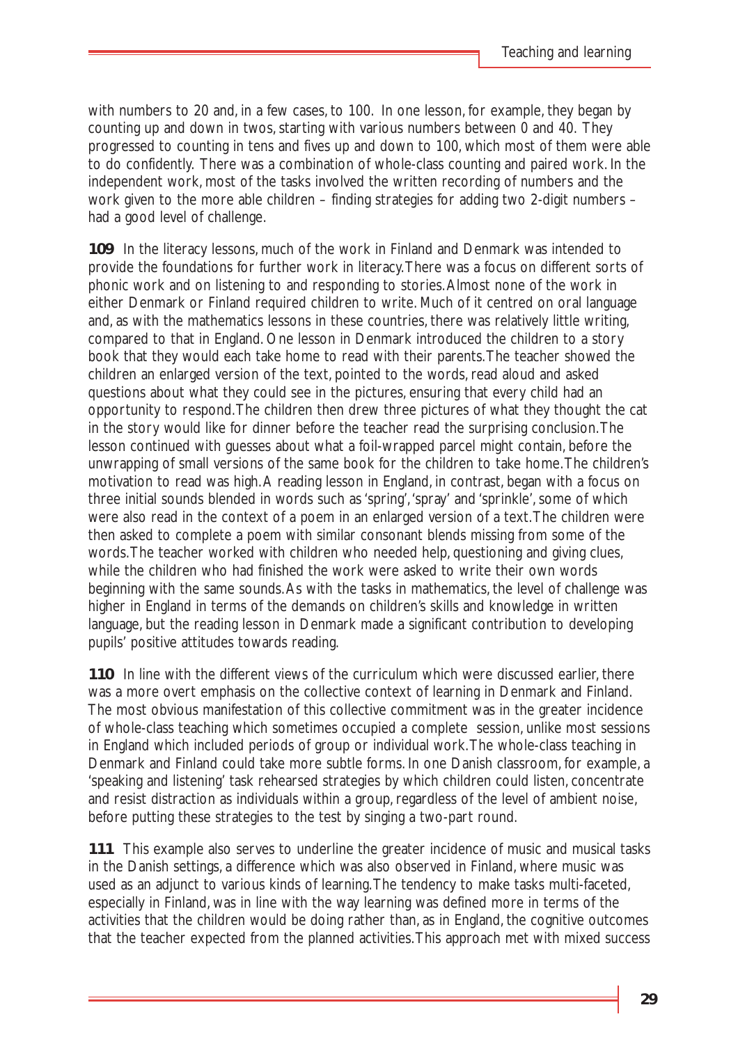with numbers to 20 and, in a few cases, to 100. In one lesson, for example, they began by counting up and down in twos, starting with various numbers between 0 and 40. They progressed to counting in tens and fives up and down to 100, which most of them were able to do confidently. There was a combination of whole-class counting and paired work. In the independent work, most of the tasks involved the written recording of numbers and the work given to the more able children – finding strategies for adding two 2-digit numbers – had a good level of challenge.

**109** In the literacy lessons, much of the work in Finland and Denmark was intended to provide the foundations for further work in literacy. There was a focus on different sorts of phonic work and on listening to and responding to stories. Almost none of the work in either Denmark or Finland required children to write. Much of it centred on oral language and, as with the mathematics lessons in these countries, there was relatively little writing, compared to that in England. One lesson in Denmark introduced the children to a story book that they would each take home to read with their parents. The teacher showed the children an enlarged version of the text, pointed to the words, read aloud and asked questions about what they could see in the pictures, ensuring that every child had an opportunity to respond. The children then drew three pictures of what they thought the cat in the story would like for dinner before the teacher read the surprising conclusion. The lesson continued with guesses about what a foil-wrapped parcel might contain, before the unwrapping of small versions of the same book for the children to take home. The children's motivation to read was high. A reading lesson in England, in contrast, began with a focus on three initial sounds blended in words such as 'spring', 'spray' and 'sprinkle', some of which were also read in the context of a poem in an enlarged version of a text. The children were then asked to complete a poem with similar consonant blends missing from some of the words. The teacher worked with children who needed help, questioning and giving clues, while the children who had finished the work were asked to write their own words beginning with the same sounds. As with the tasks in mathematics, the level of challenge was higher in England in terms of the demands on children's skills and knowledge in written language, but the reading lesson in Denmark made a significant contribution to developing pupils' positive attitudes towards reading.

**110** In line with the different views of the curriculum which were discussed earlier, there was a more overt emphasis on the collective context of learning in Denmark and Finland. The most obvious manifestation of this collective commitment was in the greater incidence of whole-class teaching which sometimes occupied a complete session, unlike most sessions in England which included periods of group or individual work. The whole-class teaching in Denmark and Finland could take more subtle forms. In one Danish classroom, for example, a 'speaking and listening' task rehearsed strategies by which children could listen, concentrate and resist distraction as individuals within a group, regardless of the level of ambient noise, before putting these strategies to the test by singing a two-part round.

**111** This example also serves to underline the greater incidence of music and musical tasks in the Danish settings, a difference which was also observed in Finland, where music was used as an adjunct to various kinds of learning. The tendency to make tasks multi-faceted, especially in Finland, was in line with the way learning was defined more in terms of the activities that the children would be doing rather than, as in England, the cognitive outcomes that the teacher expected from the planned activities. This approach met with mixed success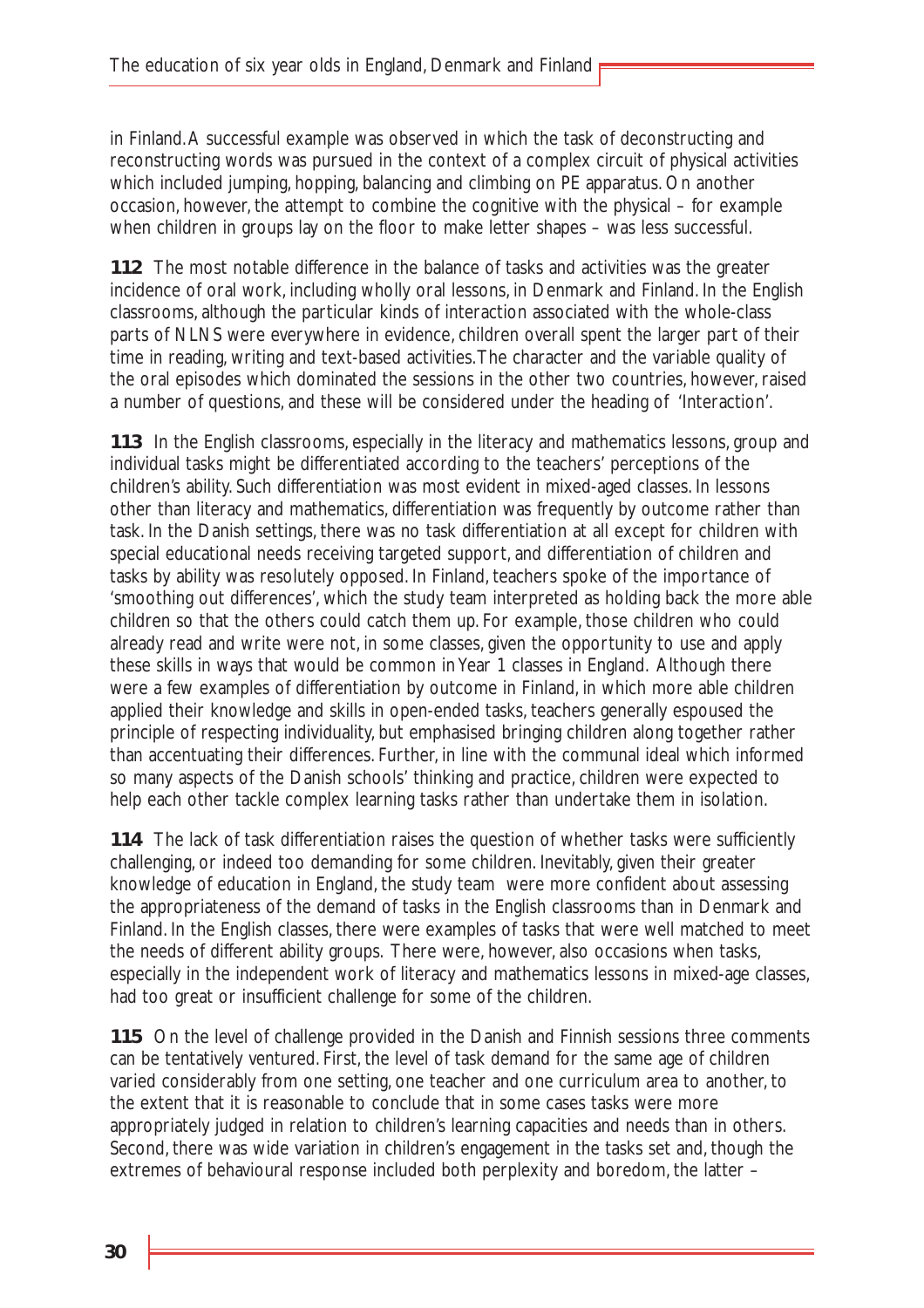in Finland. A successful example was observed in which the task of deconstructing and reconstructing words was pursued in the context of a complex circuit of physical activities which included jumping, hopping, balancing and climbing on PE apparatus. On another occasion, however, the attempt to combine the cognitive with the physical – for example when children in groups lay on the floor to make letter shapes – was less successful.

**112** The most notable difference in the balance of tasks and activities was the greater incidence of oral work, including wholly oral lessons, in Denmark and Finland. In the English classrooms, although the particular kinds of interaction associated with the whole-class parts of NLNS were everywhere in evidence, children overall spent the larger part of their time in reading, writing and text-based activities. The character and the variable quality of the oral episodes which dominated the sessions in the other two countries, however, raised a number of questions, and these will be considered under the heading of 'Interaction'.

**113** In the English classrooms, especially in the literacy and mathematics lessons, group and individual tasks might be differentiated according to the teachers' perceptions of the children's ability. Such differentiation was most evident in mixed-aged classes. In lessons other than literacy and mathematics, differentiation was frequently by outcome rather than task. In the Danish settings, there was no task differentiation at all except for children with special educational needs receiving targeted support, and differentiation of children and tasks by ability was resolutely opposed. In Finland, teachers spoke of the importance of 'smoothing out differences', which the study team interpreted as holding back the more able children so that the others could catch them up. For example, those children who could already read and write were not, in some classes, given the opportunity to use and apply these skills in ways that would be common in Year 1 classes in England. Although there were a few examples of differentiation by outcome in Finland, in which more able children applied their knowledge and skills in open-ended tasks, teachers generally espoused the principle of respecting individuality, but emphasised bringing children along together rather than accentuating their differences. Further, in line with the communal ideal which informed so many aspects of the Danish schools' thinking and practice, children were expected to help each other tackle complex learning tasks rather than undertake them in isolation.

**114** The lack of task differentiation raises the question of whether tasks were sufficiently challenging, or indeed too demanding for some children. Inevitably, given their greater knowledge of education in England, the study team were more confident about assessing the appropriateness of the demand of tasks in the English classrooms than in Denmark and Finland. In the English classes, there were examples of tasks that were well matched to meet the needs of different ability groups. There were, however, also occasions when tasks, especially in the independent work of literacy and mathematics lessons in mixed-age classes, had too great or insufficient challenge for some of the children.

**115** On the level of challenge provided in the Danish and Finnish sessions three comments can be tentatively ventured. First, the level of task demand for the same age of children varied considerably from one setting, one teacher and one curriculum area to another, to the extent that it is reasonable to conclude that in some cases tasks were more appropriately judged in relation to children's learning capacities and needs than in others. Second, there was wide variation in children's engagement in the tasks set and, though the extremes of behavioural response included both perplexity and boredom, the latter –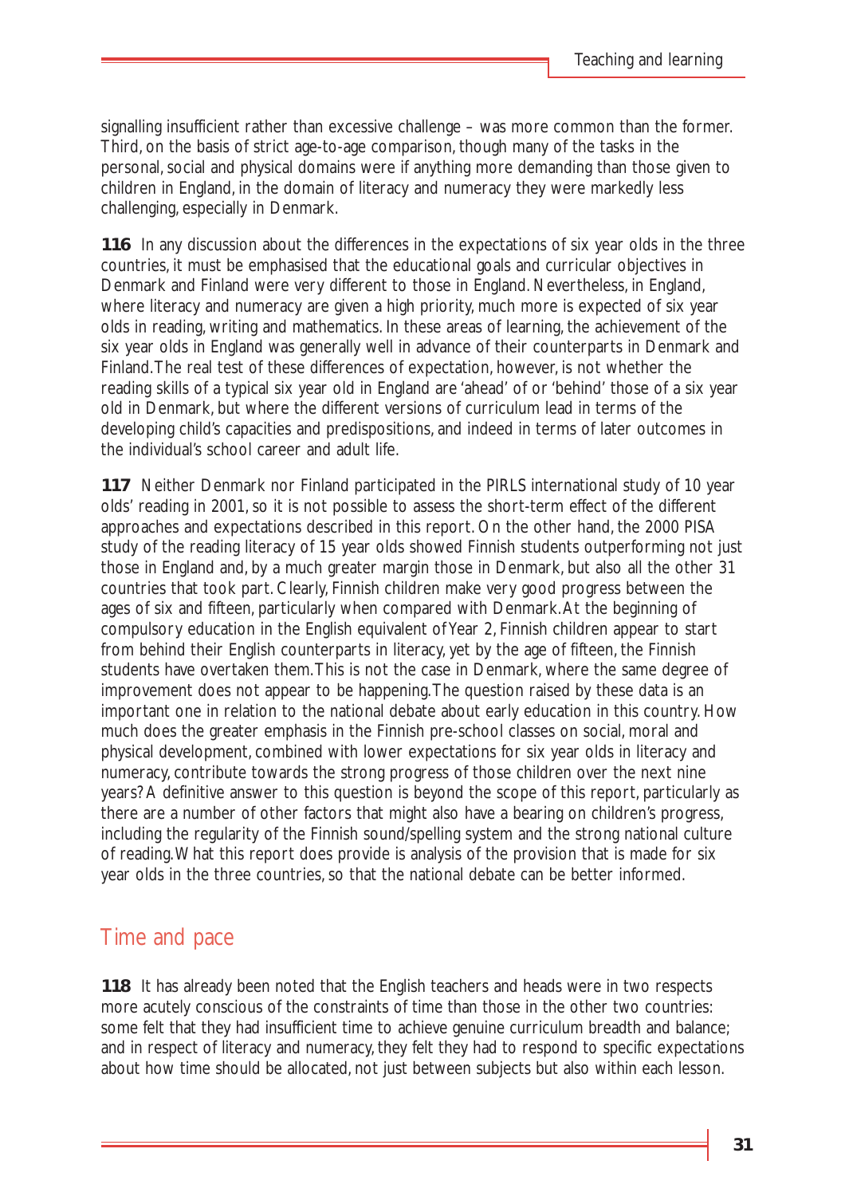signalling insufficient rather than excessive challenge – was more common than the former. Third, on the basis of strict age-to-age comparison, though many of the tasks in the personal, social and physical domains were if anything more demanding than those given to children in England, in the domain of literacy and numeracy they were markedly less challenging, especially in Denmark.

**116** In any discussion about the differences in the expectations of six year olds in the three countries, it must be emphasised that the educational goals and curricular objectives in Denmark and Finland were very different to those in England. Nevertheless, in England, where literacy and numeracy are given a high priority, much more is expected of six year olds in reading, writing and mathematics. In these areas of learning, the achievement of the six year olds in England was generally well in advance of their counterparts in Denmark and Finland. The real test of these differences of expectation, however, is not whether the reading skills of a typical six year old in England are 'ahead' of or 'behind' those of a six year old in Denmark, but where the different versions of curriculum lead in terms of the developing child's capacities and predispositions, and indeed in terms of later outcomes in the individual's school career and adult life.

**117** Neither Denmark nor Finland participated in the PIRLS international study of 10 year olds' reading in 2001, so it is not possible to assess the short-term effect of the different approaches and expectations described in this report. On the other hand, the 2000 PISA study of the reading literacy of 15 year olds showed Finnish students outperforming not just those in England and, by a much greater margin those in Denmark, but also all the other 31 countries that took part. Clearly, Finnish children make very good progress between the ages of six and fifteen, particularly when compared with Denmark. At the beginning of compulsory education in the English equivalent of Year 2, Finnish children appear to start from behind their English counterparts in literacy, yet by the age of fifteen, the Finnish students have overtaken them. This is not the case in Denmark, where the same degree of improvement does not appear to be happening. The question raised by these data is an important one in relation to the national debate about early education in this country. How much does the greater emphasis in the Finnish pre-school classes on social, moral and physical development, combined with lower expectations for six year olds in literacy and numeracy, contribute towards the strong progress of those children over the next nine years? A definitive answer to this question is beyond the scope of this report, particularly as there are a number of other factors that might also have a bearing on children's progress, including the regularity of the Finnish sound/spelling system and the strong national culture of reading. What this report does provide is analysis of the provision that is made for six year olds in the three countries, so that the national debate can be better informed.

## Time and pace

**118** It has already been noted that the English teachers and heads were in two respects more acutely conscious of the constraints of time than those in the other two countries: some felt that they had insufficient time to achieve genuine curriculum breadth and balance; and in respect of literacy and numeracy, they felt they had to respond to specific expectations about how time should be allocated, not just between subjects but also within each lesson.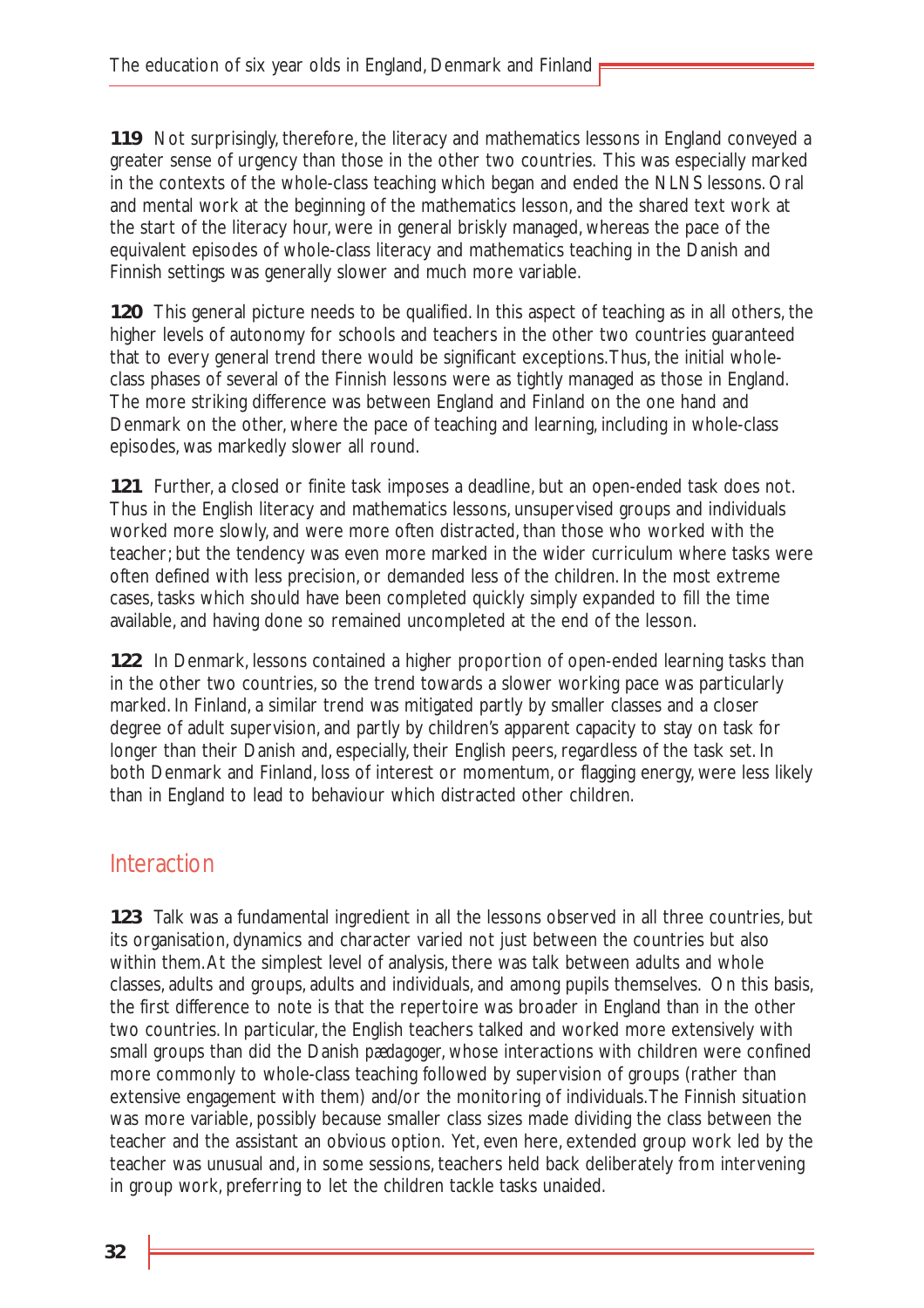**119** Not surprisingly, therefore, the literacy and mathematics lessons in England conveyed a greater sense of urgency than those in the other two countries. This was especially marked in the contexts of the whole-class teaching which began and ended the NLNS lessons. Oral and mental work at the beginning of the mathematics lesson, and the shared text work at the start of the literacy hour, were in general briskly managed, whereas the pace of the equivalent episodes of whole-class literacy and mathematics teaching in the Danish and Finnish settings was generally slower and much more variable.

**120** This general picture needs to be qualified. In this aspect of teaching as in all others, the higher levels of autonomy for schools and teachers in the other two countries guaranteed that to every general trend there would be significant exceptions. Thus, the initial whole-class phases of several of the Finnish lessons were as tightly managed as those in England. The more striking difference was between England and Finland on the one hand and Denmark on the other, where the pace of teaching and learning, including in whole-class episodes, was markedly slower all round.

**121** Further, a closed or finite task imposes a deadline, but an open-ended task does not. Thus in the English literacy and mathematics lessons, unsupervised groups and individuals worked more slowly, and were more often distracted, than those who worked with the teacher; but the tendency was even more marked in the wider curriculum where tasks were often defined with less precision, or demanded less of the children. In the most extreme cases, tasks which should have been completed quickly simply expanded to fill the time available, and having done so remained uncompleted at the end of the lesson.

**122** In Denmark, lessons contained a higher proportion of open-ended learning tasks than in the other two countries, so the trend towards a slower working pace was particularly marked. In Finland, a similar trend was mitigated partly by smaller classes and a closer degree of adult supervision, and partly by children's apparent capacity to stay on task for longer than their Danish and, especially, their English peers, regardless of the task set. In both Denmark and Finland, loss of interest or momentum, or flagging energy, were less likely than in England to lead to behaviour which distracted other children.

## Interaction

**123** Talk was a fundamental ingredient in all the lessons observed in all three countries, but its organisation, dynamics and character varied not just between the countries but also within them. At the simplest level of analysis, there was talk between adults and whole classes, adults and groups, adults and individuals, and among pupils themselves. On this basis, the first difference to note is that the repertoire was broader in England than in the other two countries. In particular, the English teachers talked and worked more extensively with small groups than did the Danish *pædagoger*, whose interactions with children were confined more commonly to whole-class teaching followed by supervision of groups (rather than extensive engagement with them) and/or the monitoring of individuals. The Finnish situation was more variable, possibly because smaller class sizes made dividing the class between the teacher and the assistant an obvious option. Yet, even here, extended group work led by the teacher was unusual and, in some sessions, teachers held back deliberately from intervening in group work, preferring to let the children tackle tasks unaided.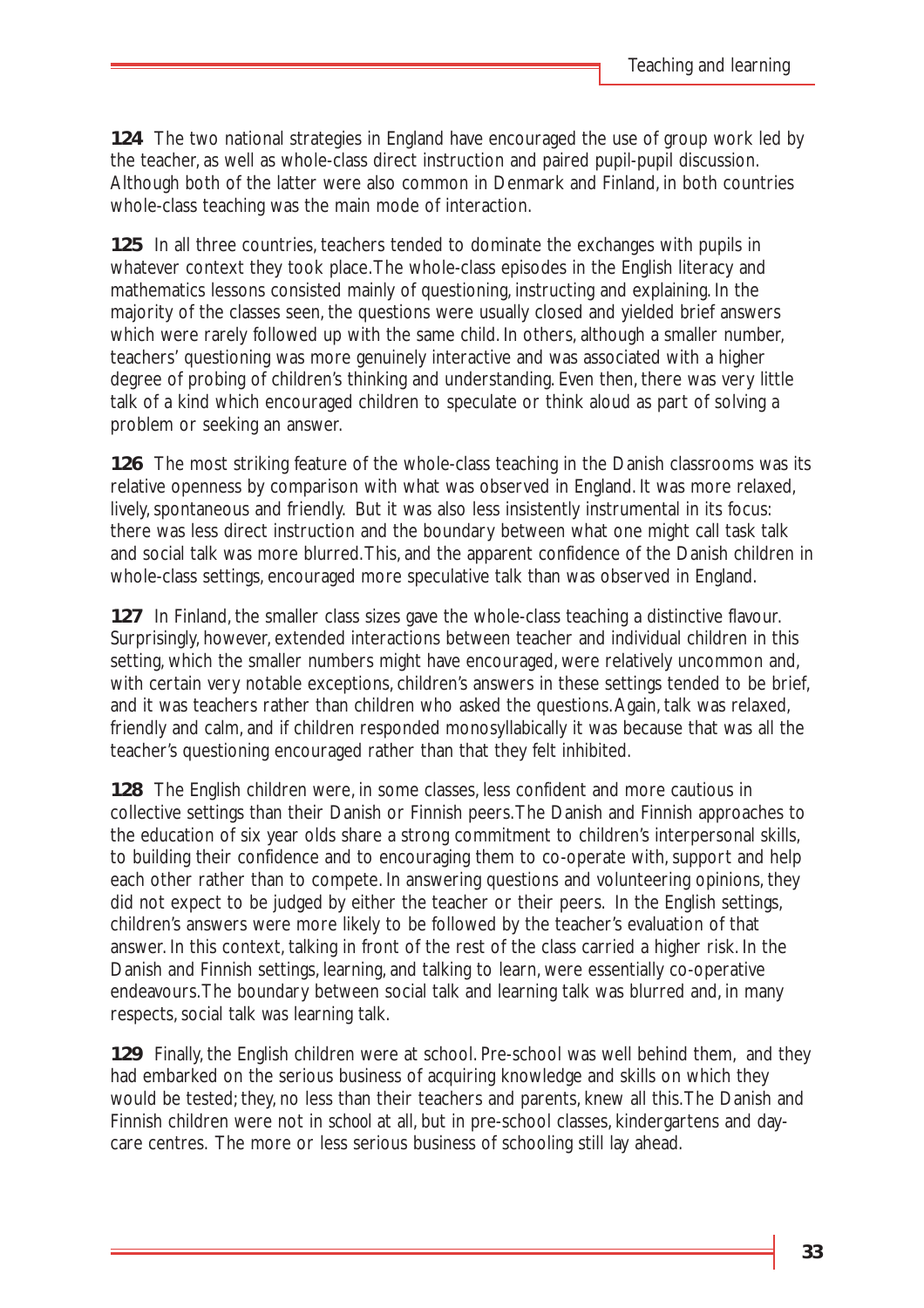**124** The two national strategies in England have encouraged the use of group work led by the teacher, as well as whole-class direct instruction and paired pupil-pupil discussion. Although both of the latter were also common in Denmark and Finland, in both countries whole-class teaching was the main mode of interaction.

**125** In all three countries, teachers tended to dominate the exchanges with pupils in whatever context they took place. The whole-class episodes in the English literacy and mathematics lessons consisted mainly of questioning, instructing and explaining. In the majority of the classes seen, the questions were usually closed and yielded brief answers which were rarely followed up with the same child. In others, although a smaller number, teachers' questioning was more genuinely interactive and was associated with a higher degree of probing of children's thinking and understanding. Even then, there was very little talk of a kind which encouraged children to speculate or think aloud as part of solving a problem or seeking an answer.

**126** The most striking feature of the whole-class teaching in the Danish classrooms was its relative openness by comparison with what was observed in England. It was more relaxed, lively, spontaneous and friendly. But it was also less insistently instrumental in its focus: there was less direct instruction and the boundary between what one might call task talk and social talk was more blurred. This, and the apparent confidence of the Danish children in whole-class settings, encouraged more speculative talk than was observed in England.

**127** In Finland, the smaller class sizes gave the whole-class teaching a distinctive flavour. Surprisingly, however, extended interactions between teacher and individual children in this setting, which the smaller numbers might have encouraged, were relatively uncommon and, with certain very notable exceptions, children's answers in these settings tended to be brief, and it was teachers rather than children who asked the questions. Again, talk was relaxed, friendly and calm, and if children responded monosyllabically it was because that was all the teacher's questioning encouraged rather than that they felt inhibited.

**128** The English children were, in some classes, less confident and more cautious in collective settings than their Danish or Finnish peers. The Danish and Finnish approaches to the education of six year olds share a strong commitment to children's interpersonal skills, to building their confidence and to encouraging them to co-operate with, support and help each other rather than to compete. In answering questions and volunteering opinions, they did not expect to be judged by either the teacher or their peers. In the English settings, children's answers were more likely to be followed by the teacher's evaluation of that answer. In this context, talking in front of the rest of the class carried a higher risk. In the Danish and Finnish settings, learning, and talking to learn, were essentially co-operative endeavours. The boundary between social talk and learning talk was blurred and, in many respects, social talk *was* learning talk.

**129** Finally, the English children were at school. Pre-school was well behind them, and they had embarked on the serious business of acquiring knowledge and skills on which they would be tested; they, no less than their teachers and parents, knew all this. The Danish and Finnish children were not in school at all, but in pre-school classes, kindergartens and day-care centres. The more or less serious business of schooling still lay ahead.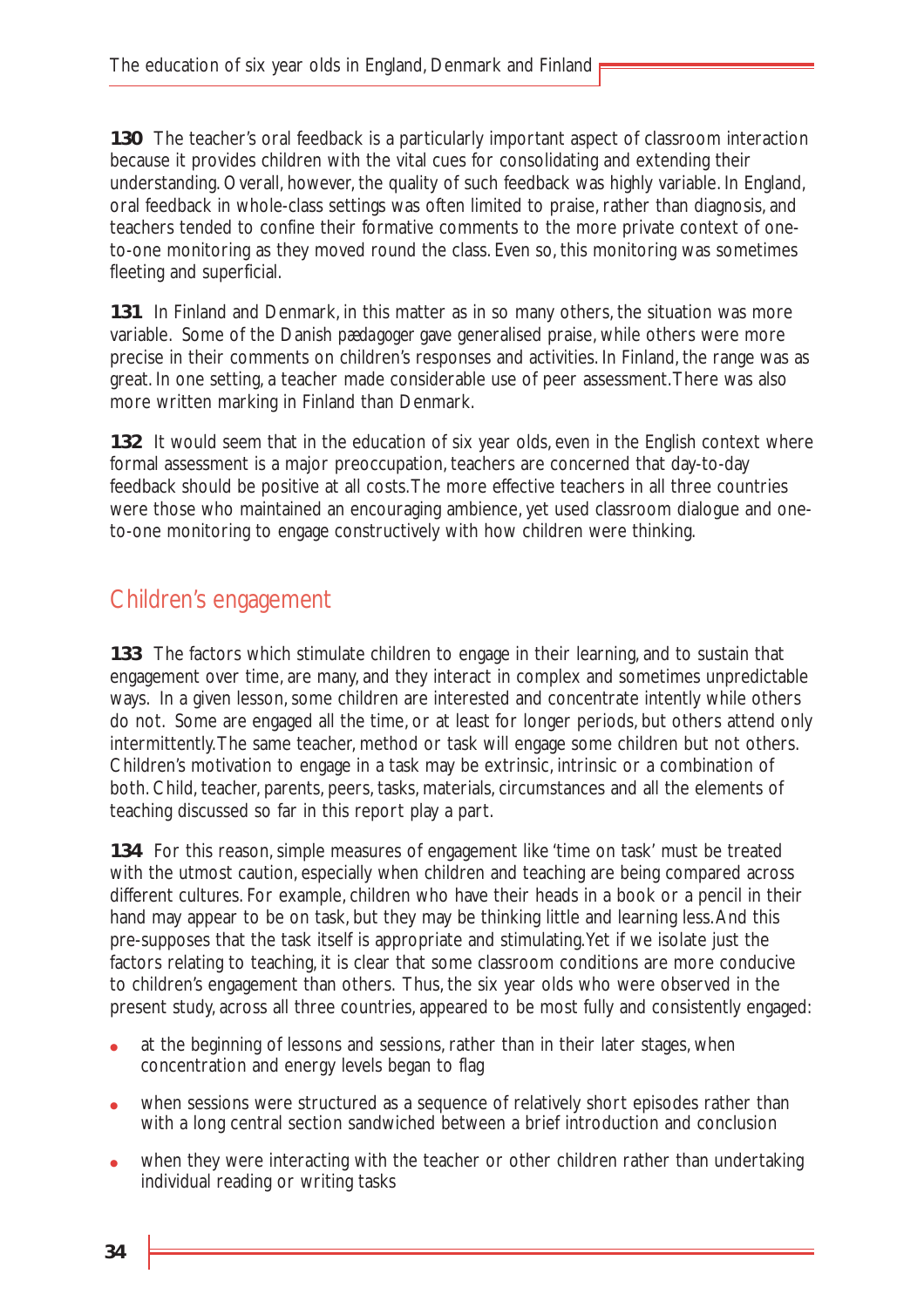**130** The teacher's oral feedback is a particularly important aspect of classroom interaction because it provides children with the vital cues for consolidating and extending their understanding. Overall, however, the quality of such feedback was highly variable. In England, oral feedback in whole-class settings was often limited to praise, rather than diagnosis, and teachers tended to confine their formative comments to the more private context of one-to-one monitoring as they moved round the class. Even so, this monitoring was sometimes fleeting and superficial.

**131** In Finland and Denmark, in this matter as in so many others, the situation was more variable. Some of the Danish *pædagoger* gave generalised praise, while others were more precise in their comments on children's responses and activities. In Finland, the range was as great. In one setting, a teacher made considerable use of peer assessment. There was also more written marking in Finland than Denmark.

**132** It would seem that in the education of six year olds, even in the English context where formal assessment is a major preoccupation, teachers are concerned that day-to-day feedback should be positive at all costs. The more effective teachers in all three countries were those who maintained an encouraging ambience, yet used classroom dialogue and one-to-one monitoring to engage constructively with how children were thinking.

## Children's engagement

**133** The factors which stimulate children to engage in their learning, and to sustain that engagement over time, are many, and they interact in complex and sometimes unpredictable ways. In a given lesson, some children are interested and concentrate intently while others do not. Some are engaged all the time, or at least for longer periods, but others attend only intermittently. The same teacher, method or task will engage some children but not others. Children's motivation to engage in a task may be extrinsic, intrinsic or a combination of both. Child, teacher, parents, peers, tasks, materials, circumstances and all the elements of teaching discussed so far in this report play a part.

**134** For this reason, simple measures of engagement like 'time on task' must be treated with the utmost caution, especially when children and teaching are being compared across different cultures. For example, children who have their heads in a book or a pencil in their hand may appear to be on task, but they may be thinking little and learning less. And this pre-supposes that the task itself is appropriate and stimulating. Yet if we isolate just the factors relating to teaching, it is clear that some classroom conditions are more conducive to children's engagement than others. Thus, the six year olds who were observed in the present study, across all three countries, appeared to be most fully and consistently engaged:

- at the beginning of lessons and sessions, rather than in their later stages, when concentration and energy levels began to flag
- when sessions were structured as a sequence of relatively short episodes rather than with a long central section sandwiched between a brief introduction and conclusion
- when they were interacting with the teacher or other children rather than undertaking individual reading or writing tasks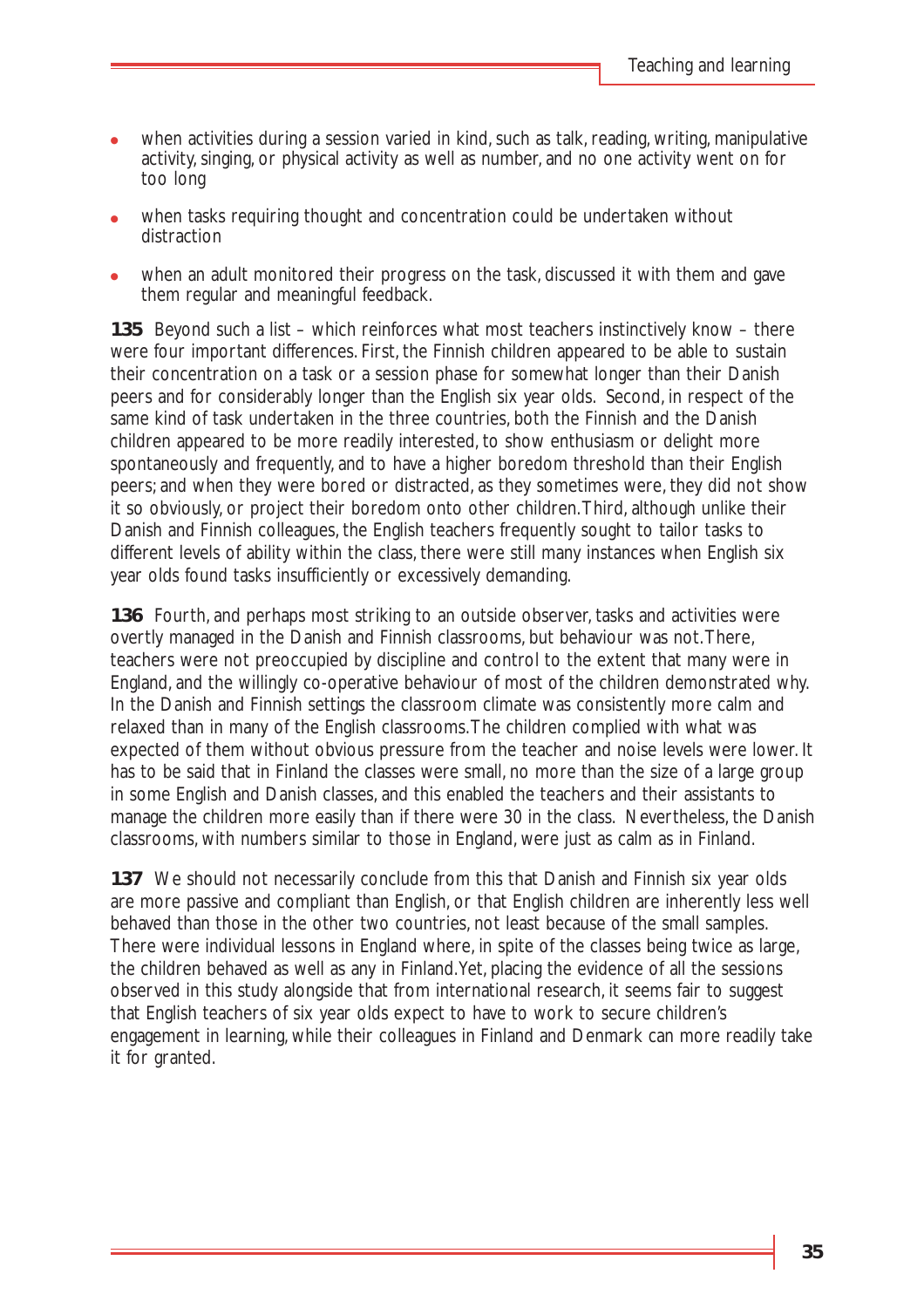- when activities during a session varied in kind, such as talk, reading, writing, manipulative activity, singing, or physical activity as well as number, and no one activity went on for too long
- when tasks requiring thought and concentration could be undertaken without distraction
- when an adult monitored their progress on the task, discussed it with them and gave them regular and meaningful feedback.

**135** Beyond such a list – which reinforces what most teachers instinctively know – there were four important differences. First, the Finnish children appeared to be able to sustain their concentration on a task or a session phase for somewhat longer than their Danish peers and for considerably longer than the English six year olds. Second, in respect of the same kind of task undertaken in the three countries, both the Finnish and the Danish children appeared to be more readily interested, to show enthusiasm or delight more spontaneously and frequently, and to have a higher boredom threshold than their English peers; and when they were bored or distracted, as they sometimes were, they did not show it so obviously, or project their boredom onto other children. Third, although unlike their Danish and Finnish colleagues, the English teachers frequently sought to tailor tasks to different levels of ability within the class, there were still many instances when English six year olds found tasks insufficiently or excessively demanding.

**136** Fourth, and perhaps most striking to an outside observer, tasks and activities were overtly managed in the Danish and Finnish classrooms, but behaviour was not. There, teachers were not preoccupied by discipline and control to the extent that many were in England, and the willingly co-operative behaviour of most of the children demonstrated why. In the Danish and Finnish settings the classroom climate was consistently more calm and relaxed than in many of the English classrooms. The children complied with what was expected of them without obvious pressure from the teacher and noise levels were lower. It has to be said that in Finland the classes were small, no more than the size of a large group in some English and Danish classes, and this enabled the teachers and their assistants to manage the children more easily than if there were 30 in the class. Nevertheless, the Danish classrooms, with numbers similar to those in England, were just as calm as in Finland.

**137** We should not necessarily conclude from this that Danish and Finnish six year olds are more passive and compliant than English, or that English children are inherently less well behaved than those in the other two countries, not least because of the small samples. There were individual lessons in England where, in spite of the classes being twice as large, the children behaved as well as any in Finland. Yet, placing the evidence of all the sessions observed in this study alongside that from international research, it seems fair to suggest that English teachers of six year olds expect to have to work to secure children's engagement in learning, while their colleagues in Finland and Denmark can more readily take it for granted.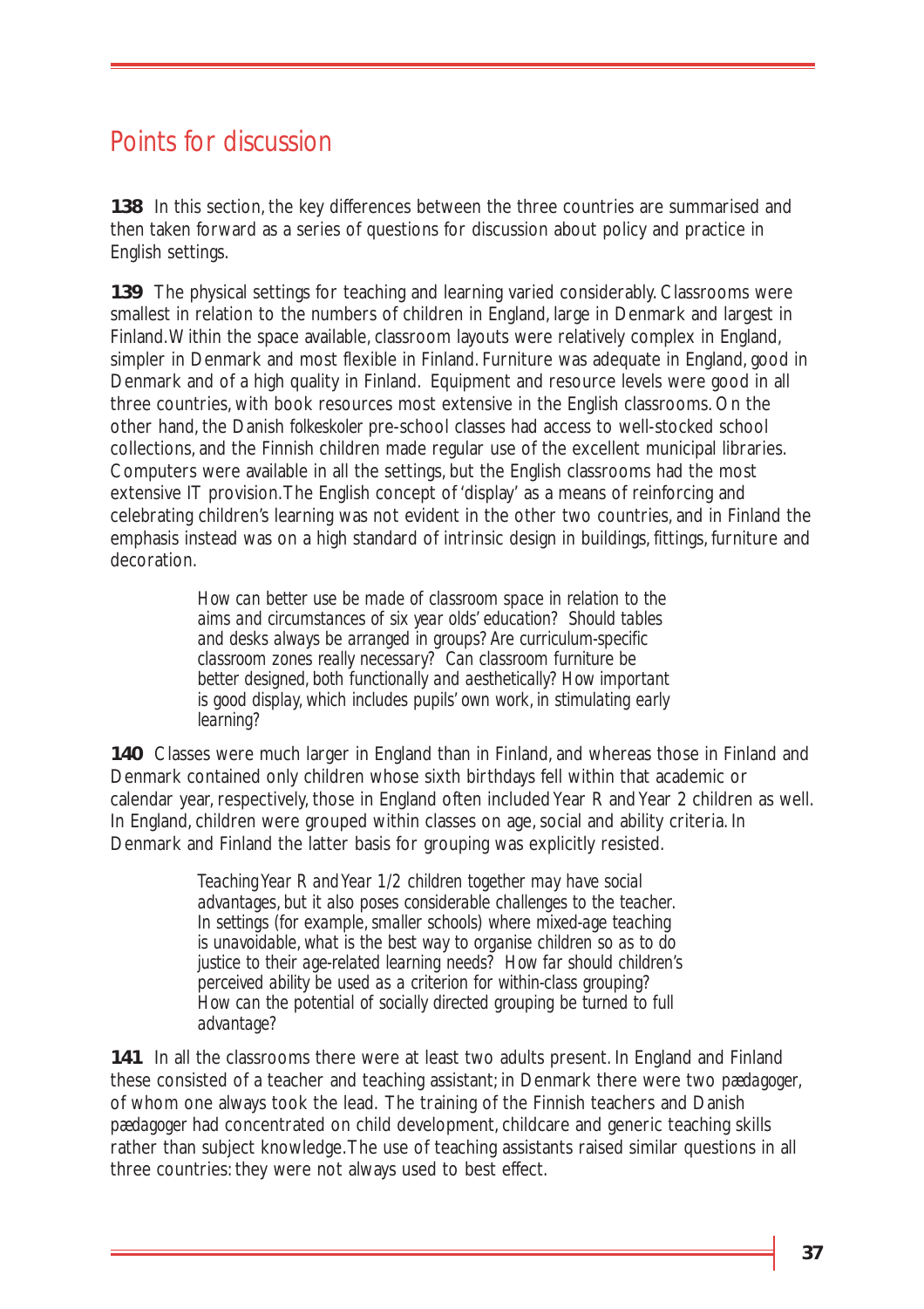## Points for discussion

**138** In this section, the key differences between the three countries are summarised and then taken forward as a series of questions for discussion about policy and practice in English settings.

**139** The physical settings for teaching and learning varied considerably. Classrooms were smallest in relation to the numbers of children in England, large in Denmark and largest in Finland. Within the space available, classroom layouts were relatively complex in England, simpler in Denmark and most flexible in Finland. Furniture was adequate in England, good in Denmark and of a high quality in Finland. Equipment and resource levels were good in all three countries, with book resources most extensive in the English classrooms. On the other hand, the Danish *folkeskoler* pre-school classes had access to well-stocked school collections, and the Finnish children made regular use of the excellent municipal libraries. Computers were available in all the settings, but the English classrooms had the most extensive IT provision. The English concept of 'display' as a means of reinforcing and celebrating children's learning was not evident in the other two countries, and in Finland the emphasis instead was on a high standard of intrinsic design in buildings, fittings, furniture and decoration.

> *How can better use be made of classroom space in relation to the aims and circumstances of six year olds' education? Should tables and desks always be arranged in groups? Are curriculum-specific classroom zones really necessary? Can classroom furniture be better designed, both functionally and aesthetically? How important is good display, which includes pupils' own work, in stimulating early learning?*

**140** Classes were much larger in England than in Finland, and whereas those in Finland and Denmark contained only children whose sixth birthdays fell within that academic or calendar year, respectively, those in England often included Year R and Year 2 children as well. In England, children were grouped within classes on age, social and ability criteria. In Denmark and Finland the latter basis for grouping was explicitly resisted.

> *Teaching Year R and Year 1/2 children together may have social advantages, but it also poses considerable challenges to the teacher. In settings (for example, smaller schools) where mixed-age teaching is unavoidable, what is the best way to organise children so as to do justice to their age-related learning needs? How far should children's perceived ability be used as a criterion for within-class grouping? How can the potential of socially directed grouping be turned to full advantage?*

**141** In all the classrooms there were at least two adults present. In England and Finland these consisted of a teacher and teaching assistant; in Denmark there were two *pædagoger*, of whom one always took the lead. The training of the Finnish teachers and Danish *pædagoger* had concentrated on child development, childcare and generic teaching skills rather than subject knowledge. The use of teaching assistants raised similar questions in all three countries: they were not always used to best effect.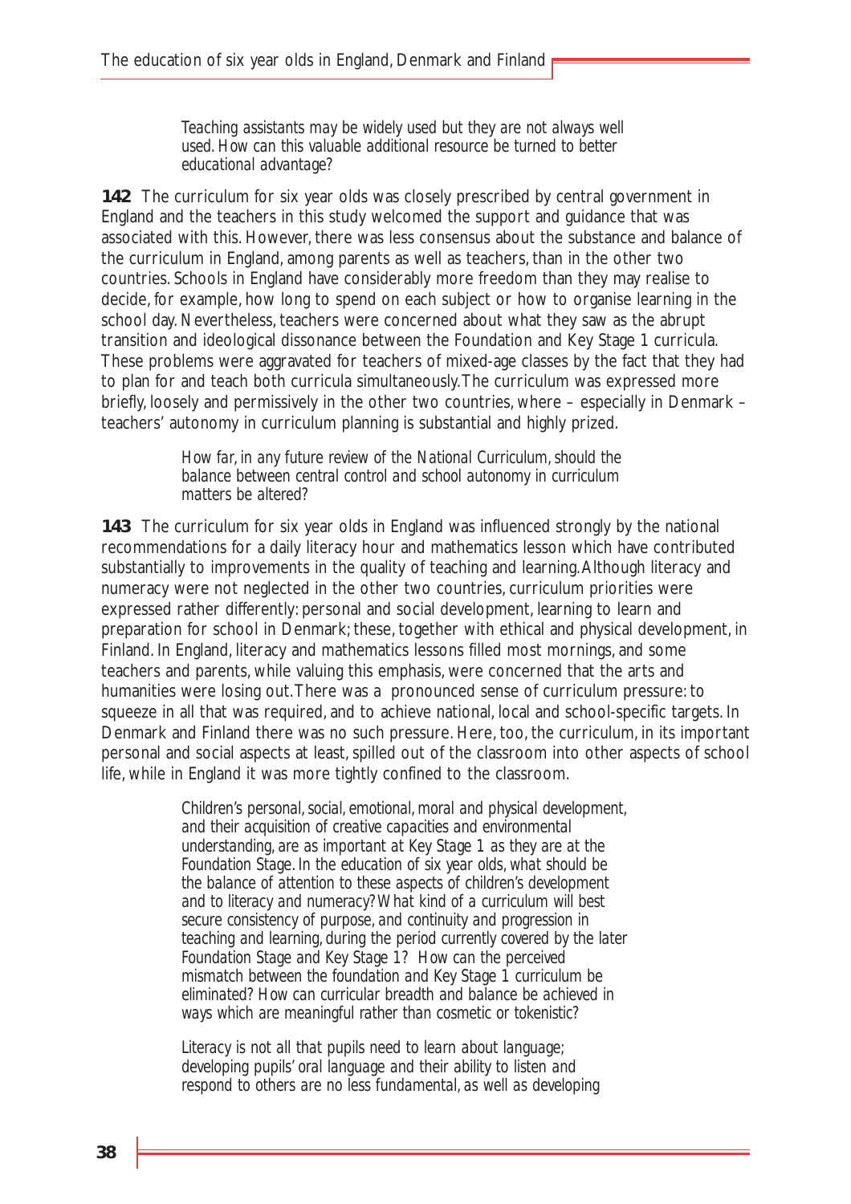*Teaching assistants may be widely used but they are not always well used. How can this valuable additional resource be turned to better educational advantage?*

**142** The curriculum for six year olds was closely prescribed by central government in England and the teachers in this study welcomed the support and guidance that was associated with this. However, there was less consensus about the substance and balance of the curriculum in England, among parents as well as teachers, than in the other two countries. Schools in England have considerably more freedom than they may realise to decide, for example, how long to spend on each subject or how to organise learning in the school day. Nevertheless, teachers were concerned about what they saw as the abrupt transition and ideological dissonance between the Foundation and Key Stage 1 curricula. These problems were aggravated for teachers of mixed-age classes by the fact that they had to plan for and teach both curricula simultaneously. The curriculum was expressed more briefly, loosely and permissively in the other two countries, where – especially in Denmark – teachers' autonomy in curriculum planning is substantial and highly prized.

*How far, in any future review of the National Curriculum, should the balance between central control and school autonomy in curriculum matters be altered?*

**143** The curriculum for six year olds in England was influenced strongly by the national recommendations for a daily literacy hour and mathematics lesson which have contributed substantially to improvements in the quality of teaching and learning. Although literacy and numeracy were not neglected in the other two countries, curriculum priorities were expressed rather differently: personal and social development, learning to learn and preparation for school in Denmark; these, together with ethical and physical development, in Finland. In England, literacy and mathematics lessons filled most mornings, and some teachers and parents, while valuing this emphasis, were concerned that the arts and humanities were losing out. There was a pronounced sense of curriculum pressure: to squeeze in all that was required, and to achieve national, local and school-specific targets. In Denmark and Finland there was no such pressure. Here, too, the curriculum, in its important personal and social aspects at least, spilled out of the classroom into other aspects of school life, while in England it was more tightly confined to the classroom.

*Children's personal, social, emotional, moral and physical development, and their acquisition of creative capacities and environmental understanding, are as important at Key Stage 1 as they are at the Foundation Stage. In the education of six year olds, what should be the balance of attention to these aspects of children's development and to literacy and numeracy? What kind of a curriculum will best secure consistency of purpose, and continuity and progression in teaching and learning, during the period currently covered by the later Foundation Stage and Key Stage 1? How can the perceived mismatch between the foundation and Key Stage 1 curriculum be eliminated? How can curricular breadth and balance be achieved in ways which are meaningful rather than cosmetic or tokenistic?*

*Literacy is not all that pupils need to learn about language; developing pupils' oral language and their ability to listen and respond to others are no less fundamental, as well as developing*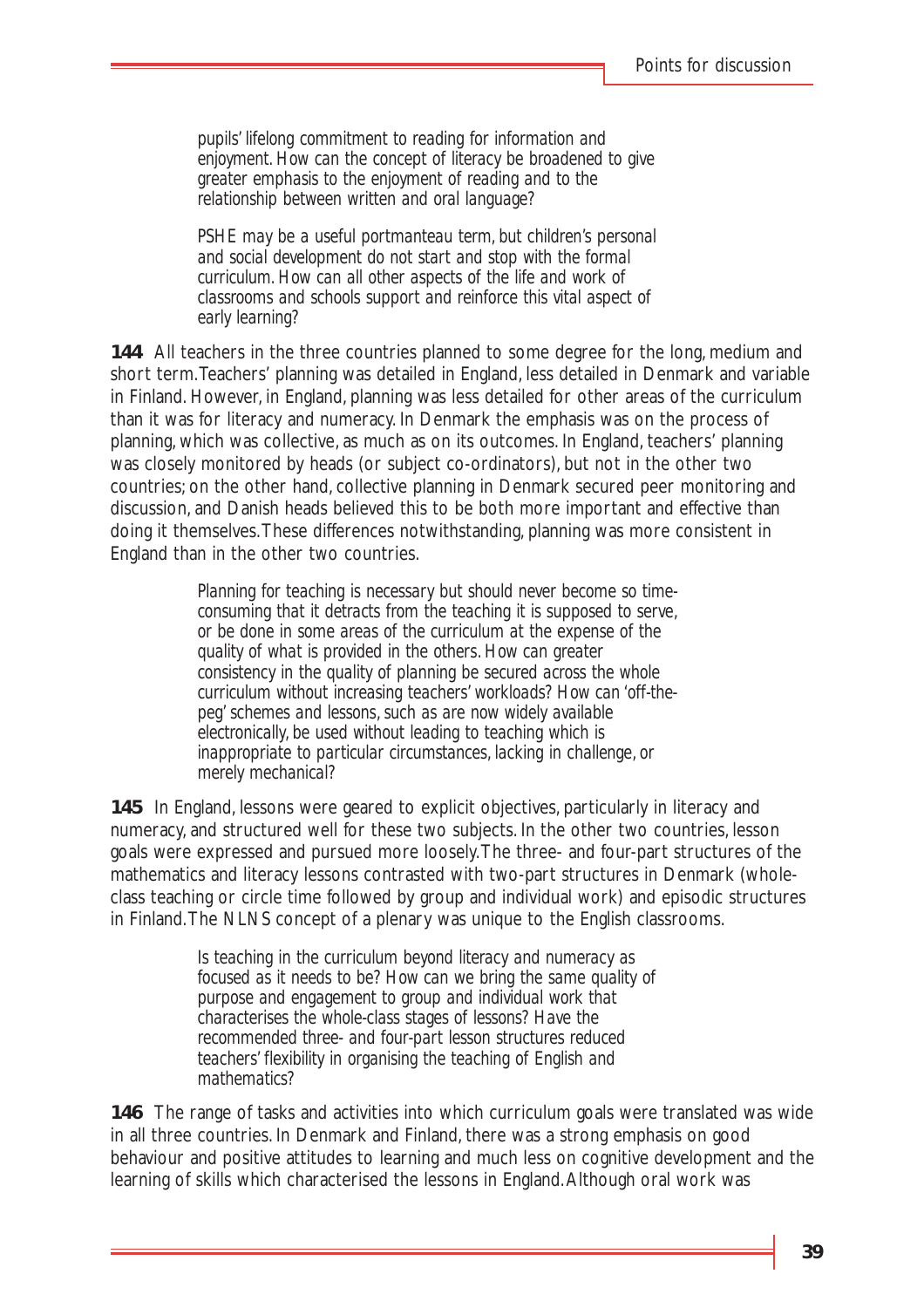*pupils' lifelong commitment to reading for information and enjoyment. How can the concept of literacy be broadened to give greater emphasis to the enjoyment of reading and to the relationship between written and oral language?*

*PSHE may be a useful portmanteau term, but children's personal and social development do not start and stop with the formal curriculum. How can all other aspects of the life and work of classrooms and schools support and reinforce this vital aspect of early learning?*

**144** All teachers in the three countries planned to some degree for the long, medium and short term. Teachers' planning was detailed in England, less detailed in Denmark and variable in Finland. However, in England, planning was less detailed for other areas of the curriculum than it was for literacy and numeracy. In Denmark the emphasis was on the process of planning, which was collective, as much as on its outcomes. In England, teachers' planning was closely monitored by heads (or subject co-ordinators), but not in the other two countries; on the other hand, collective planning in Denmark secured peer monitoring and discussion, and Danish heads believed this to be both more important and effective than doing it themselves. These differences notwithstanding, planning was more consistent in England than in the other two countries.

*Planning for teaching is necessary but should never become so time-consuming that it detracts from the teaching it is supposed to serve, or be done in some areas of the curriculum at the expense of the quality of what is provided in the others. How can greater consistency in the quality of planning be secured across the whole curriculum without increasing teachers' workloads? How can 'off-the-peg' schemes and lessons, such as are now widely available electronically, be used without leading to teaching which is inappropriate to particular circumstances, lacking in challenge, or merely mechanical?*

**145** In England, lessons were geared to explicit objectives, particularly in literacy and numeracy, and structured well for these two subjects. In the other two countries, lesson goals were expressed and pursued more loosely. The three- and four-part structures of the mathematics and literacy lessons contrasted with two-part structures in Denmark (whole-class teaching or circle time followed by group and individual work) and episodic structures in Finland. The NLNS concept of a plenary was unique to the English classrooms.

*Is teaching in the curriculum beyond literacy and numeracy as focused as it needs to be? How can we bring the same quality of purpose and engagement to group and individual work that characterises the whole-class stages of lessons? Have the recommended three- and four-part lesson structures reduced teachers' flexibility in organising the teaching of English and mathematics?*

**146** The range of tasks and activities into which curriculum goals were translated was wide in all three countries. In Denmark and Finland, there was a strong emphasis on good behaviour and positive attitudes to learning and much less on cognitive development and the learning of skills which characterised the lessons in England. Although oral work was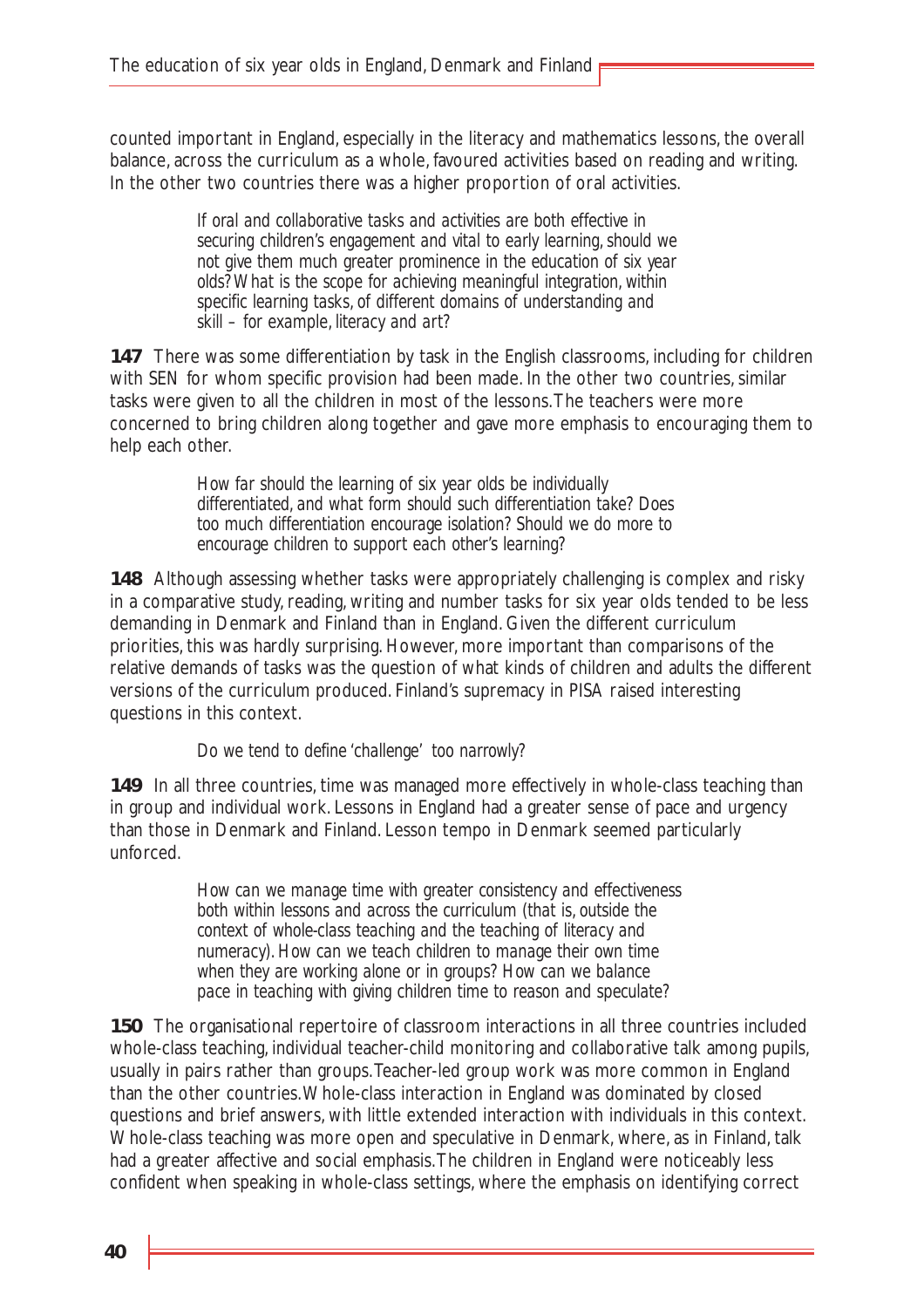counted important in England, especially in the literacy and mathematics lessons, the overall balance, across the curriculum as a whole, favoured activities based on reading and writing. In the other two countries there was a higher proportion of oral activities.

> *If oral and collaborative tasks and activities are both effective in securing children's engagement and vital to early learning, should we not give them much greater prominence in the education of six year olds? What is the scope for achieving meaningful integration, within specific learning tasks, of different domains of understanding and skill – for example, literacy and art?*

**147** There was some differentiation by task in the English classrooms, including for children with SEN for whom specific provision had been made. In the other two countries, similar tasks were given to all the children in most of the lessons. The teachers were more concerned to bring children along together and gave more emphasis to encouraging them to help each other.

> *How far should the learning of six year olds be individually differentiated, and what form should such differentiation take? Does too much differentiation encourage isolation? Should we do more to encourage children to support each other's learning?*

**148** Although assessing whether tasks were appropriately challenging is complex and risky in a comparative study, reading, writing and number tasks for six year olds tended to be less demanding in Denmark and Finland than in England. Given the different curriculum priorities, this was hardly surprising. However, more important than comparisons of the relative demands of tasks was the question of what kinds of children and adults the different versions of the curriculum produced. Finland's supremacy in PISA raised interesting questions in this context.

> *Do we tend to define 'challenge' too narrowly?*

**149** In all three countries, time was managed more effectively in whole-class teaching than in group and individual work. Lessons in England had a greater sense of pace and urgency than those in Denmark and Finland. Lesson tempo in Denmark seemed particularly unforced.

> *How can we manage time with greater consistency and effectiveness both within lessons and across the curriculum (that is, outside the context of whole-class teaching and the teaching of literacy and numeracy). How can we teach children to manage their own time when they are working alone or in groups? How can we balance pace in teaching with giving children time to reason and speculate?*

**150** The organisational repertoire of classroom interactions in all three countries included whole-class teaching, individual teacher-child monitoring and collaborative talk among pupils, usually in pairs rather than groups. Teacher-led group work was more common in England than the other countries. Whole-class interaction in England was dominated by closed questions and brief answers, with little extended interaction with individuals in this context. Whole-class teaching was more open and speculative in Denmark, where, as in Finland, talk had a greater affective and social emphasis. The children in England were noticeably less confident when speaking in whole-class settings, where the emphasis on identifying correct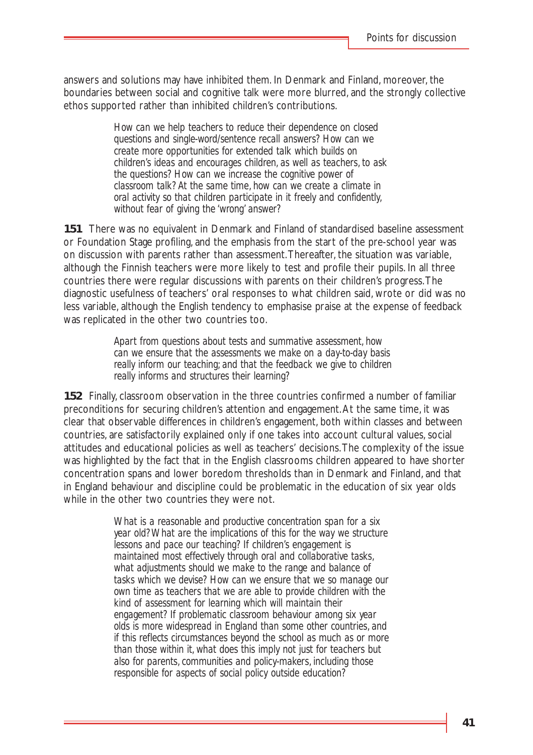answers and solutions may have inhibited them. In Denmark and Finland, moreover, the boundaries between social and cognitive talk were more blurred, and the strongly collective ethos supported rather than inhibited children's contributions.

> *How can we help teachers to reduce their dependence on closed questions and single-word/sentence recall answers? How can we create more opportunities for extended talk which builds on children's ideas and encourages children, as well as teachers, to ask the questions? How can we increase the cognitive power of classroom talk? At the same time, how can we create a climate in oral activity so that children participate in it freely and confidently, without fear of giving the 'wrong' answer?*

**151** There was no equivalent in Denmark and Finland of standardised baseline assessment or Foundation Stage profiling, and the emphasis from the start of the pre-school year was on discussion with parents rather than assessment. Thereafter, the situation was variable, although the Finnish teachers were more likely to test and profile their pupils. In all three countries there were regular discussions with parents on their children's progress. The diagnostic usefulness of teachers' oral responses to what children said, wrote or did was no less variable, although the English tendency to emphasise praise at the expense of feedback was replicated in the other two countries too.

> *Apart from questions about tests and summative assessment, how can we ensure that the assessments we make on a day-to-day basis really inform our teaching; and that the feedback we give to children really informs and structures their learning?*

**152** Finally, classroom observation in the three countries confirmed a number of familiar preconditions for securing children's attention and engagement. At the same time, it was clear that observable differences in children's engagement, both within classes and between countries, are satisfactorily explained only if one takes into account cultural values, social attitudes and educational policies as well as teachers' decisions. The complexity of the issue was highlighted by the fact that in the English classrooms children appeared to have shorter concentration spans and lower boredom thresholds than in Denmark and Finland, and that in England behaviour and discipline could be problematic in the education of six year olds while in the other two countries they were not.

> *What is a reasonable and productive concentration span for a six year old? What are the implications of this for the way we structure lessons and pace our teaching? If children's engagement is maintained most effectively through oral and collaborative tasks, what adjustments should we make to the range and balance of tasks which we devise? How can we ensure that we so manage our own time as teachers that we are able to provide children with the kind of assessment for learning which will maintain their engagement? If problematic classroom behaviour among six year olds is more widespread in England than some other countries, and if this reflects circumstances beyond the school as much as or more than those within it, what does this imply not just for teachers but also for parents, communities and policy-makers, including those responsible for aspects of social policy outside education?*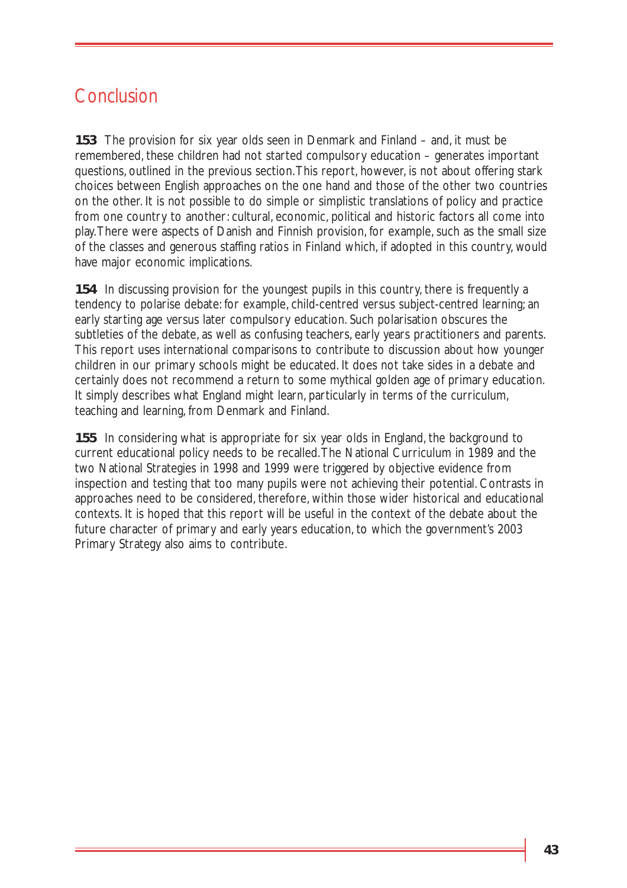## Conclusion

**153** The provision for six year olds seen in Denmark and Finland – and, it must be remembered, these children had not started compulsory education – generates important questions, outlined in the previous section. This report, however, is not about offering stark choices between English approaches on the one hand and those of the other two countries on the other. It is not possible to do simple or simplistic translations of policy and practice from one country to another: cultural, economic, political and historic factors all come into play. There were aspects of Danish and Finnish provision, for example, such as the small size of the classes and generous staffing ratios in Finland which, if adopted in this country, would have major economic implications.

**154** In discussing provision for the youngest pupils in this country, there is frequently a tendency to polarise debate: for example, child-centred versus subject-centred learning; an early starting age versus later compulsory education. Such polarisation obscures the subtleties of the debate, as well as confusing teachers, early years practitioners and parents. This report uses international comparisons to contribute to discussion about how younger children in our primary schools might be educated. It does not take sides in a debate and certainly does not recommend a return to some mythical golden age of primary education. It simply describes what England might learn, particularly in terms of the curriculum, teaching and learning, from Denmark and Finland.

**155** In considering what is appropriate for six year olds in England, the background to current educational policy needs to be recalled. The National Curriculum in 1989 and the two National Strategies in 1998 and 1999 were triggered by objective evidence from inspection and testing that too many pupils were not achieving their potential. Contrasts in approaches need to be considered, therefore, within those wider historical and educational contexts. It is hoped that this report will be useful in the context of the debate about the future character of primary and early years education, to which the government's 2003 Primary Strategy also aims to contribute.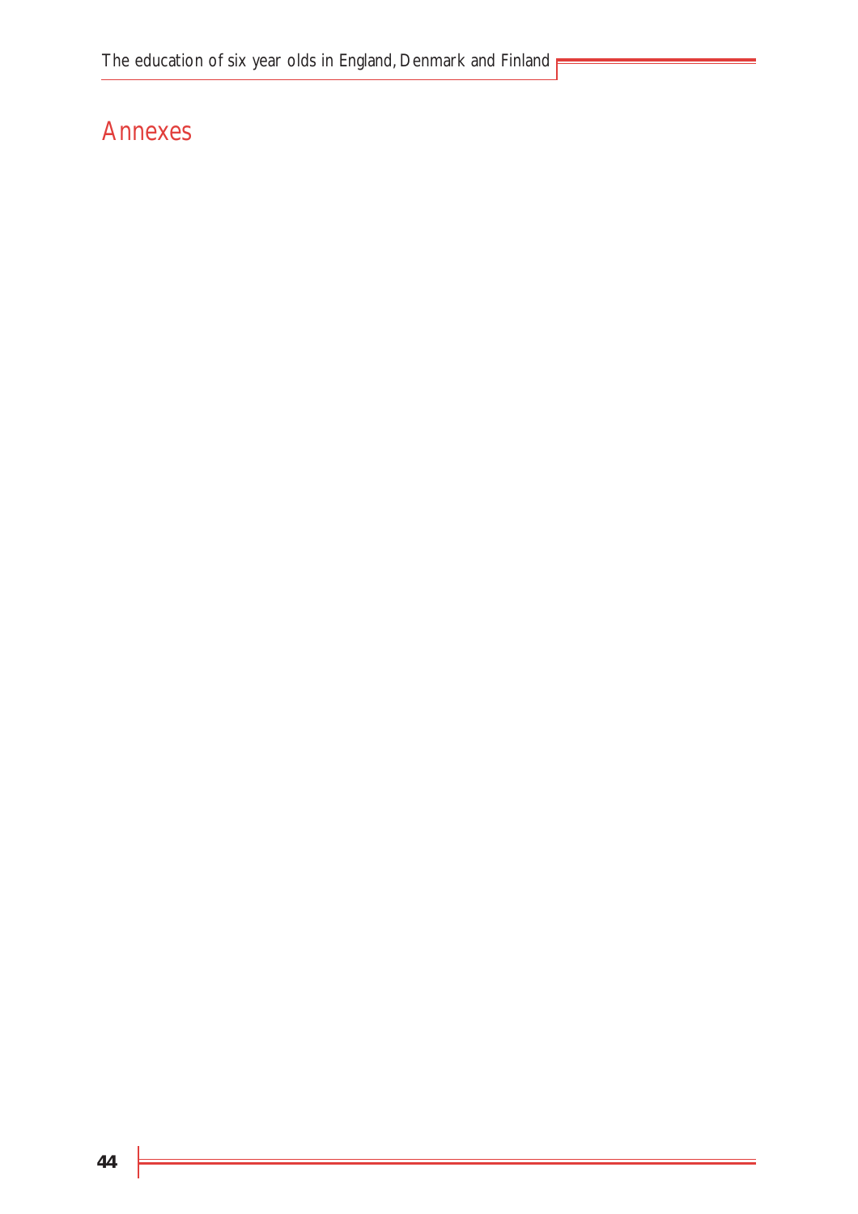# Annexes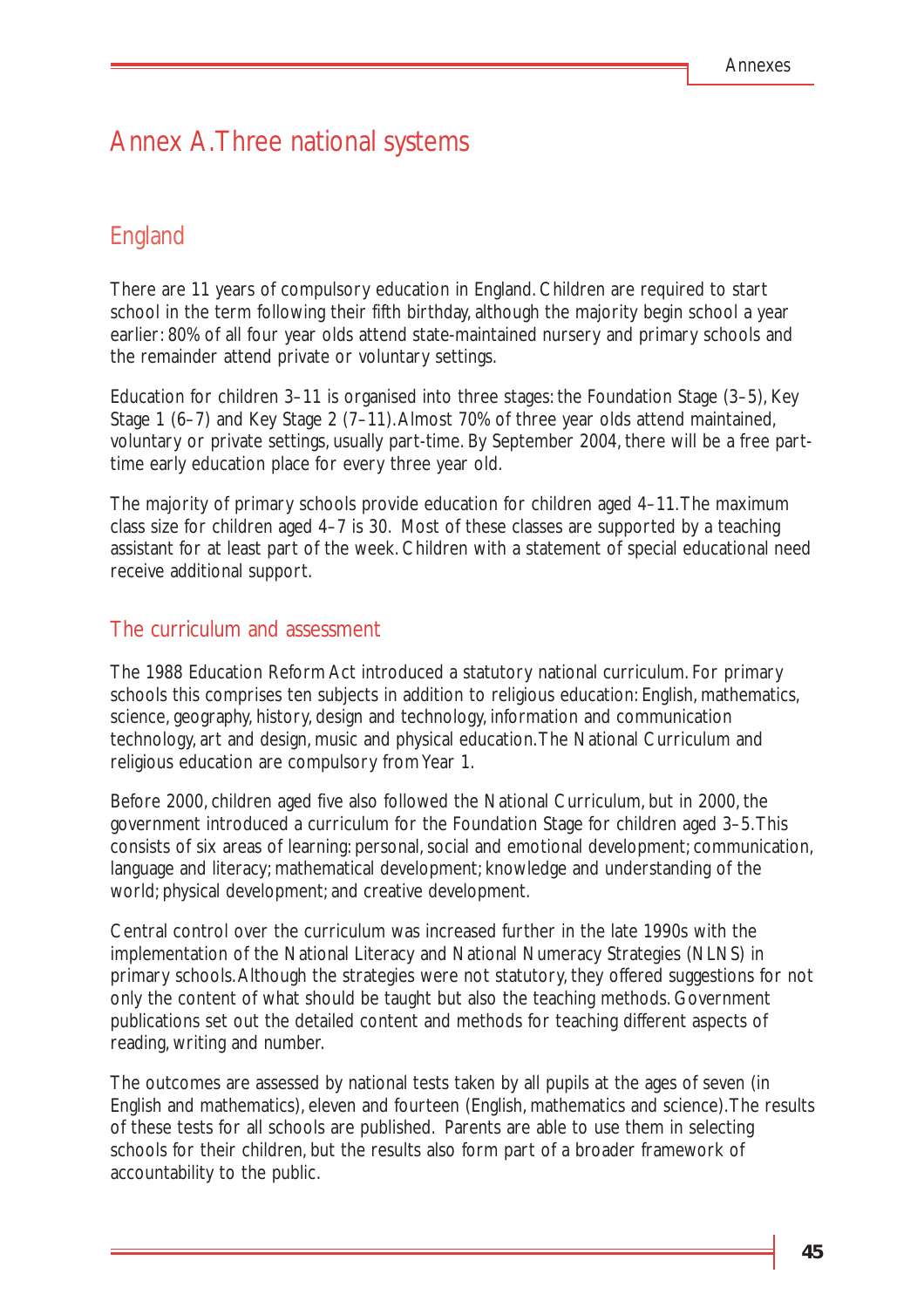# Annex A.Three national systems

## England

There are 11 years of compulsory education in England. Children are required to start school in the term following their fifth birthday, although the majority begin school a year earlier: 80% of all four year olds attend state-maintained nursery and primary schools and the remainder attend private or voluntary settings.

Education for children 3–11 is organised into three stages: the Foundation Stage (3–5), Key Stage 1 (6–7) and Key Stage 2 (7–11). Almost 70% of three year olds attend maintained, voluntary or private settings, usually part-time. By September 2004, there will be a free part-time early education place for every three year old.

The majority of primary schools provide education for children aged 4–11. The maximum class size for children aged 4–7 is 30. Most of these classes are supported by a teaching assistant for at least part of the week. Children with a statement of special educational need receive additional support.

### The curriculum and assessment

The 1988 Education Reform Act introduced a statutory national curriculum. For primary schools this comprises ten subjects in addition to religious education: English, mathematics, science, geography, history, design and technology, information and communication technology, art and design, music and physical education. The National Curriculum and religious education are compulsory from Year 1.

Before 2000, children aged five also followed the National Curriculum, but in 2000, the government introduced a curriculum for the Foundation Stage for children aged 3–5. This consists of six areas of learning: personal, social and emotional development; communication, language and literacy; mathematical development; knowledge and understanding of the world; physical development; and creative development.

Central control over the curriculum was increased further in the late 1990s with the implementation of the National Literacy and National Numeracy Strategies (NLNS) in primary schools. Although the strategies were not statutory, they offered suggestions for not only the content of what should be taught but also the teaching methods. Government publications set out the detailed content and methods for teaching different aspects of reading, writing and number.

The outcomes are assessed by national tests taken by all pupils at the ages of seven (in English and mathematics), eleven and fourteen (English, mathematics and science). The results of these tests for all schools are published. Parents are able to use them in selecting schools for their children, but the results also form part of a broader framework of accountability to the public.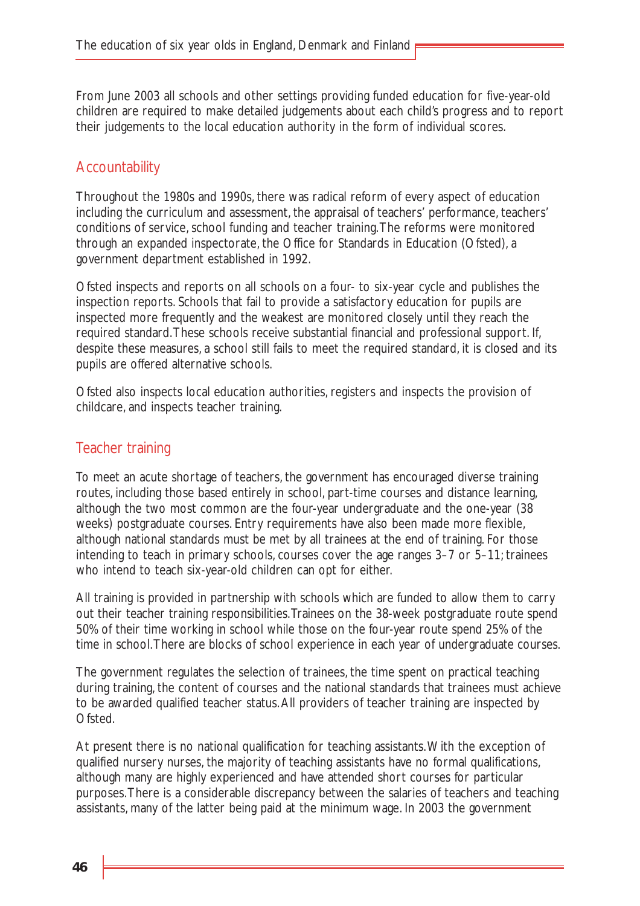From June 2003 all schools and other settings providing funded education for five-year-old children are required to make detailed judgements about each child's progress and to report their judgements to the local education authority in the form of individual scores.

## Accountability

Throughout the 1980s and 1990s, there was radical reform of every aspect of education including the curriculum and assessment, the appraisal of teachers' performance, teachers' conditions of service, school funding and teacher training. The reforms were monitored through an expanded inspectorate, the Office for Standards in Education (Ofsted), a government department established in 1992.

Ofsted inspects and reports on all schools on a four- to six-year cycle and publishes the inspection reports. Schools that fail to provide a satisfactory education for pupils are inspected more frequently and the weakest are monitored closely until they reach the required standard. These schools receive substantial financial and professional support. If, despite these measures, a school still fails to meet the required standard, it is closed and its pupils are offered alternative schools.

Ofsted also inspects local education authorities, registers and inspects the provision of childcare, and inspects teacher training.

## Teacher training

To meet an acute shortage of teachers, the government has encouraged diverse training routes, including those based entirely in school, part-time courses and distance learning, although the two most common are the four-year undergraduate and the one-year (38 weeks) postgraduate courses. Entry requirements have also been made more flexible, although national standards must be met by all trainees at the end of training. For those intending to teach in primary schools, courses cover the age ranges 3–7 or 5–11; trainees who intend to teach six-year-old children can opt for either.

All training is provided in partnership with schools which are funded to allow them to carry out their teacher training responsibilities. Trainees on the 38-week postgraduate route spend 50% of their time working in school while those on the four-year route spend 25% of the time in school. There are blocks of school experience in each year of undergraduate courses.

The government regulates the selection of trainees, the time spent on practical teaching during training, the content of courses and the national standards that trainees must achieve to be awarded qualified teacher status. All providers of teacher training are inspected by Ofsted.

At present there is no national qualification for teaching assistants. With the exception of qualified nursery nurses, the majority of teaching assistants have no formal qualifications, although many are highly experienced and have attended short courses for particular purposes. There is a considerable discrepancy between the salaries of teachers and teaching assistants, many of the latter being paid at the minimum wage. In 2003 the government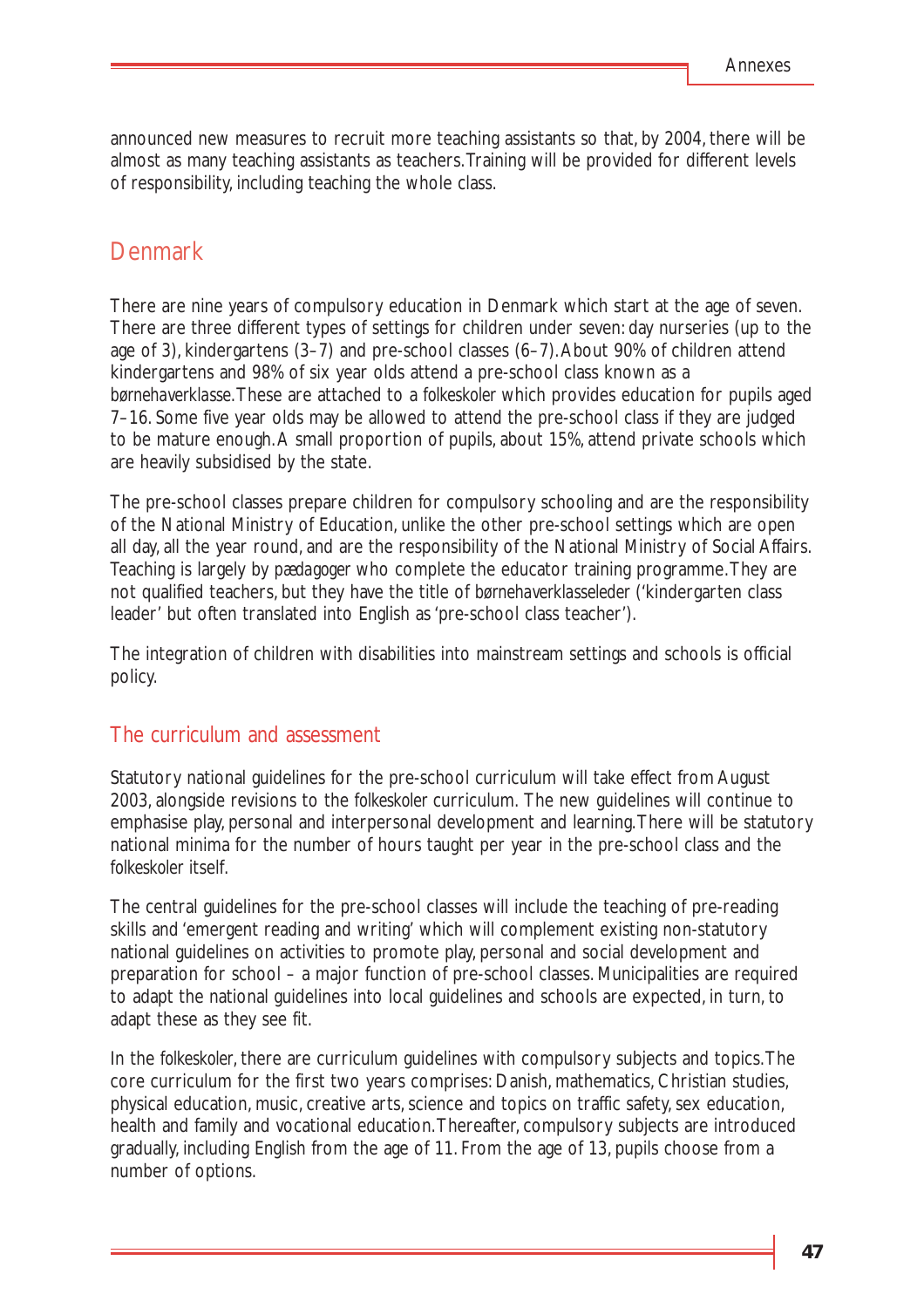announced new measures to recruit more teaching assistants so that, by 2004, there will be almost as many teaching assistants as teachers. Training will be provided for different levels of responsibility, including teaching the whole class.

## Denmark

There are nine years of compulsory education in Denmark which start at the age of seven. There are three different types of settings for children under seven: day nurseries (up to the age of 3), kindergartens (3–7) and pre-school classes (6–7). About 90% of children attend kindergartens and 98% of six year olds attend a pre-school class known as a *børnehaverklasse*. These are attached to a *folkeskoler* which provides education for pupils aged 7–16. Some five year olds may be allowed to attend the pre-school class if they are judged to be mature enough. A small proportion of pupils, about 15%, attend private schools which are heavily subsidised by the state.

The pre-school classes prepare children for compulsory schooling and are the responsibility of the National Ministry of Education, unlike the other pre-school settings which are open all day, all the year round, and are the responsibility of the National Ministry of Social Affairs. Teaching is largely by *pædagoger* who complete the educator training programme. They are not qualified teachers, but they have the title of *børnehaverklasseleder* ('kindergarten class leader' but often translated into English as 'pre-school class teacher').

The integration of children with disabilities into mainstream settings and schools is official policy.

### The curriculum and assessment

Statutory national guidelines for the pre-school curriculum will take effect from August 2003, alongside revisions to the *folkeskoler* curriculum. The new guidelines will continue to emphasise play, personal and interpersonal development and learning. There will be statutory national minima for the number of hours taught per year in the pre-school class and the *folkeskoler* itself.

The central guidelines for the pre-school classes will include the teaching of pre-reading skills and 'emergent reading and writing' which will complement existing non-statutory national guidelines on activities to promote play, personal and social development and preparation for school – a major function of pre-school classes. Municipalities are required to adapt the national guidelines into local guidelines and schools are expected, in turn, to adapt these as they see fit.

In the *folkeskoler*, there are curriculum guidelines with compulsory subjects and topics. The core curriculum for the first two years comprises: Danish, mathematics, Christian studies, physical education, music, creative arts, science and topics on traffic safety, sex education, health and family and vocational education. Thereafter, compulsory subjects are introduced gradually, including English from the age of 11. From the age of 13, pupils choose from a number of options.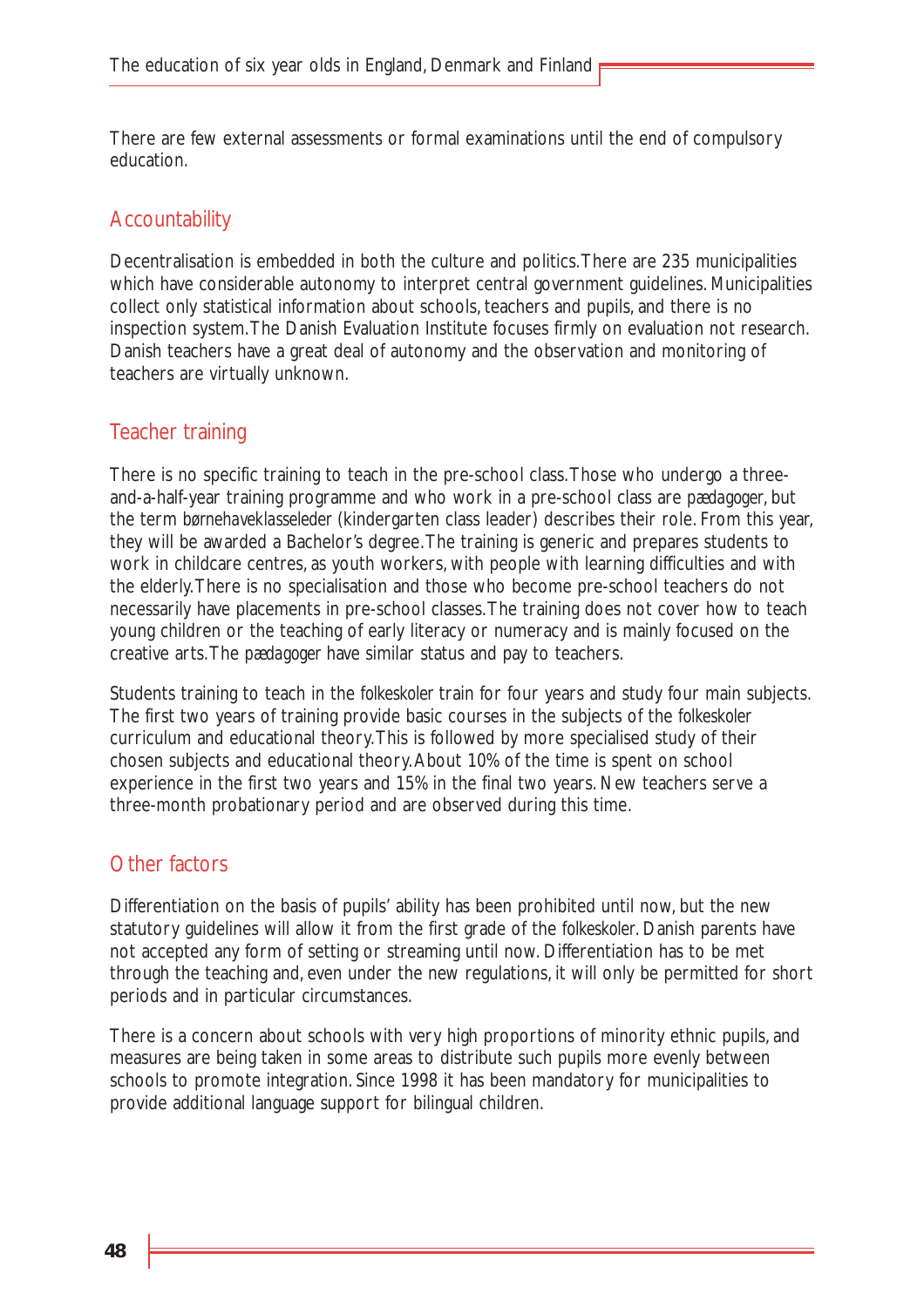There are few external assessments or formal examinations until the end of compulsory education.

## Accountability

Decentralisation is embedded in both the culture and politics. There are 235 municipalities which have considerable autonomy to interpret central government guidelines. Municipalities collect only statistical information about schools, teachers and pupils, and there is no inspection system. The Danish Evaluation Institute focuses firmly on evaluation not research. Danish teachers have a great deal of autonomy and the observation and monitoring of teachers are virtually unknown.

## Teacher training

There is no specific training to teach in the pre-school class. Those who undergo a three-and-a-half-year training programme and who work in a pre-school class are *pædagoger*, but the term *børnehaveklasseleder* (kindergarten class leader) describes their role. From this year, they will be awarded a Bachelor's degree. The training is generic and prepares students to work in childcare centres, as youth workers, with people with learning difficulties and with the elderly. There is no specialisation and those who become pre-school teachers do not necessarily have placements in pre-school classes. The training does not cover how to teach young children or the teaching of early literacy or numeracy and is mainly focused on the creative arts. The *pædagoger* have similar status and pay to teachers.

Students training to teach in the *folkeskoler* train for four years and study four main subjects. The first two years of training provide basic courses in the subjects of the *folkeskoler* curriculum and educational theory. This is followed by more specialised study of their chosen subjects and educational theory. About 10% of the time is spent on school experience in the first two years and 15% in the final two years. New teachers serve a three-month probationary period and are observed during this time.

## Other factors

Differentiation on the basis of pupils' ability has been prohibited until now, but the new statutory guidelines will allow it from the first grade of the *folkeskoler*. Danish parents have not accepted any form of setting or streaming until now. Differentiation has to be met through the teaching and, even under the new regulations, it will only be permitted for short periods and in particular circumstances.

There is a concern about schools with very high proportions of minority ethnic pupils, and measures are being taken in some areas to distribute such pupils more evenly between schools to promote integration. Since 1998 it has been mandatory for municipalities to provide additional language support for bilingual children.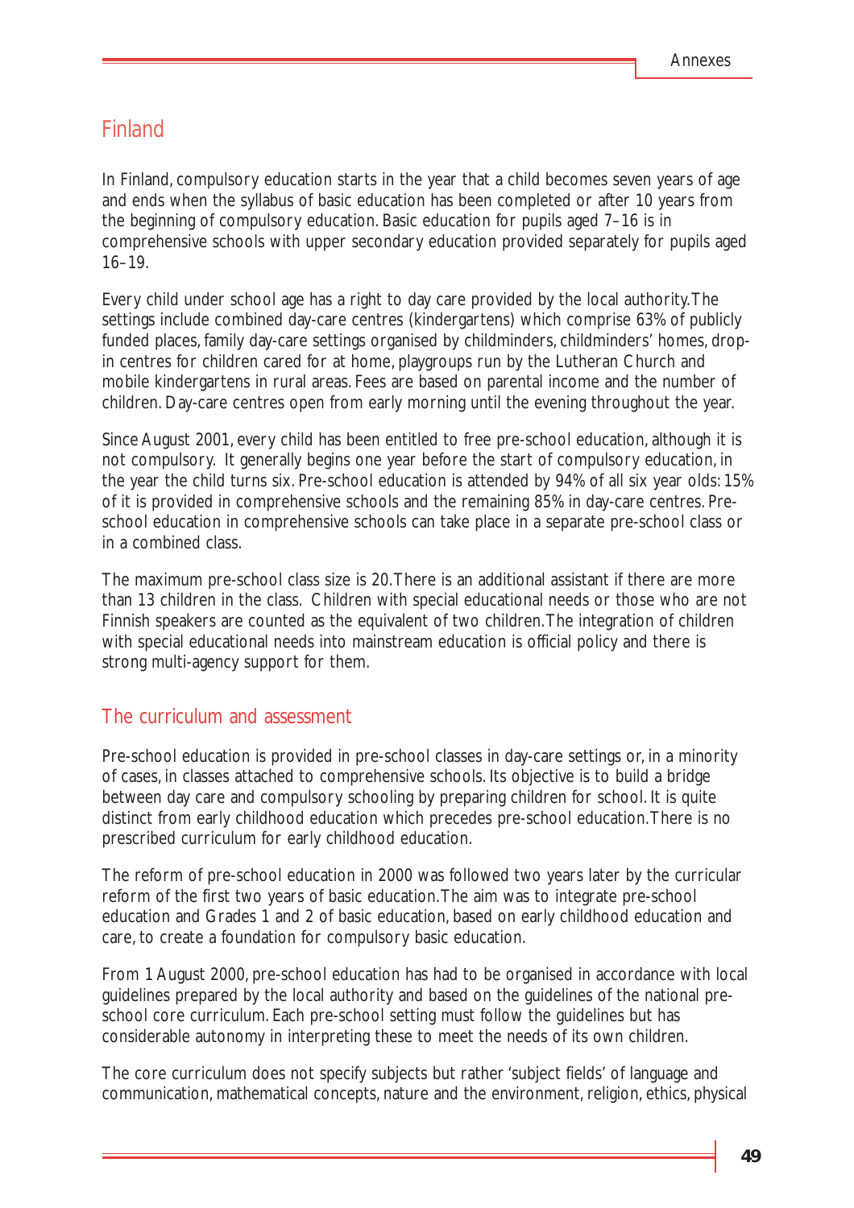## Finland

In Finland, compulsory education starts in the year that a child becomes seven years of age and ends when the syllabus of basic education has been completed or after 10 years from the beginning of compulsory education. Basic education for pupils aged 7–16 is in comprehensive schools with upper secondary education provided separately for pupils aged 16–19.

Every child under school age has a right to day care provided by the local authority. The settings include combined day-care centres (kindergartens) which comprise 63% of publicly funded places, family day-care settings organised by childminders, childminders' homes, drop-in centres for children cared for at home, playgroups run by the Lutheran Church and mobile kindergartens in rural areas. Fees are based on parental income and the number of children. Day-care centres open from early morning until the evening throughout the year.

Since August 2001, every child has been entitled to free pre-school education, although it is not compulsory. It generally begins one year before the start of compulsory education, in the year the child turns six. Pre-school education is attended by 94% of all six year olds: 15% of it is provided in comprehensive schools and the remaining 85% in day-care centres. Pre-school education in comprehensive schools can take place in a separate pre-school class or in a combined class.

The maximum pre-school class size is 20. There is an additional assistant if there are more than 13 children in the class. Children with special educational needs or those who are not Finnish speakers are counted as the equivalent of two children. The integration of children with special educational needs into mainstream education is official policy and there is strong multi-agency support for them.

### The curriculum and assessment

Pre-school education is provided in pre-school classes in day-care settings or, in a minority of cases, in classes attached to comprehensive schools. Its objective is to build a bridge between day care and compulsory schooling by preparing children for school. It is quite distinct from early childhood education which precedes pre-school education. There is no prescribed curriculum for early childhood education.

The reform of pre-school education in 2000 was followed two years later by the curricular reform of the first two years of basic education. The aim was to integrate pre-school education and Grades 1 and 2 of basic education, based on early childhood education and care, to create a foundation for compulsory basic education.

From 1 August 2000, pre-school education has had to be organised in accordance with local guidelines prepared by the local authority and based on the guidelines of the national pre-school core curriculum. Each pre-school setting must follow the guidelines but has considerable autonomy in interpreting these to meet the needs of its own children.

The core curriculum does not specify subjects but rather 'subject fields' of language and communication, mathematical concepts, nature and the environment, religion, ethics, physical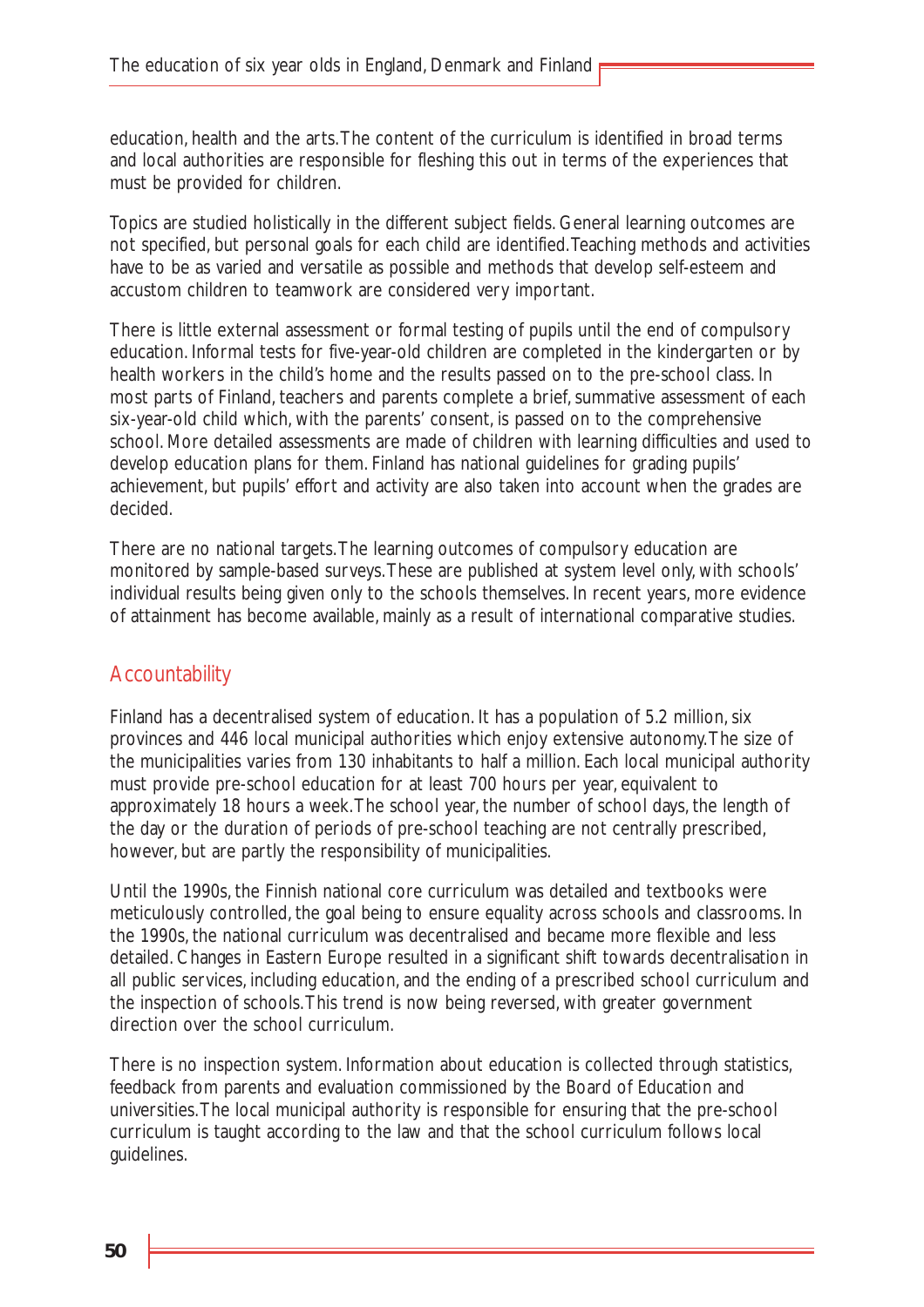education, health and the arts. The content of the curriculum is identified in broad terms and local authorities are responsible for fleshing this out in terms of the experiences that must be provided for children.

Topics are studied holistically in the different subject fields. General learning outcomes are not specified, but personal goals for each child are identified. Teaching methods and activities have to be as varied and versatile as possible and methods that develop self-esteem and accustom children to teamwork are considered very important.

There is little external assessment or formal testing of pupils until the end of compulsory education. Informal tests for five-year-old children are completed in the kindergarten or by health workers in the child's home and the results passed on to the pre-school class. In most parts of Finland, teachers and parents complete a brief, summative assessment of each six-year-old child which, with the parents' consent, is passed on to the comprehensive school. More detailed assessments are made of children with learning difficulties and used to develop education plans for them. Finland has national guidelines for grading pupils' achievement, but pupils' effort and activity are also taken into account when the grades are decided.

There are no national targets. The learning outcomes of compulsory education are monitored by sample-based surveys. These are published at system level only, with schools' individual results being given only to the schools themselves. In recent years, more evidence of attainment has become available, mainly as a result of international comparative studies.

## Accountability

Finland has a decentralised system of education. It has a population of 5.2 million, six provinces and 446 local municipal authorities which enjoy extensive autonomy. The size of the municipalities varies from 130 inhabitants to half a million. Each local municipal authority must provide pre-school education for at least 700 hours per year, equivalent to approximately 18 hours a week. The school year, the number of school days, the length of the day or the duration of periods of pre-school teaching are not centrally prescribed, however, but are partly the responsibility of municipalities.

Until the 1990s, the Finnish national core curriculum was detailed and textbooks were meticulously controlled, the goal being to ensure equality across schools and classrooms. In the 1990s, the national curriculum was decentralised and became more flexible and less detailed. Changes in Eastern Europe resulted in a significant shift towards decentralisation in all public services, including education, and the ending of a prescribed school curriculum and the inspection of schools. This trend is now being reversed, with greater government direction over the school curriculum.

There is no inspection system. Information about education is collected through statistics, feedback from parents and evaluation commissioned by the Board of Education and universities. The local municipal authority is responsible for ensuring that the pre-school curriculum is taught according to the law and that the school curriculum follows local guidelines.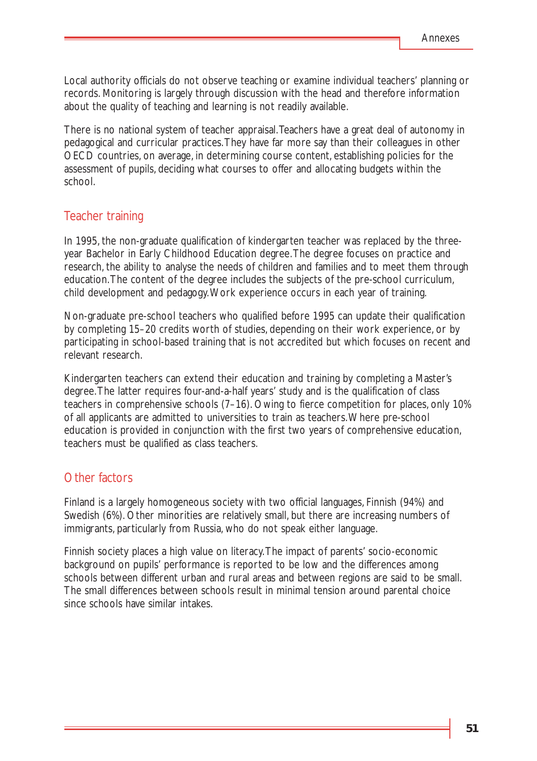Local authority officials do not observe teaching or examine individual teachers' planning or records. Monitoring is largely through discussion with the head and therefore information about the quality of teaching and learning is not readily available.

There is no national system of teacher appraisal. Teachers have a great deal of autonomy in pedagogical and curricular practices. They have far more say than their colleagues in other OECD countries, on average, in determining course content, establishing policies for the assessment of pupils, deciding what courses to offer and allocating budgets within the school.

## Teacher training

In 1995, the non-graduate qualification of kindergarten teacher was replaced by the three-year Bachelor in Early Childhood Education degree. The degree focuses on practice and research, the ability to analyse the needs of children and families and to meet them through education. The content of the degree includes the subjects of the pre-school curriculum, child development and pedagogy. Work experience occurs in each year of training.

Non-graduate pre-school teachers who qualified before 1995 can update their qualification by completing 15–20 credits worth of studies, depending on their work experience, or by participating in school-based training that is not accredited but which focuses on recent and relevant research.

Kindergarten teachers can extend their education and training by completing a Master's degree. The latter requires four-and-a-half years' study and is the qualification of class teachers in comprehensive schools (7–16). Owing to fierce competition for places, only 10% of all applicants are admitted to universities to train as teachers. Where pre-school education is provided in conjunction with the first two years of comprehensive education, teachers must be qualified as class teachers.

## Other factors

Finland is a largely homogeneous society with two official languages, Finnish (94%) and Swedish (6%). Other minorities are relatively small, but there are increasing numbers of immigrants, particularly from Russia, who do not speak either language.

Finnish society places a high value on literacy. The impact of parents' socio-economic background on pupils' performance is reported to be low and the differences among schools between different urban and rural areas and between regions are said to be small. The small differences between schools result in minimal tension around parental choice since schools have similar intakes.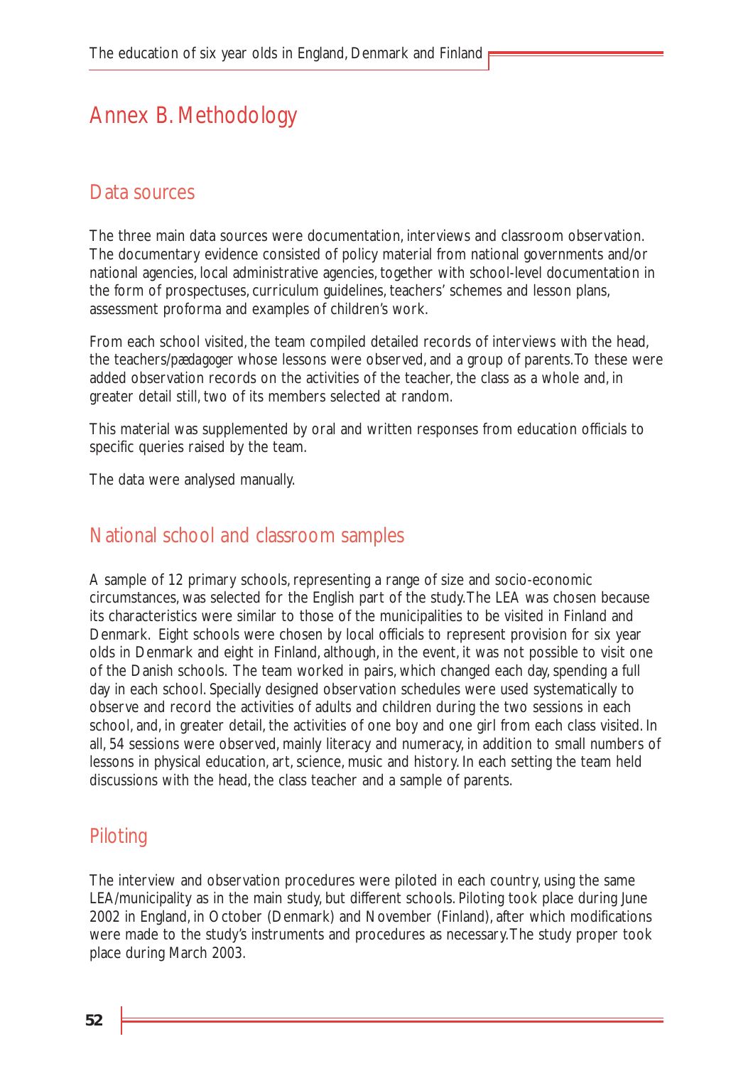# Annex B. Methodology

## Data sources

The three main data sources were documentation, interviews and classroom observation. The documentary evidence consisted of policy material from national governments and/or national agencies, local administrative agencies, together with school-level documentation in the form of prospectuses, curriculum guidelines, teachers' schemes and lesson plans, assessment proforma and examples of children's work.

From each school visited, the team compiled detailed records of interviews with the head, the teachers/*pædagoger* whose lessons were observed, and a group of parents. To these were added observation records on the activities of the teacher, the class as a whole and, in greater detail still, two of its members selected at random.

This material was supplemented by oral and written responses from education officials to specific queries raised by the team.

The data were analysed manually.

## National school and classroom samples

A sample of 12 primary schools, representing a range of size and socio-economic circumstances, was selected for the English part of the study. The LEA was chosen because its characteristics were similar to those of the municipalities to be visited in Finland and Denmark. Eight schools were chosen by local officials to represent provision for six year olds in Denmark and eight in Finland, although, in the event, it was not possible to visit one of the Danish schools. The team worked in pairs, which changed each day, spending a full day in each school. Specially designed observation schedules were used systematically to observe and record the activities of adults and children during the two sessions in each school, and, in greater detail, the activities of one boy and one girl from each class visited. In all, 54 sessions were observed, mainly literacy and numeracy, in addition to small numbers of lessons in physical education, art, science, music and history. In each setting the team held discussions with the head, the class teacher and a sample of parents.

## Piloting

The interview and observation procedures were piloted in each country, using the same LEA/municipality as in the main study, but different schools. Piloting took place during June 2002 in England, in October (Denmark) and November (Finland), after which modifications were made to the study's instruments and procedures as necessary. The study proper took place during March 2003.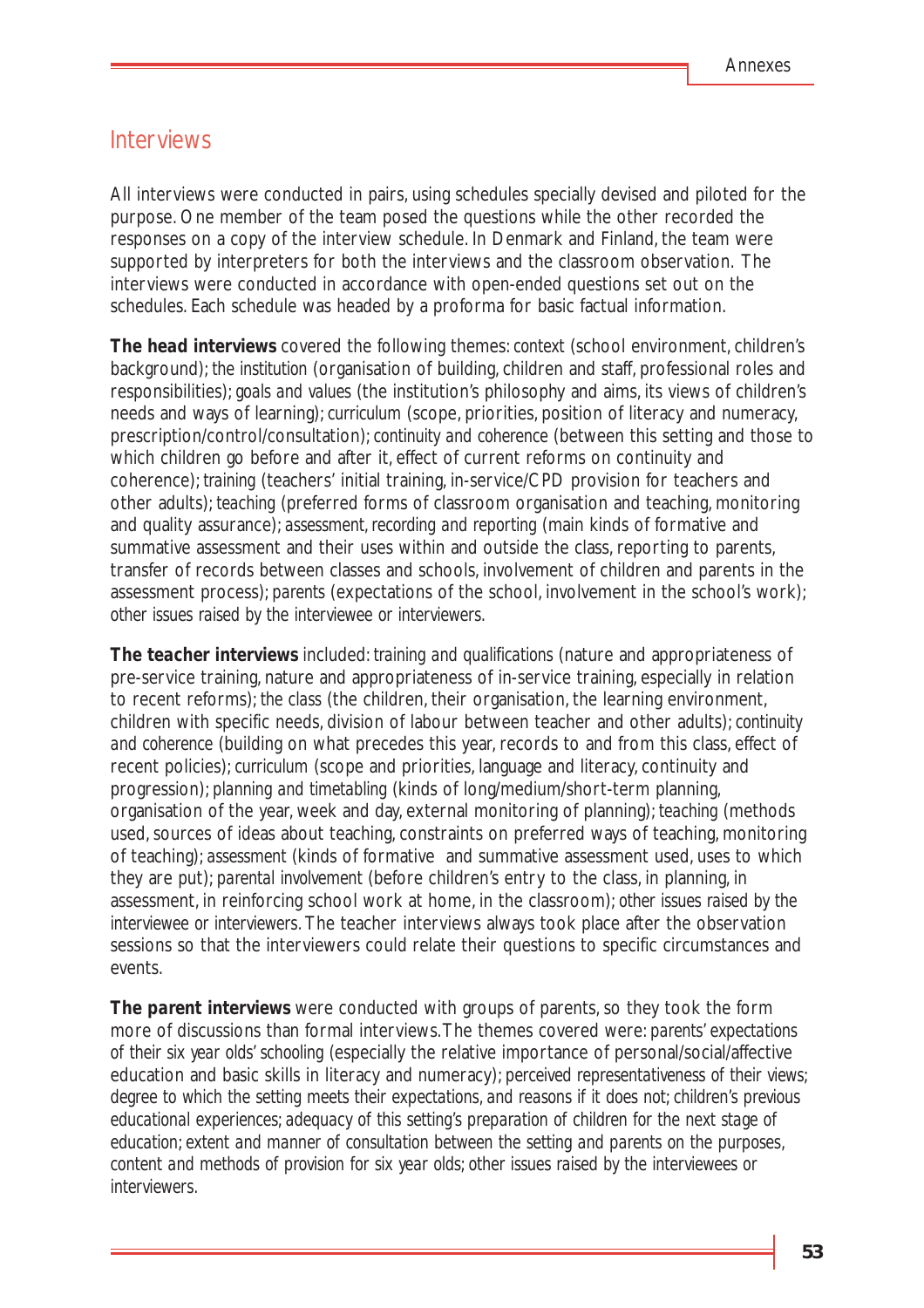## Interviews

All interviews were conducted in pairs, using schedules specially devised and piloted for the purpose. One member of the team posed the questions while the other recorded the responses on a copy of the interview schedule. In Denmark and Finland, the team were supported by interpreters for both the interviews and the classroom observation. The interviews were conducted in accordance with open-ended questions set out on the schedules. Each schedule was headed by a proforma for basic factual information.

**The head interviews** covered the following themes: *context* (school environment, children's background); *the institution* (organisation of building, children and staff, professional roles and responsibilities); *goals and values* (the institution's philosophy and aims, its views of children's needs and ways of learning); *curriculum* (scope, priorities, position of literacy and numeracy, prescription/control/consultation); *continuity and coherence* (between this setting and those to which children go before and after it, effect of current reforms on continuity and coherence); *training* (teachers' initial training, in-service/CPD provision for teachers and other adults); *teaching* (preferred forms of classroom organisation and teaching, monitoring and quality assurance); *assessment, recording and reporting* (main kinds of formative and summative assessment and their uses within and outside the class, reporting to parents, transfer of records between classes and schools, involvement of children and parents in the assessment process); *parents* (expectations of the school, involvement in the school's work); *other issues raised by the interviewee or interviewers*.

**The teacher interviews** included: *training and qualifications* (nature and appropriateness of pre-service training, nature and appropriateness of in-service training, especially in relation to recent reforms); *the class* (the children, their organisation, the learning environment, children with specific needs, division of labour between teacher and other adults); *continuity and coherence* (building on what precedes this year, records to and from this class, effect of recent policies); *curriculum* (scope and priorities, language and literacy, continuity and progression); *planning and timetabling* (kinds of long/medium/short-term planning, organisation of the year, week and day, external monitoring of planning); *teaching* (methods used, sources of ideas about teaching, constraints on preferred ways of teaching, monitoring of teaching); *assessment* (kinds of formative and summative assessment used, uses to which they are put); *parental involvement* (before children's entry to the class, in planning, in assessment, in reinforcing school work at home, in the classroom); *other issues raised by the interviewee or interviewers*. The teacher interviews always took place after the observation sessions so that the interviewers could relate their questions to specific circumstances and events.

**The parent interviews** were conducted with groups of parents, so they took the form more of discussions than formal interviews. The themes covered were: *parents' expectations of their six year olds' schooling* (especially the relative importance of personal/social/affective education and basic skills in literacy and numeracy); *perceived representativeness of their views*; *degree to which the setting meets their expectations, and reasons if it does not*; *children's previous educational experiences*; *adequacy of this setting's preparation of children for the next stage of education*; *extent and manner of consultation between the setting and parents on the purposes, content and methods of provision for six year olds*; *other issues raised by the interviewees or interviewers*.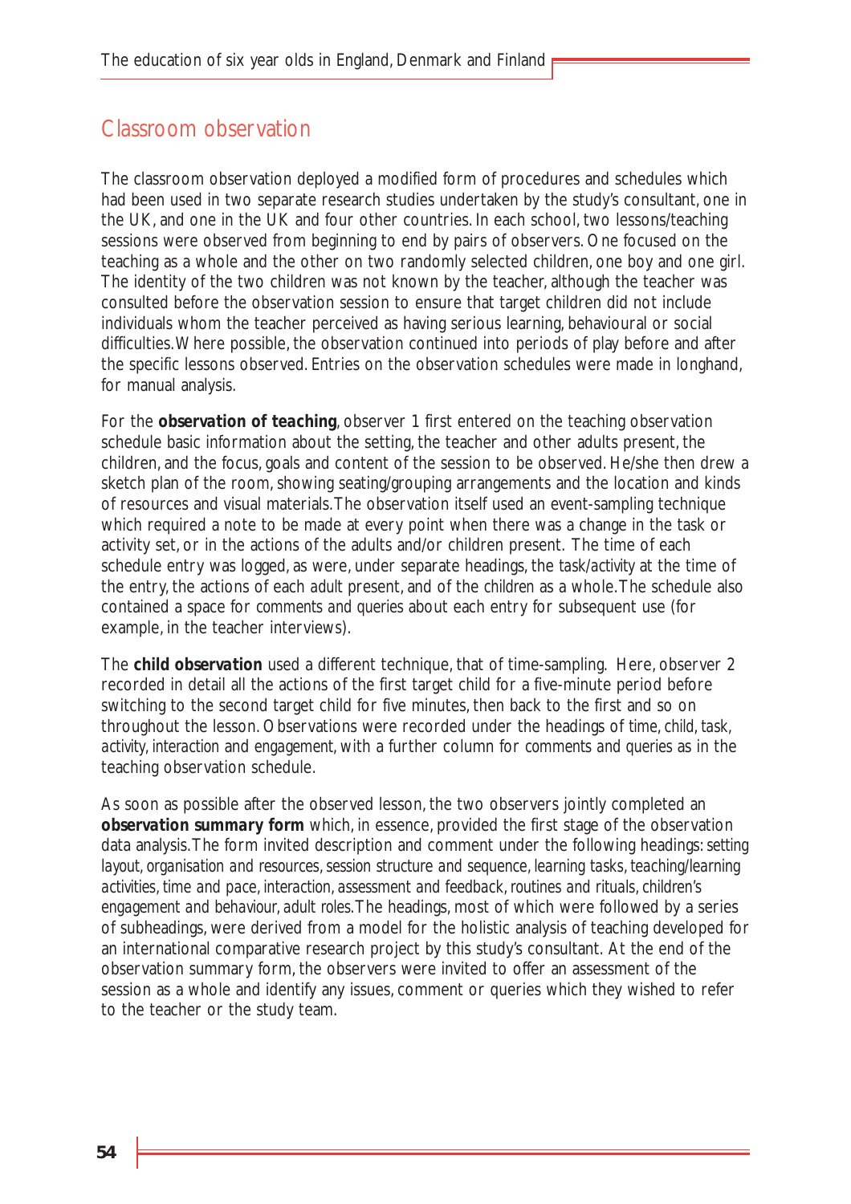## Classroom observation

The classroom observation deployed a modified form of procedures and schedules which had been used in two separate research studies undertaken by the study's consultant, one in the UK, and one in the UK and four other countries. In each school, two lessons/teaching sessions were observed from beginning to end by pairs of observers. One focused on the teaching as a whole and the other on two randomly selected children, one boy and one girl. The identity of the two children was not known by the teacher, although the teacher was consulted before the observation session to ensure that target children did not include individuals whom the teacher perceived as having serious learning, behavioural or social difficulties. Where possible, the observation continued into periods of play before and after the specific lessons observed. Entries on the observation schedules were made in longhand, for manual analysis.

For the ***observation of teaching***, observer 1 first entered on the teaching observation schedule basic information about the setting, the teacher and other adults present, the children, and the focus, goals and content of the session to be observed. He/she then drew a sketch plan of the room, showing seating/grouping arrangements and the location and kinds of resources and visual materials. The observation itself used an event-sampling technique which required a note to be made at every point when there was a change in the task or activity set, or in the actions of the adults and/or children present. The time of each schedule entry was logged, as were, under separate headings, the *task/activity* at the time of the entry, the actions of each *adult* present, and of the *children* as a whole. The schedule also contained a space for *comments and queries* about each entry for subsequent use (for example, in the teacher interviews).

The ***child observation*** used a different technique, that of time-sampling. Here, observer 2 recorded in detail all the actions of the first target child for a five-minute period before switching to the second target child for five minutes, then back to the first and so on throughout the lesson. Observations were recorded under the headings of *time, child, task, activity, interaction* and *engagement*, with a further column for *comments and queries* as in the teaching observation schedule.

As soon as possible after the observed lesson, the two observers jointly completed an ***observation summary form*** which, in essence, provided the first stage of the observation data analysis. The form invited description and comment under the following headings: *setting layout, organisation and resources, session structure and sequence, learning tasks, teaching/learning activities, time and pace, interaction, assessment and feedback, routines and rituals, children's engagement and behaviour, adult roles*. The headings, most of which were followed by a series of subheadings, were derived from a model for the holistic analysis of teaching developed for an international comparative research project by this study's consultant. At the end of the observation summary form, the observers were invited to offer an assessment of the session as a whole and identify any issues, comment or queries which they wished to refer to the teacher or the study team.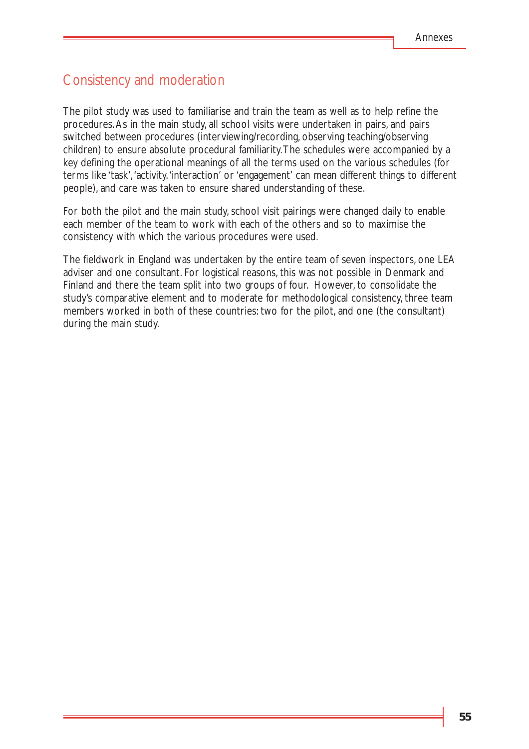## Consistency and moderation

The pilot study was used to familiarise and train the team as well as to help refine the procedures. As in the main study, all school visits were undertaken in pairs, and pairs switched between procedures (interviewing/recording, observing teaching/observing children) to ensure absolute procedural familiarity. The schedules were accompanied by a key defining the operational meanings of all the terms used on the various schedules (for terms like 'task', 'activity. 'interaction' or 'engagement' can mean different things to different people), and care was taken to ensure shared understanding of these.

For both the pilot and the main study, school visit pairings were changed daily to enable each member of the team to work with each of the others and so to maximise the consistency with which the various procedures were used.

The fieldwork in England was undertaken by the entire team of seven inspectors, one LEA adviser and one consultant. For logistical reasons, this was not possible in Denmark and Finland and there the team split into two groups of four. However, to consolidate the study's comparative element and to moderate for methodological consistency, three team members worked in both of these countries: two for the pilot, and one (the consultant) during the main study.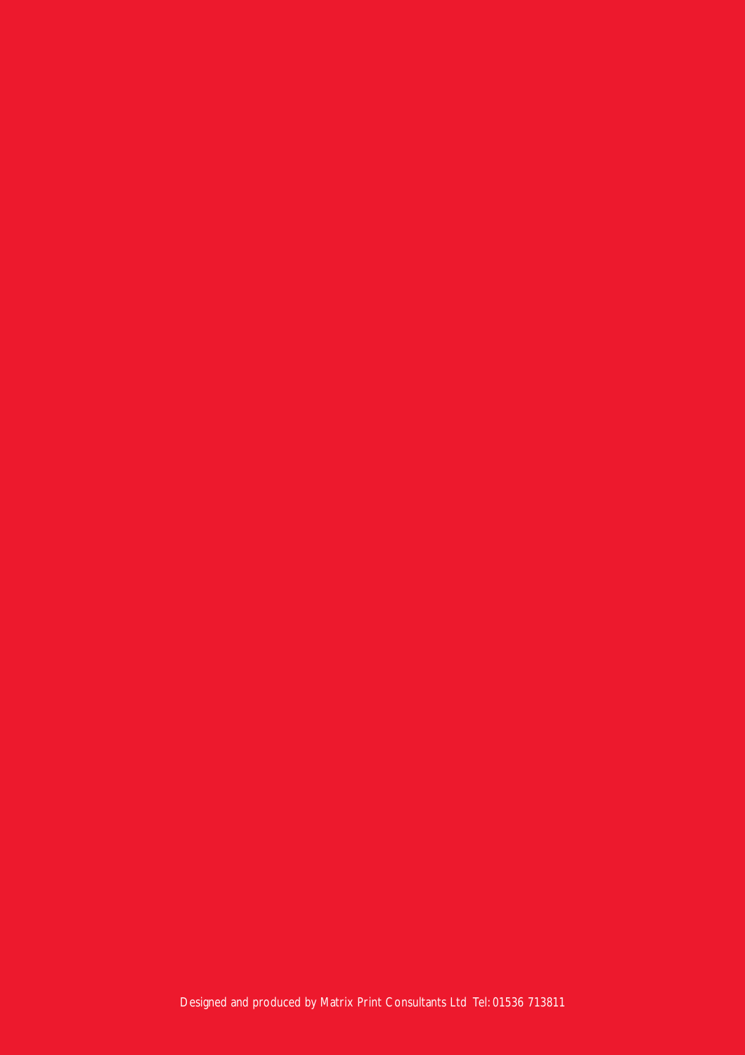Designed and produced by Matrix Print Consultants Ltd Tel: 01536 713811